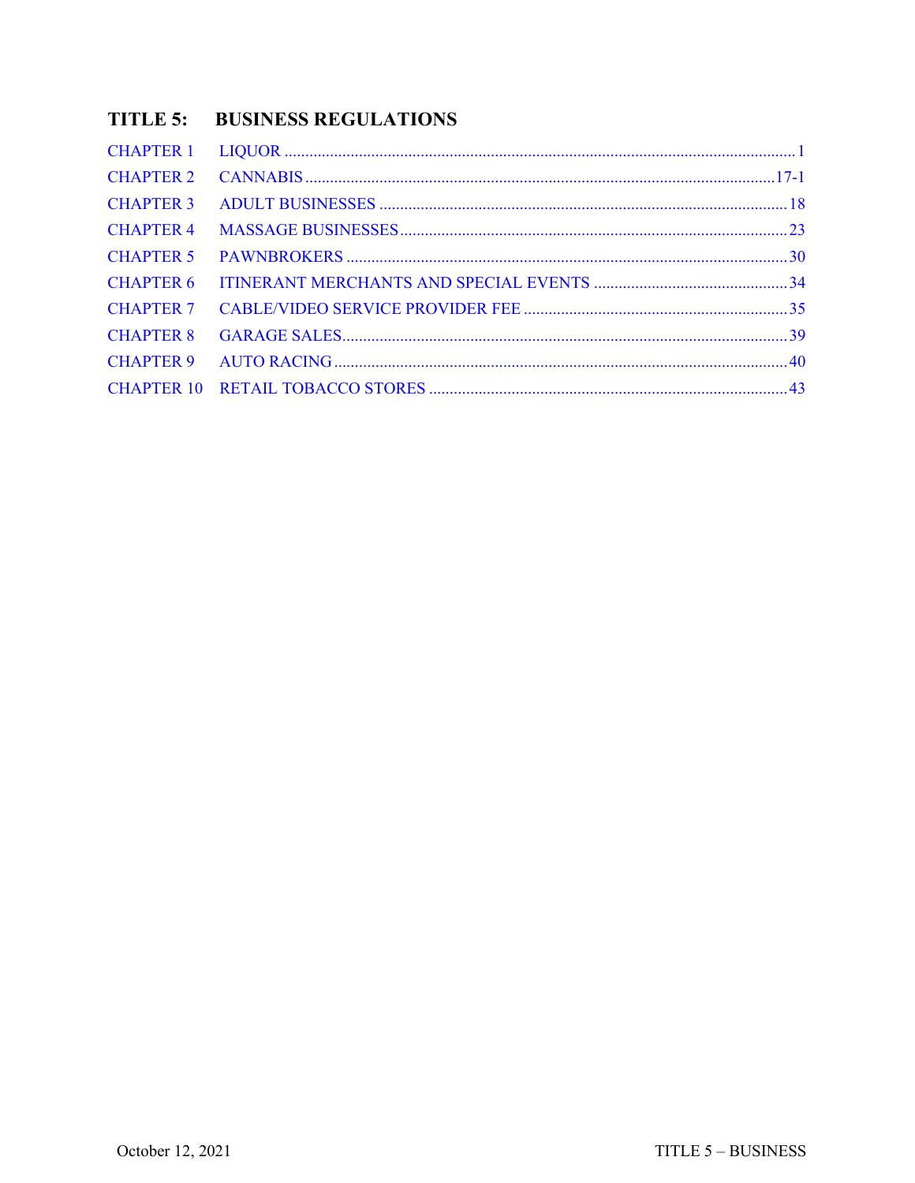# TITLE 5: BUSINESS REGULATIONS

| | | |
|---|---|---|
| CHAPTER 1 | LIQUOR | 1 |
| CHAPTER 2 | CANNABIS | 17-1 |
| CHAPTER 3 | ADULT BUSINESSES | 18 |
| CHAPTER 4 | MASSAGE BUSINESSES | 23 |
| CHAPTER 5 | PAWNBROKERS | 30 |
| CHAPTER 6 | ITINERANT MERCHANTS AND SPECIAL EVENTS | 34 |
| CHAPTER 7 | CABLE/VIDEO SERVICE PROVIDER FEE | 35 |
| CHAPTER 8 | GARAGE SALES | 39 |
| CHAPTER 9 | AUTO RACING | 40 |
| CHAPTER 10 | RETAIL TOBACCO STORES | 43 |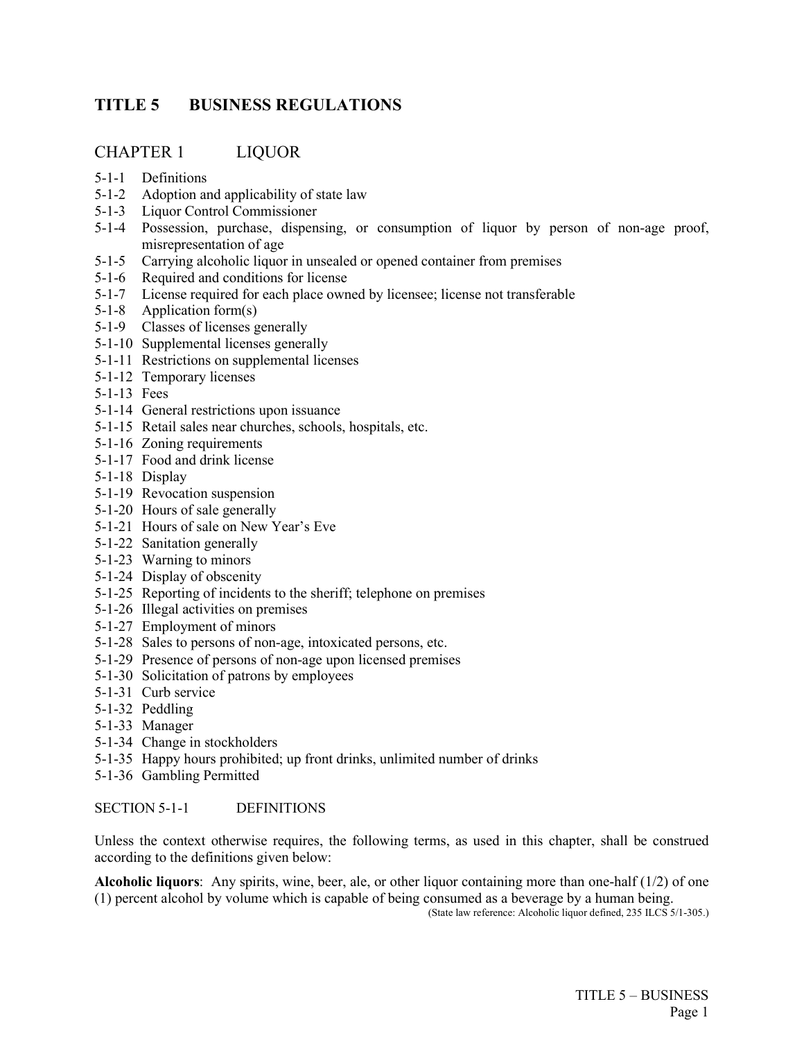# TITLE 5 BUSINESS REGULATIONS

## CHAPTER 1 LIQUOR

5-1-1 Definitions
5-1-2 Adoption and applicability of state law
5-1-3 Liquor Control Commissioner
5-1-4 Possession, purchase, dispensing, or consumption of liquor by person of non-age proof, misrepresentation of age
5-1-5 Carrying alcoholic liquor in unsealed or opened container from premises
5-1-6 Required and conditions for license
5-1-7 License required for each place owned by licensee; license not transferable
5-1-8 Application form(s)
5-1-9 Classes of licenses generally
5-1-10 Supplemental licenses generally
5-1-11 Restrictions on supplemental licenses
5-1-12 Temporary licenses
5-1-13 Fees
5-1-14 General restrictions upon issuance
5-1-15 Retail sales near churches, schools, hospitals, etc.
5-1-16 Zoning requirements
5-1-17 Food and drink license
5-1-18 Display
5-1-19 Revocation suspension
5-1-20 Hours of sale generally
5-1-21 Hours of sale on New Year's Eve
5-1-22 Sanitation generally
5-1-23 Warning to minors
5-1-24 Display of obscenity
5-1-25 Reporting of incidents to the sheriff; telephone on premises
5-1-26 Illegal activities on premises
5-1-27 Employment of minors
5-1-28 Sales to persons of non-age, intoxicated persons, etc.
5-1-29 Presence of persons of non-age upon licensed premises
5-1-30 Solicitation of patrons by employees
5-1-31 Curb service
5-1-32 Peddling
5-1-33 Manager
5-1-34 Change in stockholders
5-1-35 Happy hours prohibited; up front drinks, unlimited number of drinks
5-1-36 Gambling Permitted

### SECTION 5-1-1 DEFINITIONS

Unless the context otherwise requires, the following terms, as used in this chapter, shall be construed according to the definitions given below:

**Alcoholic liquors**: Any spirits, wine, beer, ale, or other liquor containing more than one-half (1/2) of one (1) percent alcohol by volume which is capable of being consumed as a beverage by a human being.

(State law reference: Alcoholic liquor defined, 235 ILCS 5/1-305.)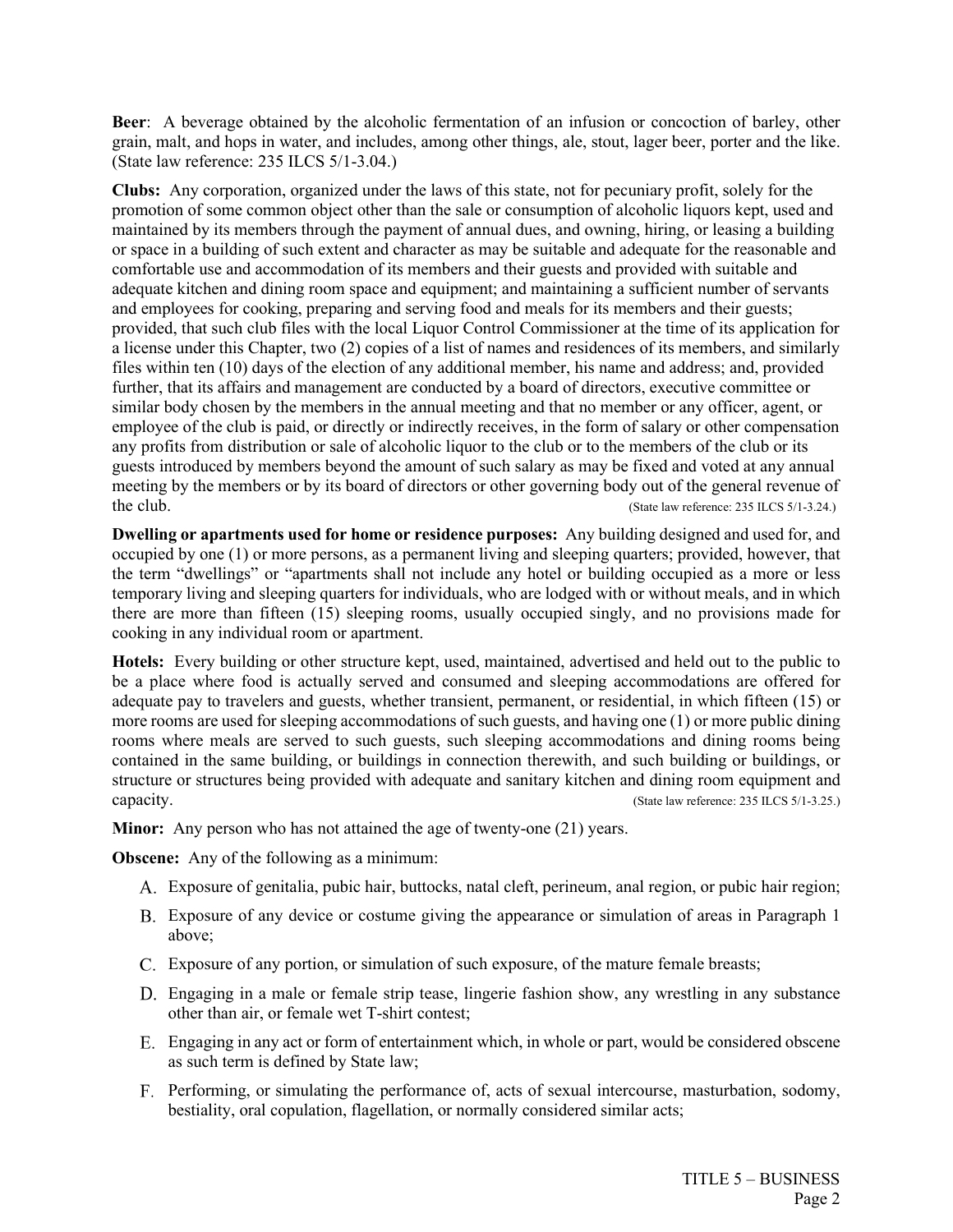**Beer**: A beverage obtained by the alcoholic fermentation of an infusion or concoction of barley, other grain, malt, and hops in water, and includes, among other things, ale, stout, lager beer, porter and the like. (State law reference: 235 ILCS 5/1-3.04.)

**Clubs:** Any corporation, organized under the laws of this state, not for pecuniary profit, solely for the promotion of some common object other than the sale or consumption of alcoholic liquors kept, used and maintained by its members through the payment of annual dues, and owning, hiring, or leasing a building or space in a building of such extent and character as may be suitable and adequate for the reasonable and comfortable use and accommodation of its members and their guests and provided with suitable and adequate kitchen and dining room space and equipment; and maintaining a sufficient number of servants and employees for cooking, preparing and serving food and meals for its members and their guests; provided, that such club files with the local Liquor Control Commissioner at the time of its application for a license under this Chapter, two (2) copies of a list of names and residences of its members, and similarly files within ten (10) days of the election of any additional member, his name and address; and, provided further, that its affairs and management are conducted by a board of directors, executive committee or similar body chosen by the members in the annual meeting and that no member or any officer, agent, or employee of the club is paid, or directly or indirectly receives, in the form of salary or other compensation any profits from distribution or sale of alcoholic liquor to the club or to the members of the club or its guests introduced by members beyond the amount of such salary as may be fixed and voted at any annual meeting by the members or by its board of directors or other governing body out of the general revenue of the club. (State law reference: 235 ILCS 5/1-3.24.)

**Dwelling or apartments used for home or residence purposes:** Any building designed and used for, and occupied by one (1) or more persons, as a permanent living and sleeping quarters; provided, however, that the term "dwellings" or "apartments shall not include any hotel or building occupied as a more or less temporary living and sleeping quarters for individuals, who are lodged with or without meals, and in which there are more than fifteen (15) sleeping rooms, usually occupied singly, and no provisions made for cooking in any individual room or apartment.

**Hotels:** Every building or other structure kept, used, maintained, advertised and held out to the public to be a place where food is actually served and consumed and sleeping accommodations are offered for adequate pay to travelers and guests, whether transient, permanent, or residential, in which fifteen (15) or more rooms are used for sleeping accommodations of such guests, and having one (1) or more public dining rooms where meals are served to such guests, such sleeping accommodations and dining rooms being contained in the same building, or buildings in connection therewith, and such building or buildings, or structure or structures being provided with adequate and sanitary kitchen and dining room equipment and capacity. (State law reference: 235 ILCS 5/1-3.25.)

**Minor:** Any person who has not attained the age of twenty-one (21) years.

**Obscene:** Any of the following as a minimum:

A. Exposure of genitalia, pubic hair, buttocks, natal cleft, perineum, anal region, or pubic hair region;

B. Exposure of any device or costume giving the appearance or simulation of areas in Paragraph 1 above;

C. Exposure of any portion, or simulation of such exposure, of the mature female breasts;

D. Engaging in a male or female strip tease, lingerie fashion show, any wrestling in any substance other than air, or female wet T-shirt contest;

E. Engaging in any act or form of entertainment which, in whole or part, would be considered obscene as such term is defined by State law;

F. Performing, or simulating the performance of, acts of sexual intercourse, masturbation, sodomy, bestiality, oral copulation, flagellation, or normally considered similar acts;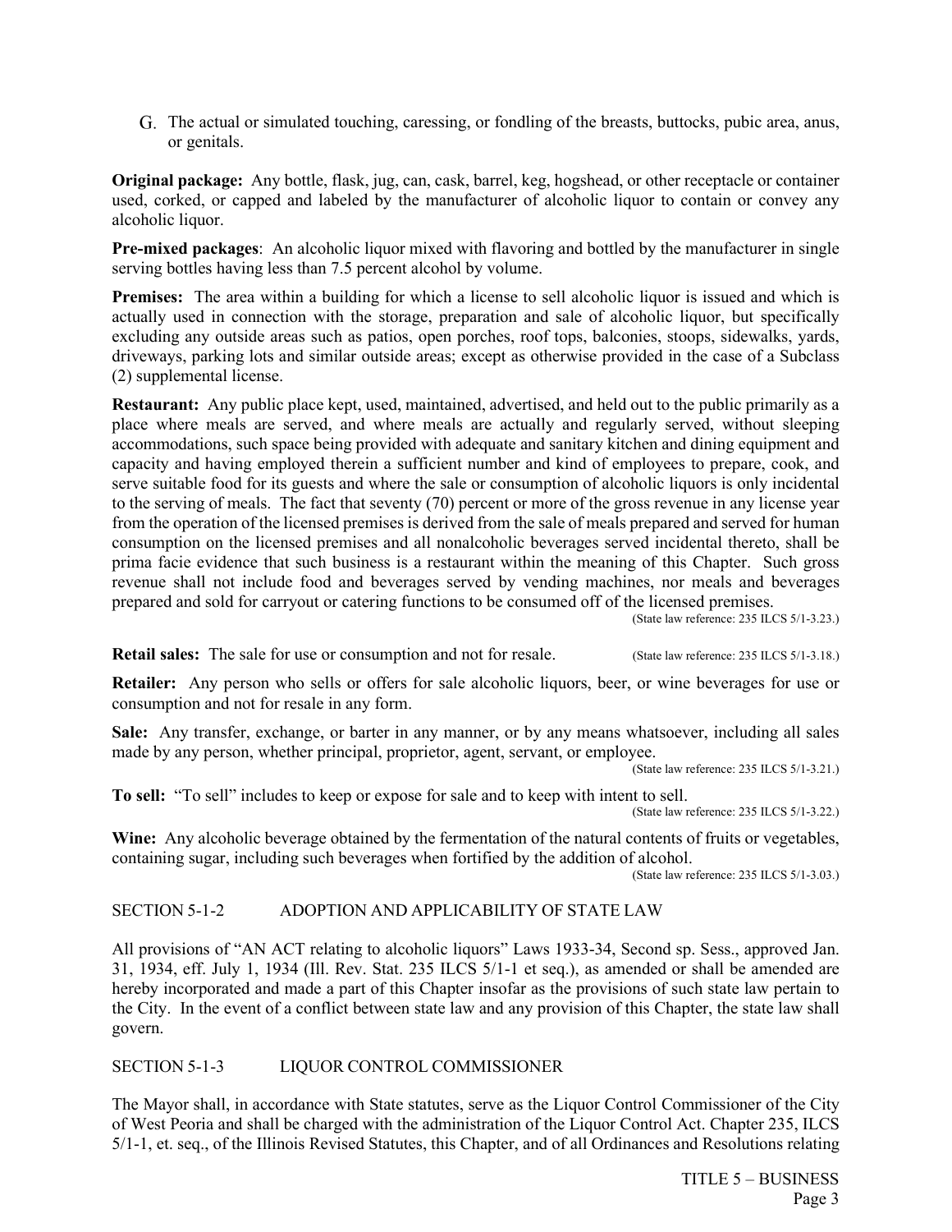G. The actual or simulated touching, caressing, or fondling of the breasts, buttocks, pubic area, anus, or genitals.

**Original package:** Any bottle, flask, jug, can, cask, barrel, keg, hogshead, or other receptacle or container used, corked, or capped and labeled by the manufacturer of alcoholic liquor to contain or convey any alcoholic liquor.

**Pre-mixed packages**: An alcoholic liquor mixed with flavoring and bottled by the manufacturer in single serving bottles having less than 7.5 percent alcohol by volume.

**Premises:** The area within a building for which a license to sell alcoholic liquor is issued and which is actually used in connection with the storage, preparation and sale of alcoholic liquor, but specifically excluding any outside areas such as patios, open porches, roof tops, balconies, stoops, sidewalks, yards, driveways, parking lots and similar outside areas; except as otherwise provided in the case of a Subclass (2) supplemental license.

**Restaurant:** Any public place kept, used, maintained, advertised, and held out to the public primarily as a place where meals are served, and where meals are actually and regularly served, without sleeping accommodations, such space being provided with adequate and sanitary kitchen and dining equipment and capacity and having employed therein a sufficient number and kind of employees to prepare, cook, and serve suitable food for its guests and where the sale or consumption of alcoholic liquors is only incidental to the serving of meals. The fact that seventy (70) percent or more of the gross revenue in any license year from the operation of the licensed premises is derived from the sale of meals prepared and served for human consumption on the licensed premises and all nonalcoholic beverages served incidental thereto, shall be prima facie evidence that such business is a restaurant within the meaning of this Chapter. Such gross revenue shall not include food and beverages served by vending machines, nor meals and beverages prepared and sold for carryout or catering functions to be consumed off of the licensed premises.

(State law reference: 235 ILCS 5/1-3.23.)

**Retail sales:** The sale for use or consumption and not for resale. (State law reference: 235 ILCS 5/1-3.18.)

**Retailer:** Any person who sells or offers for sale alcoholic liquors, beer, or wine beverages for use or consumption and not for resale in any form.

**Sale:** Any transfer, exchange, or barter in any manner, or by any means whatsoever, including all sales made by any person, whether principal, proprietor, agent, servant, or employee.

(State law reference: 235 ILCS 5/1-3.21.)

**To sell:** "To sell" includes to keep or expose for sale and to keep with intent to sell.

(State law reference: 235 ILCS 5/1-3.22.)

**Wine:** Any alcoholic beverage obtained by the fermentation of the natural contents of fruits or vegetables, containing sugar, including such beverages when fortified by the addition of alcohol.

(State law reference: 235 ILCS 5/1-3.03.)

## SECTION 5-1-2 ADOPTION AND APPLICABILITY OF STATE LAW

All provisions of "AN ACT relating to alcoholic liquors" Laws 1933-34, Second sp. Sess., approved Jan. 31, 1934, eff. July 1, 1934 (Ill. Rev. Stat. 235 ILCS 5/1-1 et seq.), as amended or shall be amended are hereby incorporated and made a part of this Chapter insofar as the provisions of such state law pertain to the City. In the event of a conflict between state law and any provision of this Chapter, the state law shall govern.

## SECTION 5-1-3 LIQUOR CONTROL COMMISSIONER

The Mayor shall, in accordance with State statutes, serve as the Liquor Control Commissioner of the City of West Peoria and shall be charged with the administration of the Liquor Control Act. Chapter 235, ILCS 5/1-1, et. seq., of the Illinois Revised Statutes, this Chapter, and of all Ordinances and Resolutions relating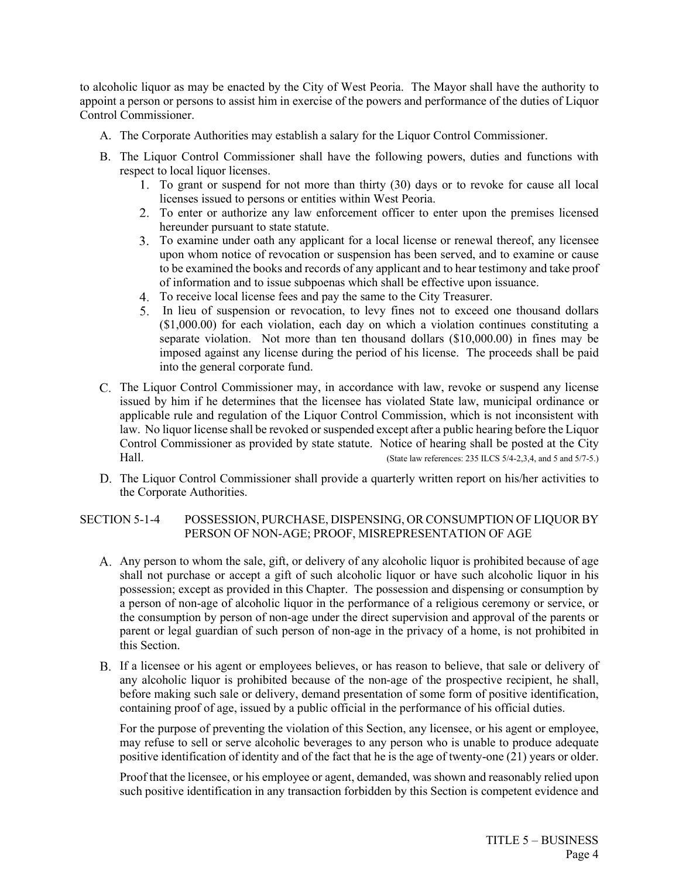to alcoholic liquor as may be enacted by the City of West Peoria. The Mayor shall have the authority to appoint a person or persons to assist him in exercise of the powers and performance of the duties of Liquor Control Commissioner.

A. The Corporate Authorities may establish a salary for the Liquor Control Commissioner.

B. The Liquor Control Commissioner shall have the following powers, duties and functions with respect to local liquor licenses.
   1. To grant or suspend for not more than thirty (30) days or to revoke for cause all local licenses issued to persons or entities within West Peoria.
   2. To enter or authorize any law enforcement officer to enter upon the premises licensed hereunder pursuant to state statute.
   3. To examine under oath any applicant for a local license or renewal thereof, any licensee upon whom notice of revocation or suspension has been served, and to examine or cause to be examined the books and records of any applicant and to hear testimony and take proof of information and to issue subpoenas which shall be effective upon issuance.
   4. To receive local license fees and pay the same to the City Treasurer.
   5. In lieu of suspension or revocation, to levy fines not to exceed one thousand dollars ($1,000.00) for each violation, each day on which a violation continues constituting a separate violation. Not more than ten thousand dollars ($10,000.00) in fines may be imposed against any license during the period of his license. The proceeds shall be paid into the general corporate fund.

C. The Liquor Control Commissioner may, in accordance with law, revoke or suspend any license issued by him if he determines that the licensee has violated State law, municipal ordinance or applicable rule and regulation of the Liquor Control Commission, which is not inconsistent with law. No liquor license shall be revoked or suspended except after a public hearing before the Liquor Control Commissioner as provided by state statute. Notice of hearing shall be posted at the City Hall. (State law references: 235 ILCS 5/4-2,3,4, and 5 and 5/7-5.)

D. The Liquor Control Commissioner shall provide a quarterly written report on his/her activities to the Corporate Authorities.

## SECTION 5-1-4 POSSESSION, PURCHASE, DISPENSING, OR CONSUMPTION OF LIQUOR BY PERSON OF NON-AGE; PROOF, MISREPRESENTATION OF AGE

A. Any person to whom the sale, gift, or delivery of any alcoholic liquor is prohibited because of age shall not purchase or accept a gift of such alcoholic liquor or have such alcoholic liquor in his possession; except as provided in this Chapter. The possession and dispensing or consumption by a person of non-age of alcoholic liquor in the performance of a religious ceremony or service, or the consumption by person of non-age under the direct supervision and approval of the parents or parent or legal guardian of such person of non-age in the privacy of a home, is not prohibited in this Section.

B. If a licensee or his agent or employees believes, or has reason to believe, that sale or delivery of any alcoholic liquor is prohibited because of the non-age of the prospective recipient, he shall, before making such sale or delivery, demand presentation of some form of positive identification, containing proof of age, issued by a public official in the performance of his official duties.

   For the purpose of preventing the violation of this Section, any licensee, or his agent or employee, may refuse to sell or serve alcoholic beverages to any person who is unable to produce adequate positive identification of identity and of the fact that he is the age of twenty-one (21) years or older.

   Proof that the licensee, or his employee or agent, demanded, was shown and reasonably relied upon such positive identification in any transaction forbidden by this Section is competent evidence and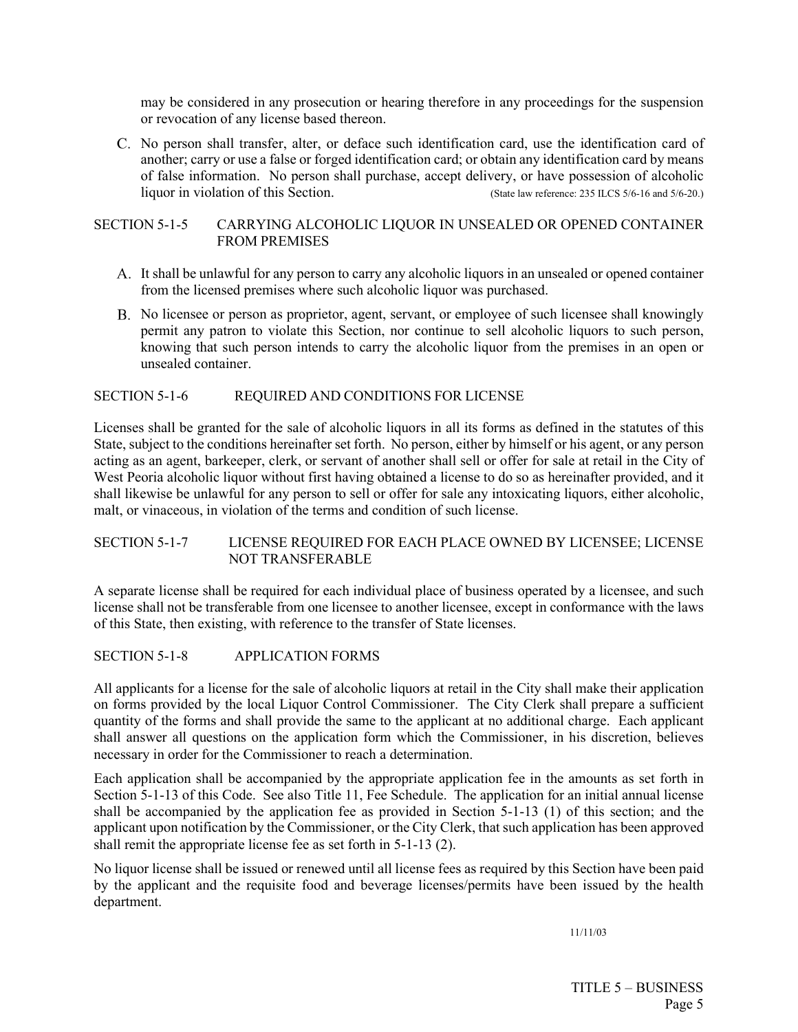may be considered in any prosecution or hearing therefore in any proceedings for the suspension or revocation of any license based thereon.

C. No person shall transfer, alter, or deface such identification card, use the identification card of another; carry or use a false or forged identification card; or obtain any identification card by means of false information. No person shall purchase, accept delivery, or have possession of alcoholic liquor in violation of this Section. (State law reference: 235 ILCS 5/6-16 and 5/6-20.)

## SECTION 5-1-5 CARRYING ALCOHOLIC LIQUOR IN UNSEALED OR OPENED CONTAINER FROM PREMISES

A. It shall be unlawful for any person to carry any alcoholic liquors in an unsealed or opened container from the licensed premises where such alcoholic liquor was purchased.

B. No licensee or person as proprietor, agent, servant, or employee of such licensee shall knowingly permit any patron to violate this Section, nor continue to sell alcoholic liquors to such person, knowing that such person intends to carry the alcoholic liquor from the premises in an open or unsealed container.

## SECTION 5-1-6 REQUIRED AND CONDITIONS FOR LICENSE

Licenses shall be granted for the sale of alcoholic liquors in all its forms as defined in the statutes of this State, subject to the conditions hereinafter set forth. No person, either by himself or his agent, or any person acting as an agent, barkeeper, clerk, or servant of another shall sell or offer for sale at retail in the City of West Peoria alcoholic liquor without first having obtained a license to do so as hereinafter provided, and it shall likewise be unlawful for any person to sell or offer for sale any intoxicating liquors, either alcoholic, malt, or vinaceous, in violation of the terms and condition of such license.

## SECTION 5-1-7 LICENSE REQUIRED FOR EACH PLACE OWNED BY LICENSEE; LICENSE NOT TRANSFERABLE

A separate license shall be required for each individual place of business operated by a licensee, and such license shall not be transferable from one licensee to another licensee, except in conformance with the laws of this State, then existing, with reference to the transfer of State licenses.

## SECTION 5-1-8 APPLICATION FORMS

All applicants for a license for the sale of alcoholic liquors at retail in the City shall make their application on forms provided by the local Liquor Control Commissioner. The City Clerk shall prepare a sufficient quantity of the forms and shall provide the same to the applicant at no additional charge. Each applicant shall answer all questions on the application form which the Commissioner, in his discretion, believes necessary in order for the Commissioner to reach a determination.

Each application shall be accompanied by the appropriate application fee in the amounts as set forth in Section 5-1-13 of this Code. See also Title 11, Fee Schedule. The application for an initial annual license shall be accompanied by the application fee as provided in Section 5-1-13 (1) of this section; and the applicant upon notification by the Commissioner, or the City Clerk, that such application has been approved shall remit the appropriate license fee as set forth in 5-1-13 (2).

No liquor license shall be issued or renewed until all license fees as required by this Section have been paid by the applicant and the requisite food and beverage licenses/permits have been issued by the health department.

11/11/03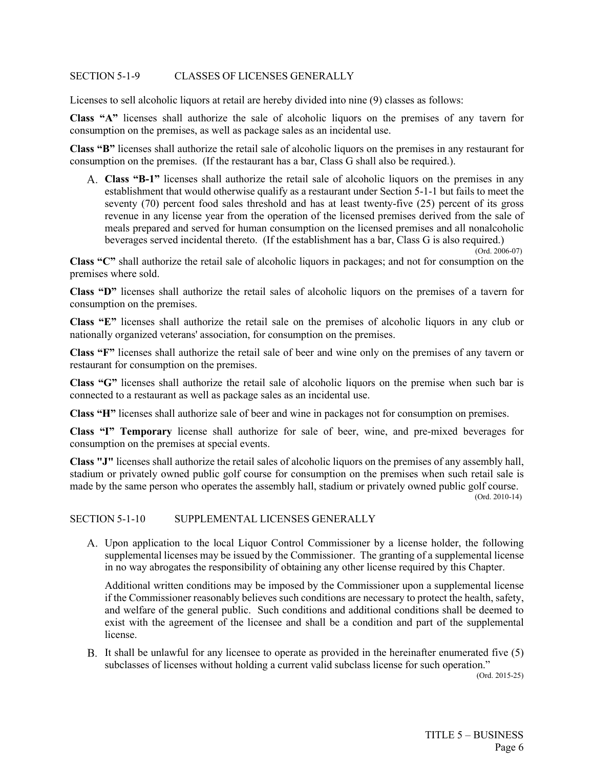## SECTION 5-1-9 CLASSES OF LICENSES GENERALLY

Licenses to sell alcoholic liquors at retail are hereby divided into nine (9) classes as follows:

**Class "A"** licenses shall authorize the sale of alcoholic liquors on the premises of any tavern for consumption on the premises, as well as package sales as an incidental use.

**Class "B"** licenses shall authorize the retail sale of alcoholic liquors on the premises in any restaurant for consumption on the premises. (If the restaurant has a bar, Class G shall also be required.).

A. **Class "B-1"** licenses shall authorize the retail sale of alcoholic liquors on the premises in any establishment that would otherwise qualify as a restaurant under Section 5-1-1 but fails to meet the seventy (70) percent food sales threshold and has at least twenty-five (25) percent of its gross revenue in any license year from the operation of the licensed premises derived from the sale of meals prepared and served for human consumption on the licensed premises and all nonalcoholic beverages served incidental thereto. (If the establishment has a bar, Class G is also required.)

(Ord. 2006-07)

**Class "C"** shall authorize the retail sale of alcoholic liquors in packages; and not for consumption on the premises where sold.

**Class "D"** licenses shall authorize the retail sales of alcoholic liquors on the premises of a tavern for consumption on the premises.

**Class "E"** licenses shall authorize the retail sale on the premises of alcoholic liquors in any club or nationally organized veterans' association, for consumption on the premises.

**Class "F"** licenses shall authorize the retail sale of beer and wine only on the premises of any tavern or restaurant for consumption on the premises.

**Class "G"** licenses shall authorize the retail sale of alcoholic liquors on the premise when such bar is connected to a restaurant as well as package sales as an incidental use.

**Class "H"** licenses shall authorize sale of beer and wine in packages not for consumption on premises.

**Class "I" Temporary** license shall authorize for sale of beer, wine, and pre-mixed beverages for consumption on the premises at special events.

**Class "J"** licenses shall authorize the retail sales of alcoholic liquors on the premises of any assembly hall, stadium or privately owned public golf course for consumption on the premises when such retail sale is made by the same person who operates the assembly hall, stadium or privately owned public golf course.

(Ord. 2010-14)

## SECTION 5-1-10 SUPPLEMENTAL LICENSES GENERALLY

A. Upon application to the local Liquor Control Commissioner by a license holder, the following supplemental licenses may be issued by the Commissioner. The granting of a supplemental license in no way abrogates the responsibility of obtaining any other license required by this Chapter.

   Additional written conditions may be imposed by the Commissioner upon a supplemental license if the Commissioner reasonably believes such conditions are necessary to protect the health, safety, and welfare of the general public. Such conditions and additional conditions shall be deemed to exist with the agreement of the licensee and shall be a condition and part of the supplemental license.

B. It shall be unlawful for any licensee to operate as provided in the hereinafter enumerated five (5) subclasses of licenses without holding a current valid subclass license for such operation."

(Ord. 2015-25)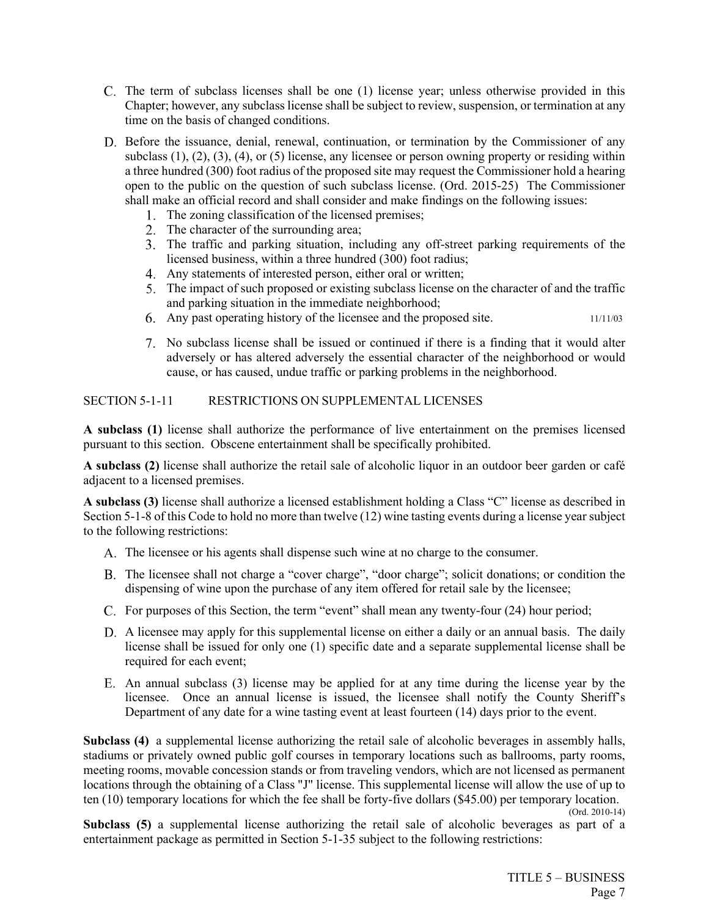C. The term of subclass licenses shall be one (1) license year; unless otherwise provided in this Chapter; however, any subclass license shall be subject to review, suspension, or termination at any time on the basis of changed conditions.

D. Before the issuance, denial, renewal, continuation, or termination by the Commissioner of any subclass (1), (2), (3), (4), or (5) license, any licensee or person owning property or residing within a three hundred (300) foot radius of the proposed site may request the Commissioner hold a hearing open to the public on the question of such subclass license. (Ord. 2015-25) The Commissioner shall make an official record and shall consider and make findings on the following issues:
   1. The zoning classification of the licensed premises;
   2. The character of the surrounding area;
   3. The traffic and parking situation, including any off-street parking requirements of the licensed business, within a three hundred (300) foot radius;
   4. Any statements of interested person, either oral or written;
   5. The impact of such proposed or existing subclass license on the character of and the traffic and parking situation in the immediate neighborhood;
   6. Any past operating history of the licensee and the proposed site. 11/11/03
   7. No subclass license shall be issued or continued if there is a finding that it would alter adversely or has altered adversely the essential character of the neighborhood or would cause, or has caused, undue traffic or parking problems in the neighborhood.

SECTION 5-1-11 RESTRICTIONS ON SUPPLEMENTAL LICENSES

**A subclass (1)** license shall authorize the performance of live entertainment on the premises licensed pursuant to this section. Obscene entertainment shall be specifically prohibited.

**A subclass (2)** license shall authorize the retail sale of alcoholic liquor in an outdoor beer garden or café adjacent to a licensed premises.

**A subclass (3)** license shall authorize a licensed establishment holding a Class "C" license as described in Section 5-1-8 of this Code to hold no more than twelve (12) wine tasting events during a license year subject to the following restrictions:

A. The licensee or his agents shall dispense such wine at no charge to the consumer.

B. The licensee shall not charge a "cover charge", "door charge"; solicit donations; or condition the dispensing of wine upon the purchase of any item offered for retail sale by the licensee;

C. For purposes of this Section, the term "event" shall mean any twenty-four (24) hour period;

D. A licensee may apply for this supplemental license on either a daily or an annual basis. The daily license shall be issued for only one (1) specific date and a separate supplemental license shall be required for each event;

E. An annual subclass (3) license may be applied for at any time during the license year by the licensee. Once an annual license is issued, the licensee shall notify the County Sheriff's Department of any date for a wine tasting event at least fourteen (14) days prior to the event.

**Subclass (4)** a supplemental license authorizing the retail sale of alcoholic beverages in assembly halls, stadiums or privately owned public golf courses in temporary locations such as ballrooms, party rooms, meeting rooms, movable concession stands or from traveling vendors, which are not licensed as permanent locations through the obtaining of a Class "J" license. This supplemental license will allow the use of up to ten (10) temporary locations for which the fee shall be forty-five dollars ($45.00) per temporary location. (Ord. 2010-14)

**Subclass (5)** a supplemental license authorizing the retail sale of alcoholic beverages as part of a entertainment package as permitted in Section 5-1-35 subject to the following restrictions: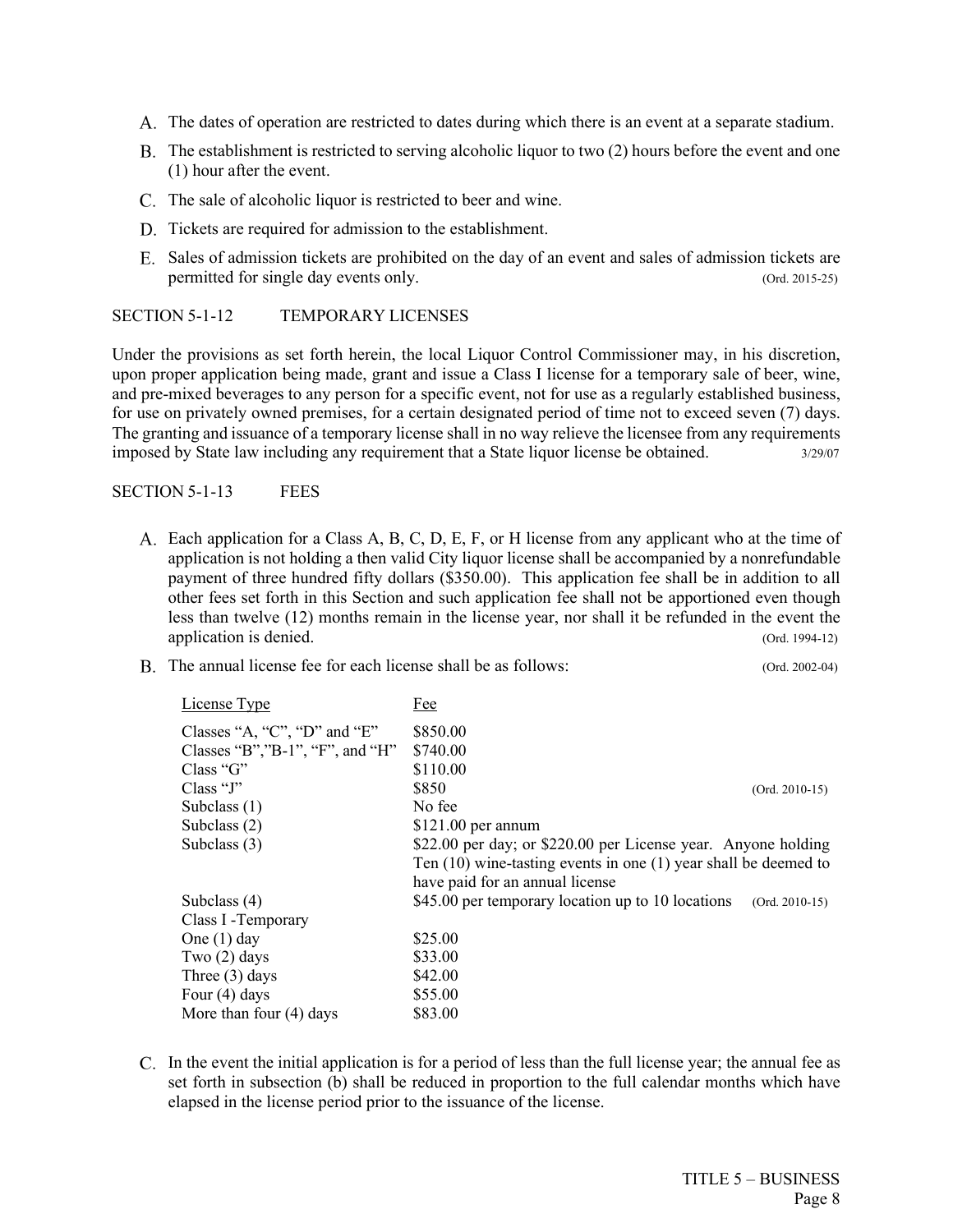A. The dates of operation are restricted to dates during which there is an event at a separate stadium.

B. The establishment is restricted to serving alcoholic liquor to two (2) hours before the event and one (1) hour after the event.

C. The sale of alcoholic liquor is restricted to beer and wine.

D. Tickets are required for admission to the establishment.

E. Sales of admission tickets are prohibited on the day of an event and sales of admission tickets are permitted for single day events only. (Ord. 2015-25)

SECTION 5-1-12 TEMPORARY LICENSES

Under the provisions as set forth herein, the local Liquor Control Commissioner may, in his discretion, upon proper application being made, grant and issue a Class I license for a temporary sale of beer, wine, and pre-mixed beverages to any person for a specific event, not for use as a regularly established business, for use on privately owned premises, for a certain designated period of time not to exceed seven (7) days. The granting and issuance of a temporary license shall in no way relieve the licensee from any requirements imposed by State law including any requirement that a State liquor license be obtained. 3/29/07

SECTION 5-1-13 FEES

A. Each application for a Class A, B, C, D, E, F, or H license from any applicant who at the time of application is not holding a then valid City liquor license shall be accompanied by a nonrefundable payment of three hundred fifty dollars ($350.00). This application fee shall be in addition to all other fees set forth in this Section and such application fee shall not be apportioned even though less than twelve (12) months remain in the license year, nor shall it be refunded in the event the application is denied. (Ord. 1994-12)

B. The annual license fee for each license shall be as follows: (Ord. 2002-04)

| License Type | Fee |
|---|---|
| Classes "A, "C", "D" and "E" | $850.00 |
| Classes "B","B-1", "F", and "H" | $740.00 |
| Class "G" | $110.00 |
| Class "J" | $850 (Ord. 2010-15) |
| Subclass (1) | No fee |
| Subclass (2) | $121.00 per annum |
| Subclass (3) | $22.00 per day; or $220.00 per License year. Anyone holding Ten (10) wine-tasting events in one (1) year shall be deemed to have paid for an annual license |
| Subclass (4) | $45.00 per temporary location up to 10 locations (Ord. 2010-15) |
| Class I -Temporary | |
| One (1) day | $25.00 |
| Two (2) days | $33.00 |
| Three (3) days | $42.00 |
| Four (4) days | $55.00 |
| More than four (4) days | $83.00 |

C. In the event the initial application is for a period of less than the full license year; the annual fee as set forth in subsection (b) shall be reduced in proportion to the full calendar months which have elapsed in the license period prior to the issuance of the license.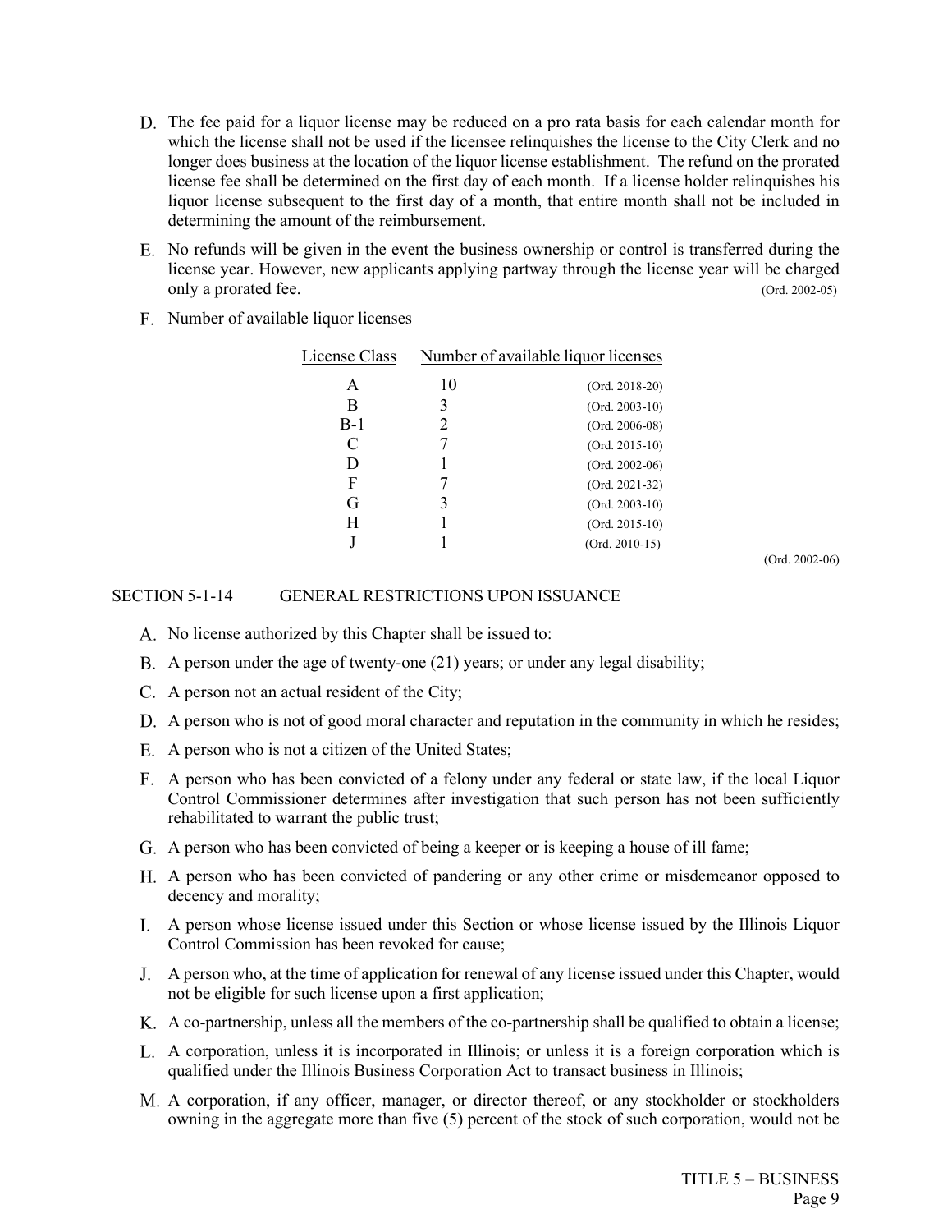D. The fee paid for a liquor license may be reduced on a pro rata basis for each calendar month for which the license shall not be used if the licensee relinquishes the license to the City Clerk and no longer does business at the location of the liquor license establishment. The refund on the prorated license fee shall be determined on the first day of each month. If a license holder relinquishes his liquor license subsequent to the first day of a month, that entire month shall not be included in determining the amount of the reimbursement.

E. No refunds will be given in the event the business ownership or control is transferred during the license year. However, new applicants applying partway through the license year will be charged only a prorated fee. (Ord. 2002-05)

F. Number of available liquor licenses

| License Class | Number of available liquor licenses | |
|---|---|---|
| A | 10 | (Ord. 2018-20) |
| B | 3 | (Ord. 2003-10) |
| B-1 | 2 | (Ord. 2006-08) |
| C | 7 | (Ord. 2015-10) |
| D | 1 | (Ord. 2002-06) |
| F | 7 | (Ord. 2021-32) |
| G | 3 | (Ord. 2003-10) |
| H | 1 | (Ord. 2015-10) |
| J | 1 | (Ord. 2010-15) |

(Ord. 2002-06)

## SECTION 5-1-14 GENERAL RESTRICTIONS UPON ISSUANCE

A. No license authorized by this Chapter shall be issued to:

B. A person under the age of twenty-one (21) years; or under any legal disability;

C. A person not an actual resident of the City;

D. A person who is not of good moral character and reputation in the community in which he resides;

E. A person who is not a citizen of the United States;

F. A person who has been convicted of a felony under any federal or state law, if the local Liquor Control Commissioner determines after investigation that such person has not been sufficiently rehabilitated to warrant the public trust;

G. A person who has been convicted of being a keeper or is keeping a house of ill fame;

H. A person who has been convicted of pandering or any other crime or misdemeanor opposed to decency and morality;

I. A person whose license issued under this Section or whose license issued by the Illinois Liquor Control Commission has been revoked for cause;

J. A person who, at the time of application for renewal of any license issued under this Chapter, would not be eligible for such license upon a first application;

K. A co-partnership, unless all the members of the co-partnership shall be qualified to obtain a license;

L. A corporation, unless it is incorporated in Illinois; or unless it is a foreign corporation which is qualified under the Illinois Business Corporation Act to transact business in Illinois;

M. A corporation, if any officer, manager, or director thereof, or any stockholder or stockholders owning in the aggregate more than five (5) percent of the stock of such corporation, would not be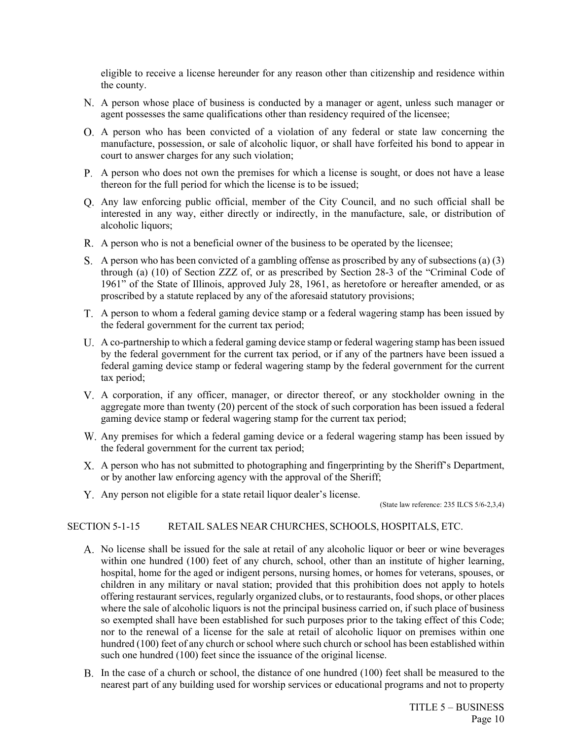eligible to receive a license hereunder for any reason other than citizenship and residence within the county.

N. A person whose place of business is conducted by a manager or agent, unless such manager or agent possesses the same qualifications other than residency required of the licensee;

O. A person who has been convicted of a violation of any federal or state law concerning the manufacture, possession, or sale of alcoholic liquor, or shall have forfeited his bond to appear in court to answer charges for any such violation;

P. A person who does not own the premises for which a license is sought, or does not have a lease thereon for the full period for which the license is to be issued;

Q. Any law enforcing public official, member of the City Council, and no such official shall be interested in any way, either directly or indirectly, in the manufacture, sale, or distribution of alcoholic liquors;

R. A person who is not a beneficial owner of the business to be operated by the licensee;

S. A person who has been convicted of a gambling offense as proscribed by any of subsections (a) (3) through (a) (10) of Section ZZZ of, or as prescribed by Section 28-3 of the "Criminal Code of 1961" of the State of Illinois, approved July 28, 1961, as heretofore or hereafter amended, or as proscribed by a statute replaced by any of the aforesaid statutory provisions;

T. A person to whom a federal gaming device stamp or a federal wagering stamp has been issued by the federal government for the current tax period;

U. A co-partnership to which a federal gaming device stamp or federal wagering stamp has been issued by the federal government for the current tax period, or if any of the partners have been issued a federal gaming device stamp or federal wagering stamp by the federal government for the current tax period;

V. A corporation, if any officer, manager, or director thereof, or any stockholder owning in the aggregate more than twenty (20) percent of the stock of such corporation has been issued a federal gaming device stamp or federal wagering stamp for the current tax period;

W. Any premises for which a federal gaming device or a federal wagering stamp has been issued by the federal government for the current tax period;

X. A person who has not submitted to photographing and fingerprinting by the Sheriff's Department, or by another law enforcing agency with the approval of the Sheriff;

Y. Any person not eligible for a state retail liquor dealer's license.

(State law reference: 235 ILCS 5/6-2,3,4)

## SECTION 5-1-15 RETAIL SALES NEAR CHURCHES, SCHOOLS, HOSPITALS, ETC.

A. No license shall be issued for the sale at retail of any alcoholic liquor or beer or wine beverages within one hundred (100) feet of any church, school, other than an institute of higher learning, hospital, home for the aged or indigent persons, nursing homes, or homes for veterans, spouses, or children in any military or naval station; provided that this prohibition does not apply to hotels offering restaurant services, regularly organized clubs, or to restaurants, food shops, or other places where the sale of alcoholic liquors is not the principal business carried on, if such place of business so exempted shall have been established for such purposes prior to the taking effect of this Code; nor to the renewal of a license for the sale at retail of alcoholic liquor on premises within one hundred (100) feet of any church or school where such church or school has been established within such one hundred (100) feet since the issuance of the original license.

B. In the case of a church or school, the distance of one hundred (100) feet shall be measured to the nearest part of any building used for worship services or educational programs and not to property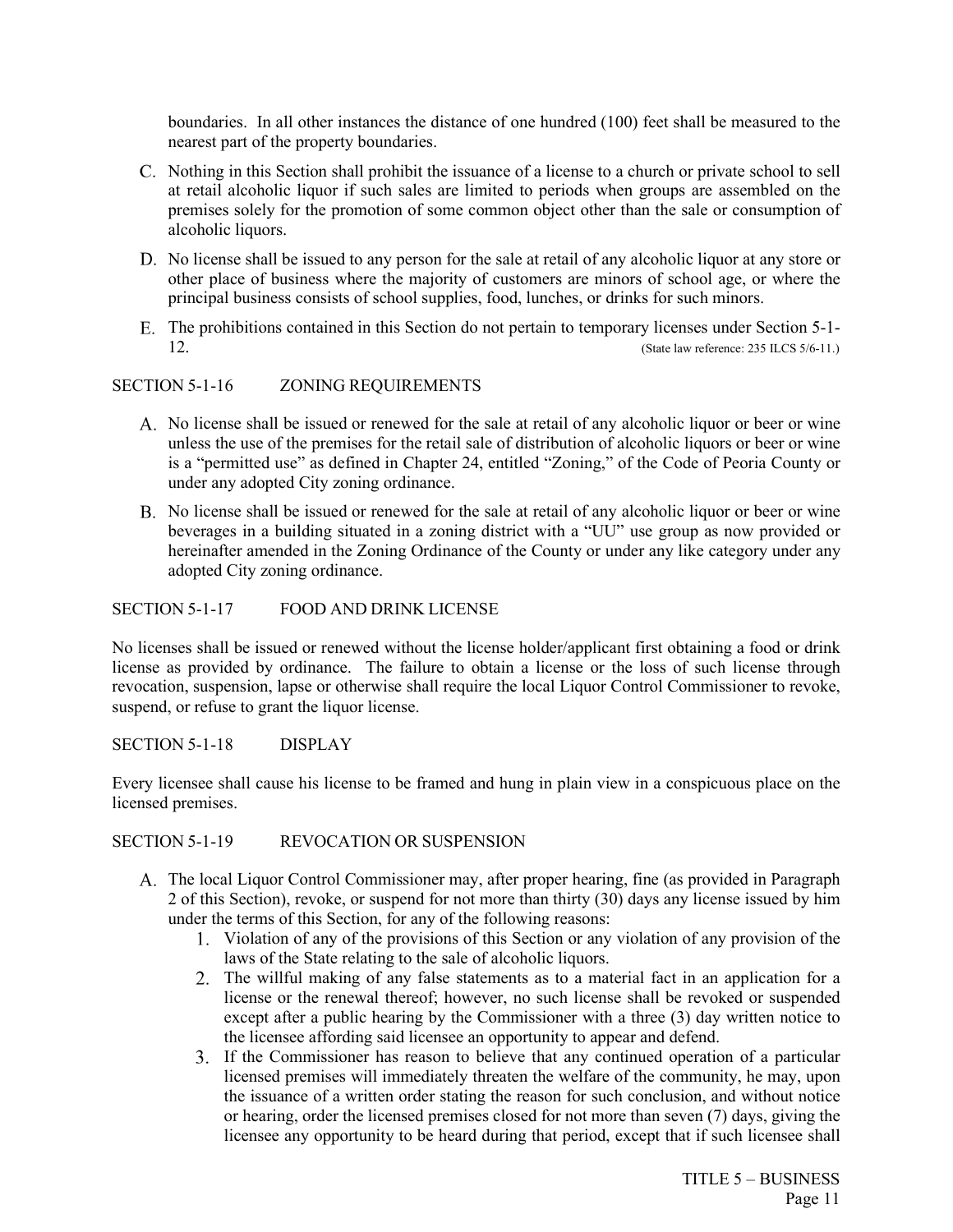boundaries. In all other instances the distance of one hundred (100) feet shall be measured to the nearest part of the property boundaries.

C. Nothing in this Section shall prohibit the issuance of a license to a church or private school to sell at retail alcoholic liquor if such sales are limited to periods when groups are assembled on the premises solely for the promotion of some common object other than the sale or consumption of alcoholic liquors.

D. No license shall be issued to any person for the sale at retail of any alcoholic liquor at any store or other place of business where the majority of customers are minors of school age, or where the principal business consists of school supplies, food, lunches, or drinks for such minors.

E. The prohibitions contained in this Section do not pertain to temporary licenses under Section 5-1-12. (State law reference: 235 ILCS 5/6-11.)

SECTION 5-1-16 ZONING REQUIREMENTS

A. No license shall be issued or renewed for the sale at retail of any alcoholic liquor or beer or wine unless the use of the premises for the retail sale of distribution of alcoholic liquors or beer or wine is a "permitted use" as defined in Chapter 24, entitled "Zoning," of the Code of Peoria County or under any adopted City zoning ordinance.

B. No license shall be issued or renewed for the sale at retail of any alcoholic liquor or beer or wine beverages in a building situated in a zoning district with a "UU" use group as now provided or hereinafter amended in the Zoning Ordinance of the County or under any like category under any adopted City zoning ordinance.

SECTION 5-1-17 FOOD AND DRINK LICENSE

No licenses shall be issued or renewed without the license holder/applicant first obtaining a food or drink license as provided by ordinance. The failure to obtain a license or the loss of such license through revocation, suspension, lapse or otherwise shall require the local Liquor Control Commissioner to revoke, suspend, or refuse to grant the liquor license.

SECTION 5-1-18 DISPLAY

Every licensee shall cause his license to be framed and hung in plain view in a conspicuous place on the licensed premises.

SECTION 5-1-19 REVOCATION OR SUSPENSION

A. The local Liquor Control Commissioner may, after proper hearing, fine (as provided in Paragraph 2 of this Section), revoke, or suspend for not more than thirty (30) days any license issued by him under the terms of this Section, for any of the following reasons:
   1. Violation of any of the provisions of this Section or any violation of any provision of the laws of the State relating to the sale of alcoholic liquors.
   2. The willful making of any false statements as to a material fact in an application for a license or the renewal thereof; however, no such license shall be revoked or suspended except after a public hearing by the Commissioner with a three (3) day written notice to the licensee affording said licensee an opportunity to appear and defend.
   3. If the Commissioner has reason to believe that any continued operation of a particular licensed premises will immediately threaten the welfare of the community, he may, upon the issuance of a written order stating the reason for such conclusion, and without notice or hearing, order the licensed premises closed for not more than seven (7) days, giving the licensee any opportunity to be heard during that period, except that if such licensee shall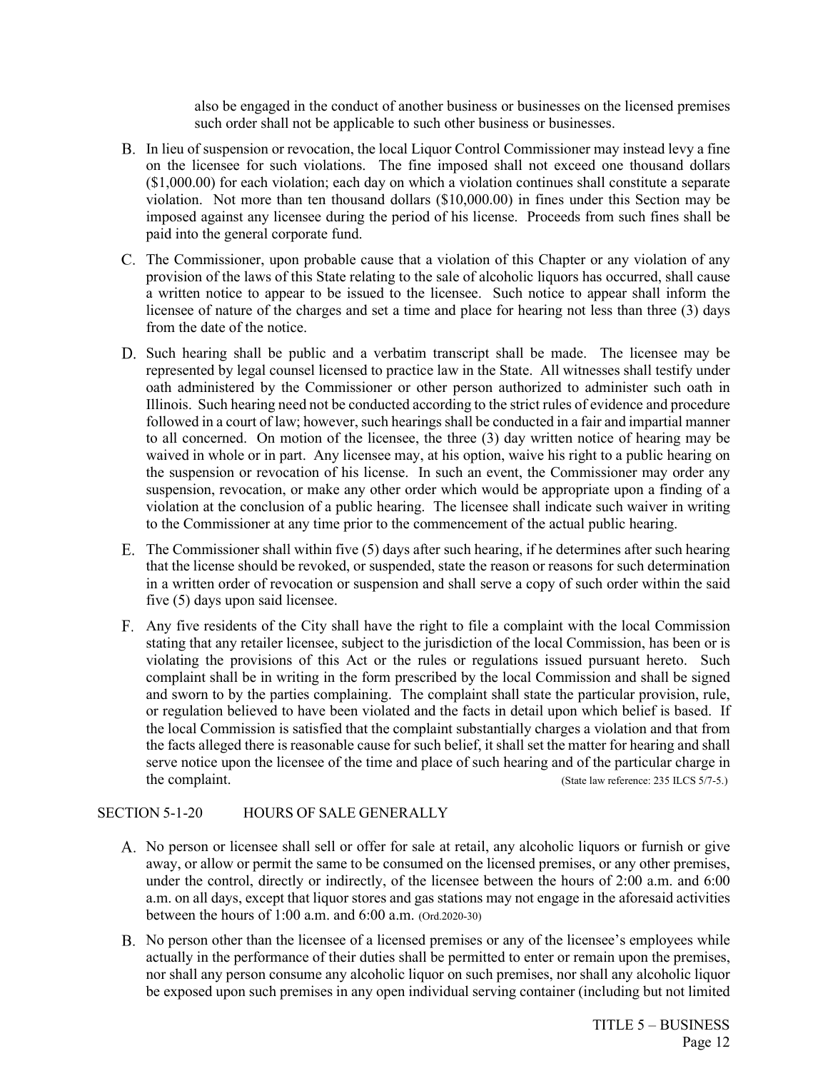also be engaged in the conduct of another business or businesses on the licensed premises such order shall not be applicable to such other business or businesses.

B. In lieu of suspension or revocation, the local Liquor Control Commissioner may instead levy a fine on the licensee for such violations. The fine imposed shall not exceed one thousand dollars ($1,000.00) for each violation; each day on which a violation continues shall constitute a separate violation. Not more than ten thousand dollars ($10,000.00) in fines under this Section may be imposed against any licensee during the period of his license. Proceeds from such fines shall be paid into the general corporate fund.

C. The Commissioner, upon probable cause that a violation of this Chapter or any violation of any provision of the laws of this State relating to the sale of alcoholic liquors has occurred, shall cause a written notice to appear to be issued to the licensee. Such notice to appear shall inform the licensee of nature of the charges and set a time and place for hearing not less than three (3) days from the date of the notice.

D. Such hearing shall be public and a verbatim transcript shall be made. The licensee may be represented by legal counsel licensed to practice law in the State. All witnesses shall testify under oath administered by the Commissioner or other person authorized to administer such oath in Illinois. Such hearing need not be conducted according to the strict rules of evidence and procedure followed in a court of law; however, such hearings shall be conducted in a fair and impartial manner to all concerned. On motion of the licensee, the three (3) day written notice of hearing may be waived in whole or in part. Any licensee may, at his option, waive his right to a public hearing on the suspension or revocation of his license. In such an event, the Commissioner may order any suspension, revocation, or make any other order which would be appropriate upon a finding of a violation at the conclusion of a public hearing. The licensee shall indicate such waiver in writing to the Commissioner at any time prior to the commencement of the actual public hearing.

E. The Commissioner shall within five (5) days after such hearing, if he determines after such hearing that the license should be revoked, or suspended, state the reason or reasons for such determination in a written order of revocation or suspension and shall serve a copy of such order within the said five (5) days upon said licensee.

F. Any five residents of the City shall have the right to file a complaint with the local Commission stating that any retailer licensee, subject to the jurisdiction of the local Commission, has been or is violating the provisions of this Act or the rules or regulations issued pursuant hereto. Such complaint shall be in writing in the form prescribed by the local Commission and shall be signed and sworn to by the parties complaining. The complaint shall state the particular provision, rule, or regulation believed to have been violated and the facts in detail upon which belief is based. If the local Commission is satisfied that the complaint substantially charges a violation and that from the facts alleged there is reasonable cause for such belief, it shall set the matter for hearing and shall serve notice upon the licensee of the time and place of such hearing and of the particular charge in the complaint. (State law reference: 235 ILCS 5/7-5.)

## SECTION 5-1-20 HOURS OF SALE GENERALLY

A. No person or licensee shall sell or offer for sale at retail, any alcoholic liquors or furnish or give away, or allow or permit the same to be consumed on the licensed premises, or any other premises, under the control, directly or indirectly, of the licensee between the hours of 2:00 a.m. and 6:00 a.m. on all days, except that liquor stores and gas stations may not engage in the aforesaid activities between the hours of 1:00 a.m. and 6:00 a.m. (Ord.2020-30)

B. No person other than the licensee of a licensed premises or any of the licensee's employees while actually in the performance of their duties shall be permitted to enter or remain upon the premises, nor shall any person consume any alcoholic liquor on such premises, nor shall any alcoholic liquor be exposed upon such premises in any open individual serving container (including but not limited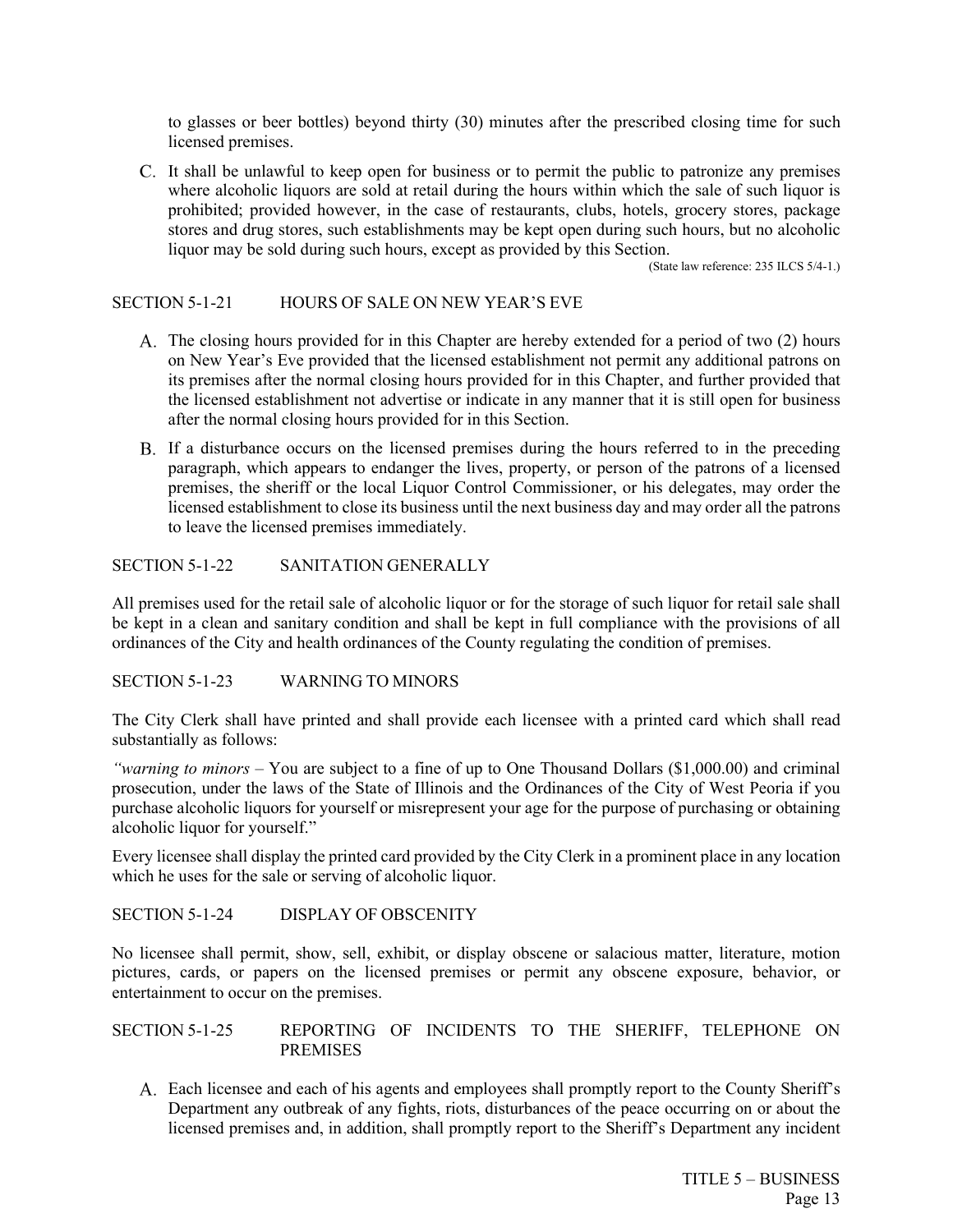to glasses or beer bottles) beyond thirty (30) minutes after the prescribed closing time for such licensed premises.

C. It shall be unlawful to keep open for business or to permit the public to patronize any premises where alcoholic liquors are sold at retail during the hours within which the sale of such liquor is prohibited; provided however, in the case of restaurants, clubs, hotels, grocery stores, package stores and drug stores, such establishments may be kept open during such hours, but no alcoholic liquor may be sold during such hours, except as provided by this Section.

(State law reference: 235 ILCS 5/4-1.)

## SECTION 5-1-21 HOURS OF SALE ON NEW YEAR'S EVE

A. The closing hours provided for in this Chapter are hereby extended for a period of two (2) hours on New Year's Eve provided that the licensed establishment not permit any additional patrons on its premises after the normal closing hours provided for in this Chapter, and further provided that the licensed establishment not advertise or indicate in any manner that it is still open for business after the normal closing hours provided for in this Section.

B. If a disturbance occurs on the licensed premises during the hours referred to in the preceding paragraph, which appears to endanger the lives, property, or person of the patrons of a licensed premises, the sheriff or the local Liquor Control Commissioner, or his delegates, may order the licensed establishment to close its business until the next business day and may order all the patrons to leave the licensed premises immediately.

## SECTION 5-1-22 SANITATION GENERALLY

All premises used for the retail sale of alcoholic liquor or for the storage of such liquor for retail sale shall be kept in a clean and sanitary condition and shall be kept in full compliance with the provisions of all ordinances of the City and health ordinances of the County regulating the condition of premises.

## SECTION 5-1-23 WARNING TO MINORS

The City Clerk shall have printed and shall provide each licensee with a printed card which shall read substantially as follows:

*"warning to minors* – You are subject to a fine of up to One Thousand Dollars ($1,000.00) and criminal prosecution, under the laws of the State of Illinois and the Ordinances of the City of West Peoria if you purchase alcoholic liquors for yourself or misrepresent your age for the purpose of purchasing or obtaining alcoholic liquor for yourself."

Every licensee shall display the printed card provided by the City Clerk in a prominent place in any location which he uses for the sale or serving of alcoholic liquor.

## SECTION 5-1-24 DISPLAY OF OBSCENITY

No licensee shall permit, show, sell, exhibit, or display obscene or salacious matter, literature, motion pictures, cards, or papers on the licensed premises or permit any obscene exposure, behavior, or entertainment to occur on the premises.

## SECTION 5-1-25 REPORTING OF INCIDENTS TO THE SHERIFF, TELEPHONE ON PREMISES

A. Each licensee and each of his agents and employees shall promptly report to the County Sheriff's Department any outbreak of any fights, riots, disturbances of the peace occurring on or about the licensed premises and, in addition, shall promptly report to the Sheriff's Department any incident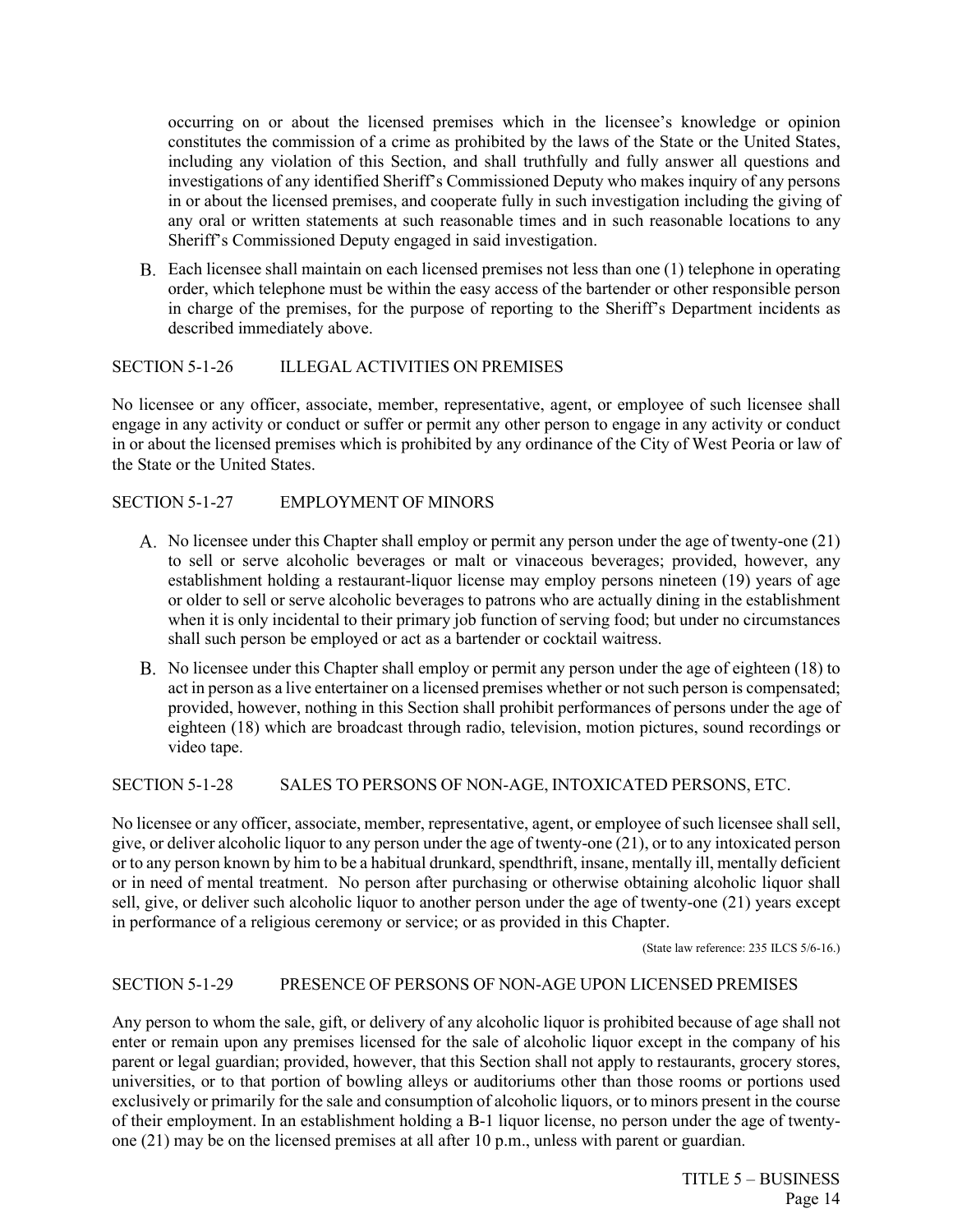occurring on or about the licensed premises which in the licensee's knowledge or opinion constitutes the commission of a crime as prohibited by the laws of the State or the United States, including any violation of this Section, and shall truthfully and fully answer all questions and investigations of any identified Sheriff's Commissioned Deputy who makes inquiry of any persons in or about the licensed premises, and cooperate fully in such investigation including the giving of any oral or written statements at such reasonable times and in such reasonable locations to any Sheriff's Commissioned Deputy engaged in said investigation.

B. Each licensee shall maintain on each licensed premises not less than one (1) telephone in operating order, which telephone must be within the easy access of the bartender or other responsible person in charge of the premises, for the purpose of reporting to the Sheriff's Department incidents as described immediately above.

SECTION 5-1-26 ILLEGAL ACTIVITIES ON PREMISES

No licensee or any officer, associate, member, representative, agent, or employee of such licensee shall engage in any activity or conduct or suffer or permit any other person to engage in any activity or conduct in or about the licensed premises which is prohibited by any ordinance of the City of West Peoria or law of the State or the United States.

SECTION 5-1-27 EMPLOYMENT OF MINORS

A. No licensee under this Chapter shall employ or permit any person under the age of twenty-one (21) to sell or serve alcoholic beverages or malt or vinaceous beverages; provided, however, any establishment holding a restaurant-liquor license may employ persons nineteen (19) years of age or older to sell or serve alcoholic beverages to patrons who are actually dining in the establishment when it is only incidental to their primary job function of serving food; but under no circumstances shall such person be employed or act as a bartender or cocktail waitress.

B. No licensee under this Chapter shall employ or permit any person under the age of eighteen (18) to act in person as a live entertainer on a licensed premises whether or not such person is compensated; provided, however, nothing in this Section shall prohibit performances of persons under the age of eighteen (18) which are broadcast through radio, television, motion pictures, sound recordings or video tape.

SECTION 5-1-28 SALES TO PERSONS OF NON-AGE, INTOXICATED PERSONS, ETC.

No licensee or any officer, associate, member, representative, agent, or employee of such licensee shall sell, give, or deliver alcoholic liquor to any person under the age of twenty-one (21), or to any intoxicated person or to any person known by him to be a habitual drunkard, spendthrift, insane, mentally ill, mentally deficient or in need of mental treatment. No person after purchasing or otherwise obtaining alcoholic liquor shall sell, give, or deliver such alcoholic liquor to another person under the age of twenty-one (21) years except in performance of a religious ceremony or service; or as provided in this Chapter.

(State law reference: 235 ILCS 5/6-16.)

SECTION 5-1-29 PRESENCE OF PERSONS OF NON-AGE UPON LICENSED PREMISES

Any person to whom the sale, gift, or delivery of any alcoholic liquor is prohibited because of age shall not enter or remain upon any premises licensed for the sale of alcoholic liquor except in the company of his parent or legal guardian; provided, however, that this Section shall not apply to restaurants, grocery stores, universities, or to that portion of bowling alleys or auditoriums other than those rooms or portions used exclusively or primarily for the sale and consumption of alcoholic liquors, or to minors present in the course of their employment. In an establishment holding a B-1 liquor license, no person under the age of twenty-one (21) may be on the licensed premises at all after 10 p.m., unless with parent or guardian.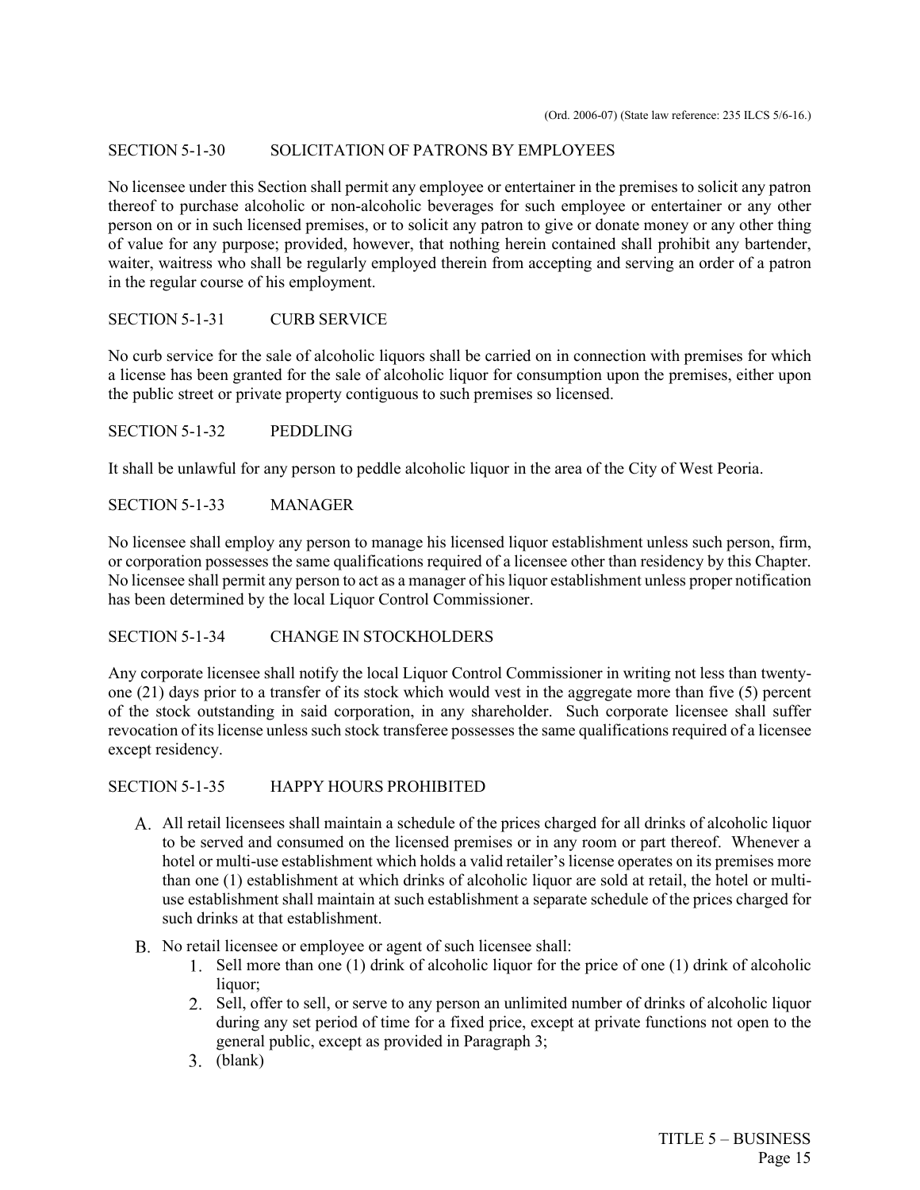(Ord. 2006-07) (State law reference: 235 ILCS 5/6-16.)

## SECTION 5-1-30 SOLICITATION OF PATRONS BY EMPLOYEES

No licensee under this Section shall permit any employee or entertainer in the premises to solicit any patron thereof to purchase alcoholic or non-alcoholic beverages for such employee or entertainer or any other person on or in such licensed premises, or to solicit any patron to give or donate money or any other thing of value for any purpose; provided, however, that nothing herein contained shall prohibit any bartender, waiter, waitress who shall be regularly employed therein from accepting and serving an order of a patron in the regular course of his employment.

## SECTION 5-1-31 CURB SERVICE

No curb service for the sale of alcoholic liquors shall be carried on in connection with premises for which a license has been granted for the sale of alcoholic liquor for consumption upon the premises, either upon the public street or private property contiguous to such premises so licensed.

## SECTION 5-1-32 PEDDLING

It shall be unlawful for any person to peddle alcoholic liquor in the area of the City of West Peoria.

## SECTION 5-1-33 MANAGER

No licensee shall employ any person to manage his licensed liquor establishment unless such person, firm, or corporation possesses the same qualifications required of a licensee other than residency by this Chapter. No licensee shall permit any person to act as a manager of his liquor establishment unless proper notification has been determined by the local Liquor Control Commissioner.

## SECTION 5-1-34 CHANGE IN STOCKHOLDERS

Any corporate licensee shall notify the local Liquor Control Commissioner in writing not less than twenty-one (21) days prior to a transfer of its stock which would vest in the aggregate more than five (5) percent of the stock outstanding in said corporation, in any shareholder. Such corporate licensee shall suffer revocation of its license unless such stock transferee possesses the same qualifications required of a licensee except residency.

## SECTION 5-1-35 HAPPY HOURS PROHIBITED

A. All retail licensees shall maintain a schedule of the prices charged for all drinks of alcoholic liquor to be served and consumed on the licensed premises or in any room or part thereof. Whenever a hotel or multi-use establishment which holds a valid retailer's license operates on its premises more than one (1) establishment at which drinks of alcoholic liquor are sold at retail, the hotel or multi-use establishment shall maintain at such establishment a separate schedule of the prices charged for such drinks at that establishment.

B. No retail licensee or employee or agent of such licensee shall:
   1. Sell more than one (1) drink of alcoholic liquor for the price of one (1) drink of alcoholic liquor;
   2. Sell, offer to sell, or serve to any person an unlimited number of drinks of alcoholic liquor during any set period of time for a fixed price, except at private functions not open to the general public, except as provided in Paragraph 3;
   3. (blank)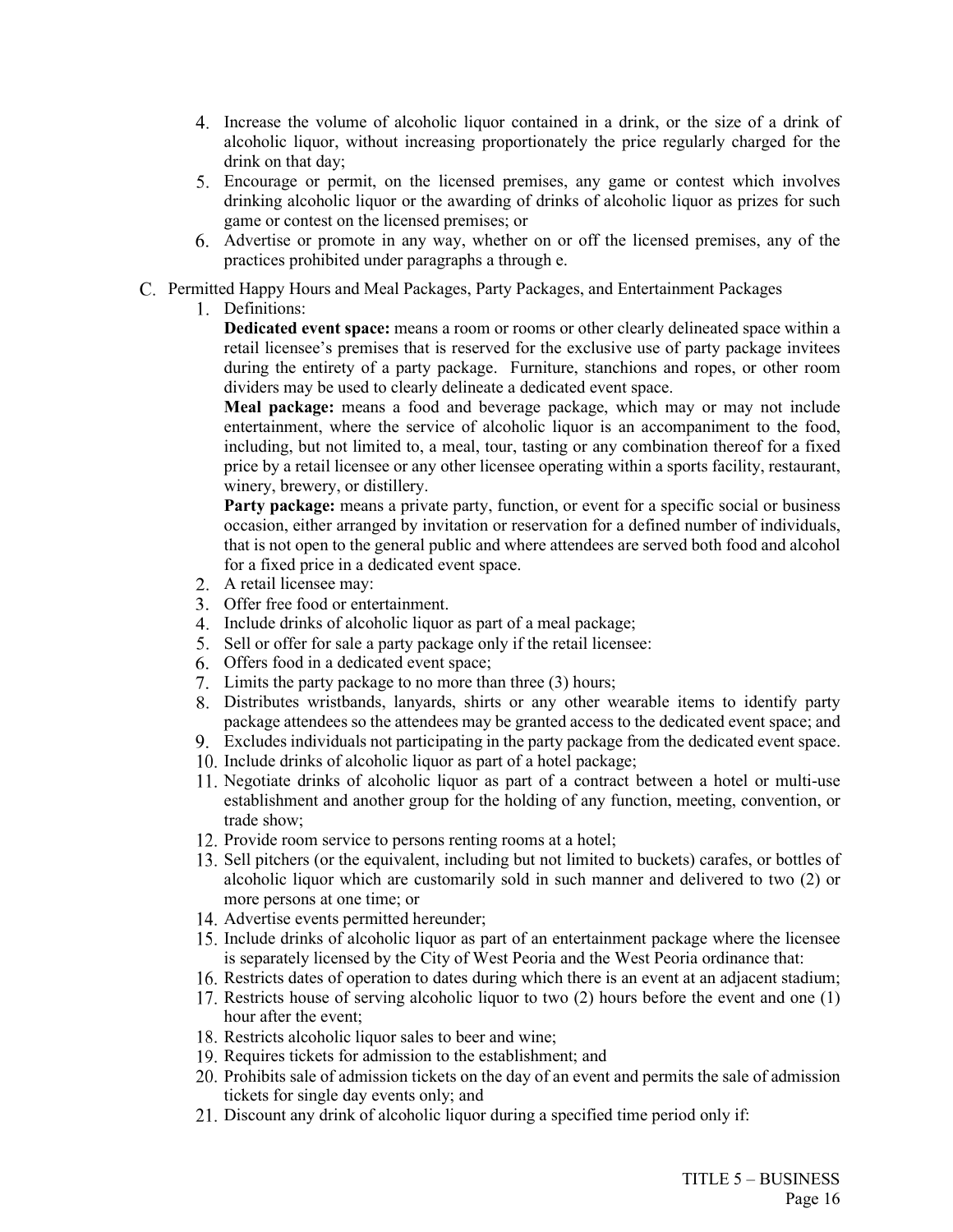4. Increase the volume of alcoholic liquor contained in a drink, or the size of a drink of alcoholic liquor, without increasing proportionately the price regularly charged for the drink on that day;
5. Encourage or permit, on the licensed premises, any game or contest which involves drinking alcoholic liquor or the awarding of drinks of alcoholic liquor as prizes for such game or contest on the licensed premises; or
6. Advertise or promote in any way, whether on or off the licensed premises, any of the practices prohibited under paragraphs a through e.

C. Permitted Happy Hours and Meal Packages, Party Packages, and Entertainment Packages

1. Definitions:

   **Dedicated event space:** means a room or rooms or other clearly delineated space within a retail licensee's premises that is reserved for the exclusive use of party package invitees during the entirety of a party package. Furniture, stanchions and ropes, or other room dividers may be used to clearly delineate a dedicated event space.

   **Meal package:** means a food and beverage package, which may or may not include entertainment, where the service of alcoholic liquor is an accompaniment to the food, including, but not limited to, a meal, tour, tasting or any combination thereof for a fixed price by a retail licensee or any other licensee operating within a sports facility, restaurant, winery, brewery, or distillery.

   **Party package:** means a private party, function, or event for a specific social or business occasion, either arranged by invitation or reservation for a defined number of individuals, that is not open to the general public and where attendees are served both food and alcohol for a fixed price in a dedicated event space.

2. A retail licensee may:
3. Offer free food or entertainment.
4. Include drinks of alcoholic liquor as part of a meal package;
5. Sell or offer for sale a party package only if the retail licensee:
6. Offers food in a dedicated event space;
7. Limits the party package to no more than three (3) hours;
8. Distributes wristbands, lanyards, shirts or any other wearable items to identify party package attendees so the attendees may be granted access to the dedicated event space; and
9. Excludes individuals not participating in the party package from the dedicated event space.
10. Include drinks of alcoholic liquor as part of a hotel package;
11. Negotiate drinks of alcoholic liquor as part of a contract between a hotel or multi-use establishment and another group for the holding of any function, meeting, convention, or trade show;
12. Provide room service to persons renting rooms at a hotel;
13. Sell pitchers (or the equivalent, including but not limited to buckets) carafes, or bottles of alcoholic liquor which are customarily sold in such manner and delivered to two (2) or more persons at one time; or
14. Advertise events permitted hereunder;
15. Include drinks of alcoholic liquor as part of an entertainment package where the licensee is separately licensed by the City of West Peoria and the West Peoria ordinance that:
16. Restricts dates of operation to dates during which there is an event at an adjacent stadium;
17. Restricts house of serving alcoholic liquor to two (2) hours before the event and one (1) hour after the event;
18. Restricts alcoholic liquor sales to beer and wine;
19. Requires tickets for admission to the establishment; and
20. Prohibits sale of admission tickets on the day of an event and permits the sale of admission tickets for single day events only; and
21. Discount any drink of alcoholic liquor during a specified time period only if: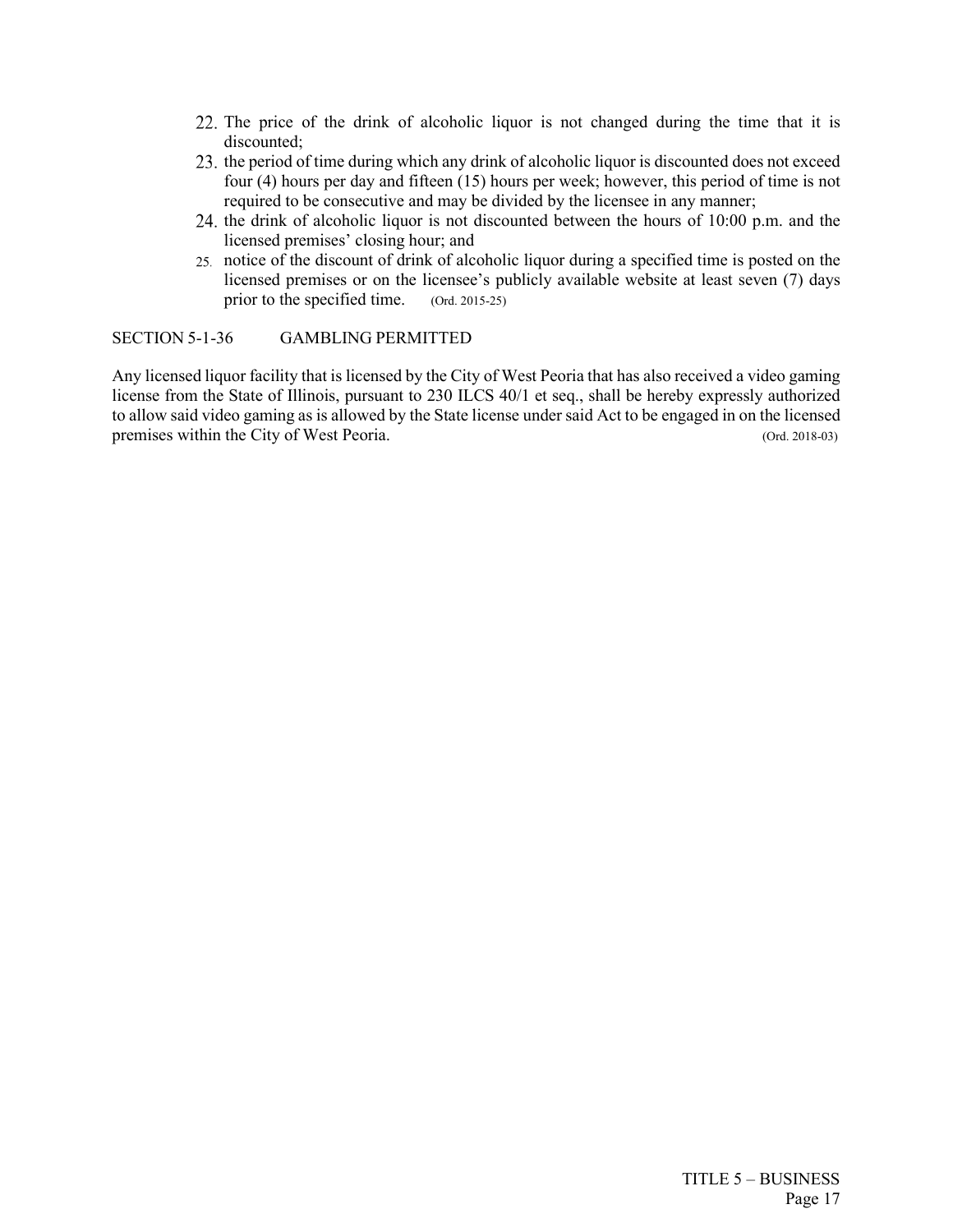22. The price of the drink of alcoholic liquor is not changed during the time that it is discounted;
23. the period of time during which any drink of alcoholic liquor is discounted does not exceed four (4) hours per day and fifteen (15) hours per week; however, this period of time is not required to be consecutive and may be divided by the licensee in any manner;
24. the drink of alcoholic liquor is not discounted between the hours of 10:00 p.m. and the licensed premises' closing hour; and
25. notice of the discount of drink of alcoholic liquor during a specified time is posted on the licensed premises or on the licensee's publicly available website at least seven (7) days prior to the specified time. (Ord. 2015-25)

## SECTION 5-1-36 GAMBLING PERMITTED

Any licensed liquor facility that is licensed by the City of West Peoria that has also received a video gaming license from the State of Illinois, pursuant to 230 ILCS 40/1 et seq., shall be hereby expressly authorized to allow said video gaming as is allowed by the State license under said Act to be engaged in on the licensed premises within the City of West Peoria. (Ord. 2018-03)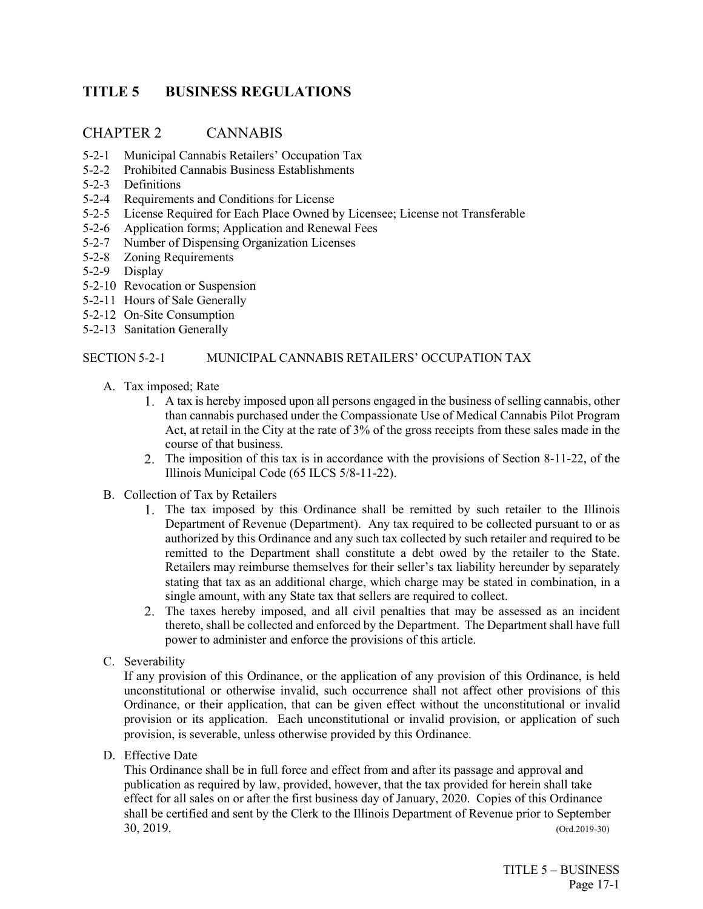# TITLE 5 BUSINESS REGULATIONS

## CHAPTER 2 CANNABIS

5-2-1 Municipal Cannabis Retailers' Occupation Tax
5-2-2 Prohibited Cannabis Business Establishments
5-2-3 Definitions
5-2-4 Requirements and Conditions for License
5-2-5 License Required for Each Place Owned by Licensee; License not Transferable
5-2-6 Application forms; Application and Renewal Fees
5-2-7 Number of Dispensing Organization Licenses
5-2-8 Zoning Requirements
5-2-9 Display
5-2-10 Revocation or Suspension
5-2-11 Hours of Sale Generally
5-2-12 On-Site Consumption
5-2-13 Sanitation Generally

### SECTION 5-2-1 MUNICIPAL CANNABIS RETAILERS' OCCUPATION TAX

A. Tax imposed; Rate
   1. A tax is hereby imposed upon all persons engaged in the business of selling cannabis, other than cannabis purchased under the Compassionate Use of Medical Cannabis Pilot Program Act, at retail in the City at the rate of 3% of the gross receipts from these sales made in the course of that business.
   2. The imposition of this tax is in accordance with the provisions of Section 8-11-22, of the Illinois Municipal Code (65 ILCS 5/8-11-22).

B. Collection of Tax by Retailers
   1. The tax imposed by this Ordinance shall be remitted by such retailer to the Illinois Department of Revenue (Department). Any tax required to be collected pursuant to or as authorized by this Ordinance and any such tax collected by such retailer and required to be remitted to the Department shall constitute a debt owed by the retailer to the State. Retailers may reimburse themselves for their seller's tax liability hereunder by separately stating that tax as an additional charge, which charge may be stated in combination, in a single amount, with any State tax that sellers are required to collect.
   2. The taxes hereby imposed, and all civil penalties that may be assessed as an incident thereto, shall be collected and enforced by the Department. The Department shall have full power to administer and enforce the provisions of this article.

C. Severability
   If any provision of this Ordinance, or the application of any provision of this Ordinance, is held unconstitutional or otherwise invalid, such occurrence shall not affect other provisions of this Ordinance, or their application, that can be given effect without the unconstitutional or invalid provision or its application. Each unconstitutional or invalid provision, or application of such provision, is severable, unless otherwise provided by this Ordinance.

D. Effective Date
   This Ordinance shall be in full force and effect from and after its passage and approval and publication as required by law, provided, however, that the tax provided for herein shall take effect for all sales on or after the first business day of January, 2020. Copies of this Ordinance shall be certified and sent by the Clerk to the Illinois Department of Revenue prior to September 30, 2019. (Ord.2019-30)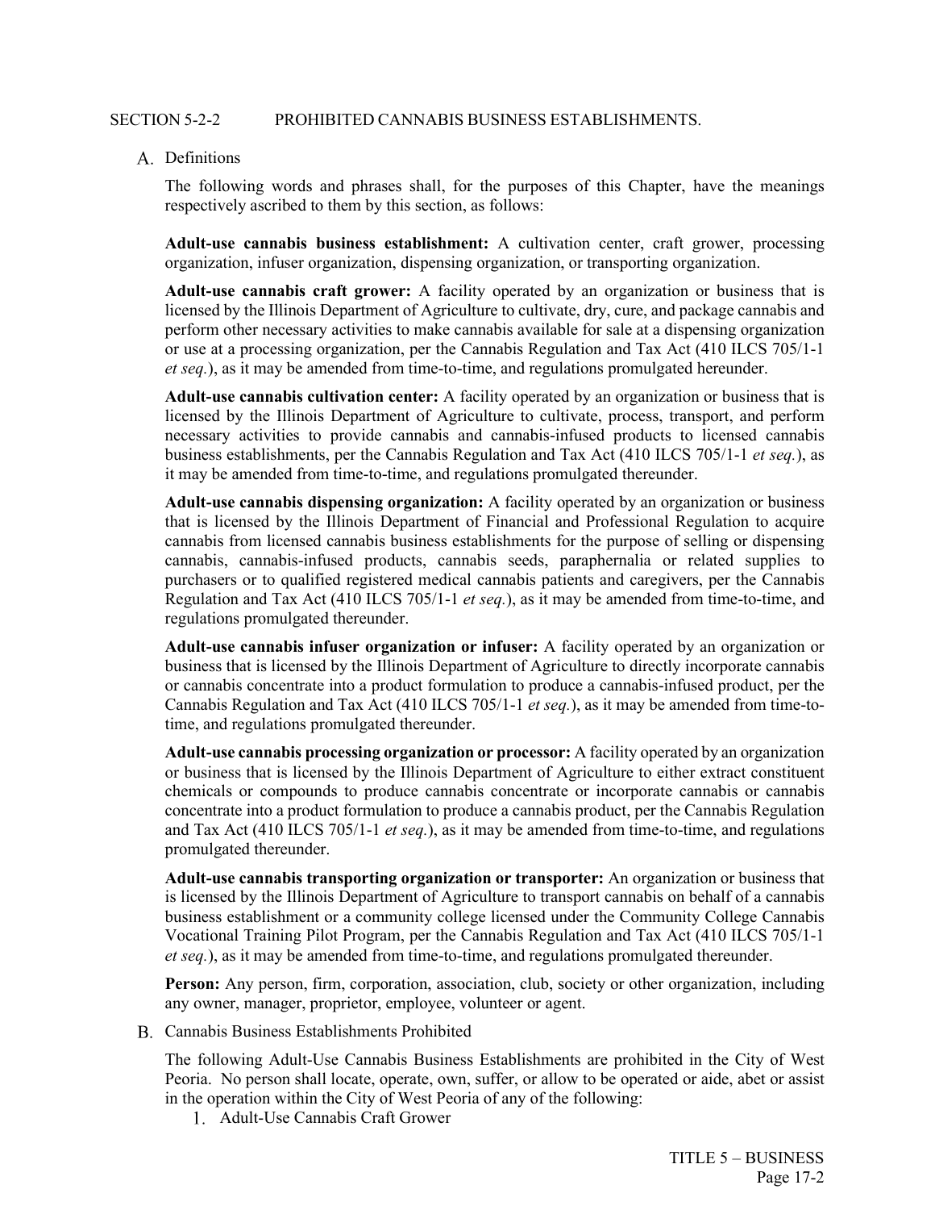## SECTION 5-2-2 PROHIBITED CANNABIS BUSINESS ESTABLISHMENTS.

A. Definitions

The following words and phrases shall, for the purposes of this Chapter, have the meanings respectively ascribed to them by this section, as follows:

**Adult-use cannabis business establishment:** A cultivation center, craft grower, processing organization, infuser organization, dispensing organization, or transporting organization.

**Adult-use cannabis craft grower:** A facility operated by an organization or business that is licensed by the Illinois Department of Agriculture to cultivate, dry, cure, and package cannabis and perform other necessary activities to make cannabis available for sale at a dispensing organization or use at a processing organization, per the Cannabis Regulation and Tax Act (410 ILCS 705/1-1 *et seq.*), as it may be amended from time-to-time, and regulations promulgated hereunder.

**Adult-use cannabis cultivation center:** A facility operated by an organization or business that is licensed by the Illinois Department of Agriculture to cultivate, process, transport, and perform necessary activities to provide cannabis and cannabis-infused products to licensed cannabis business establishments, per the Cannabis Regulation and Tax Act (410 ILCS 705/1-1 *et seq.*), as it may be amended from time-to-time, and regulations promulgated thereunder.

**Adult-use cannabis dispensing organization:** A facility operated by an organization or business that is licensed by the Illinois Department of Financial and Professional Regulation to acquire cannabis from licensed cannabis business establishments for the purpose of selling or dispensing cannabis, cannabis-infused products, cannabis seeds, paraphernalia or related supplies to purchasers or to qualified registered medical cannabis patients and caregivers, per the Cannabis Regulation and Tax Act (410 ILCS 705/1-1 *et seq.*), as it may be amended from time-to-time, and regulations promulgated thereunder.

**Adult-use cannabis infuser organization or infuser:** A facility operated by an organization or business that is licensed by the Illinois Department of Agriculture to directly incorporate cannabis or cannabis concentrate into a product formulation to produce a cannabis-infused product, per the Cannabis Regulation and Tax Act (410 ILCS 705/1-1 *et seq.*), as it may be amended from time-to-time, and regulations promulgated thereunder.

**Adult-use cannabis processing organization or processor:** A facility operated by an organization or business that is licensed by the Illinois Department of Agriculture to either extract constituent chemicals or compounds to produce cannabis concentrate or incorporate cannabis or cannabis concentrate into a product formulation to produce a cannabis product, per the Cannabis Regulation and Tax Act (410 ILCS 705/1-1 *et seq.*), as it may be amended from time-to-time, and regulations promulgated thereunder.

**Adult-use cannabis transporting organization or transporter:** An organization or business that is licensed by the Illinois Department of Agriculture to transport cannabis on behalf of a cannabis business establishment or a community college licensed under the Community College Cannabis Vocational Training Pilot Program, per the Cannabis Regulation and Tax Act (410 ILCS 705/1-1 *et seq.*), as it may be amended from time-to-time, and regulations promulgated thereunder.

**Person:** Any person, firm, corporation, association, club, society or other organization, including any owner, manager, proprietor, employee, volunteer or agent.

B. Cannabis Business Establishments Prohibited

The following Adult-Use Cannabis Business Establishments are prohibited in the City of West Peoria. No person shall locate, operate, own, suffer, or allow to be operated or aide, abet or assist in the operation within the City of West Peoria of any of the following:

1. Adult-Use Cannabis Craft Grower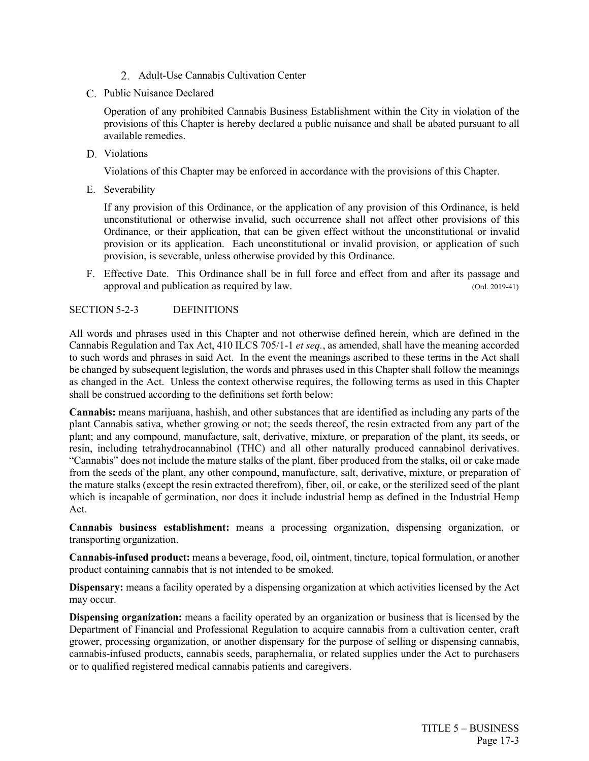2. Adult-Use Cannabis Cultivation Center

C. Public Nuisance Declared

Operation of any prohibited Cannabis Business Establishment within the City in violation of the provisions of this Chapter is hereby declared a public nuisance and shall be abated pursuant to all available remedies.

D. Violations

Violations of this Chapter may be enforced in accordance with the provisions of this Chapter.

E. Severability

If any provision of this Ordinance, or the application of any provision of this Ordinance, is held unconstitutional or otherwise invalid, such occurrence shall not affect other provisions of this Ordinance, or their application, that can be given effect without the unconstitutional or invalid provision or its application. Each unconstitutional or invalid provision, or application of such provision, is severable, unless otherwise provided by this Ordinance.

F. Effective Date. This Ordinance shall be in full force and effect from and after its passage and approval and publication as required by law. (Ord. 2019-41)

SECTION 5-2-3 DEFINITIONS

All words and phrases used in this Chapter and not otherwise defined herein, which are defined in the Cannabis Regulation and Tax Act, 410 ILCS 705/1-1 *et seq.*, as amended, shall have the meaning accorded to such words and phrases in said Act. In the event the meanings ascribed to these terms in the Act shall be changed by subsequent legislation, the words and phrases used in this Chapter shall follow the meanings as changed in the Act. Unless the context otherwise requires, the following terms as used in this Chapter shall be construed according to the definitions set forth below:

**Cannabis:** means marijuana, hashish, and other substances that are identified as including any parts of the plant Cannabis sativa, whether growing or not; the seeds thereof, the resin extracted from any part of the plant; and any compound, manufacture, salt, derivative, mixture, or preparation of the plant, its seeds, or resin, including tetrahydrocannabinol (THC) and all other naturally produced cannabinol derivatives. "Cannabis" does not include the mature stalks of the plant, fiber produced from the stalks, oil or cake made from the seeds of the plant, any other compound, manufacture, salt, derivative, mixture, or preparation of the mature stalks (except the resin extracted therefrom), fiber, oil, or cake, or the sterilized seed of the plant which is incapable of germination, nor does it include industrial hemp as defined in the Industrial Hemp Act.

**Cannabis business establishment:** means a processing organization, dispensing organization, or transporting organization.

**Cannabis-infused product:** means a beverage, food, oil, ointment, tincture, topical formulation, or another product containing cannabis that is not intended to be smoked.

**Dispensary:** means a facility operated by a dispensing organization at which activities licensed by the Act may occur.

**Dispensing organization:** means a facility operated by an organization or business that is licensed by the Department of Financial and Professional Regulation to acquire cannabis from a cultivation center, craft grower, processing organization, or another dispensary for the purpose of selling or dispensing cannabis, cannabis-infused products, cannabis seeds, paraphernalia, or related supplies under the Act to purchasers or to qualified registered medical cannabis patients and caregivers.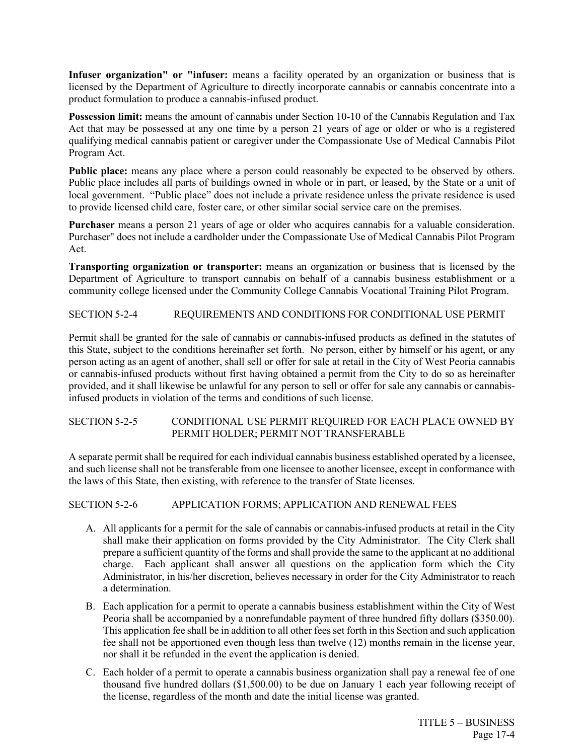**Infuser organization" or "infuser:** means a facility operated by an organization or business that is licensed by the Department of Agriculture to directly incorporate cannabis or cannabis concentrate into a product formulation to produce a cannabis-infused product.

**Possession limit:** means the amount of cannabis under Section 10-10 of the Cannabis Regulation and Tax Act that may be possessed at any one time by a person 21 years of age or older or who is a registered qualifying medical cannabis patient or caregiver under the Compassionate Use of Medical Cannabis Pilot Program Act.

**Public place:** means any place where a person could reasonably be expected to be observed by others. Public place includes all parts of buildings owned in whole or in part, or leased, by the State or a unit of local government. "Public place" does not include a private residence unless the private residence is used to provide licensed child care, foster care, or other similar social service care on the premises.

**Purchaser** means a person 21 years of age or older who acquires cannabis for a valuable consideration. Purchaser" does not include a cardholder under the Compassionate Use of Medical Cannabis Pilot Program Act.

**Transporting organization or transporter:** means an organization or business that is licensed by the Department of Agriculture to transport cannabis on behalf of a cannabis business establishment or a community college licensed under the Community College Cannabis Vocational Training Pilot Program.

## SECTION 5-2-4 REQUIREMENTS AND CONDITIONS FOR CONDITIONAL USE PERMIT

Permit shall be granted for the sale of cannabis or cannabis-infused products as defined in the statutes of this State, subject to the conditions hereinafter set forth. No person, either by himself or his agent, or any person acting as an agent of another, shall sell or offer for sale at retail in the City of West Peoria cannabis or cannabis-infused products without first having obtained a permit from the City to do so as hereinafter provided, and it shall likewise be unlawful for any person to sell or offer for sale any cannabis or cannabis-infused products in violation of the terms and conditions of such license.

## SECTION 5-2-5 CONDITIONAL USE PERMIT REQUIRED FOR EACH PLACE OWNED BY PERMIT HOLDER; PERMIT NOT TRANSFERABLE

A separate permit shall be required for each individual cannabis business established operated by a licensee, and such license shall not be transferable from one licensee to another licensee, except in conformance with the laws of this State, then existing, with reference to the transfer of State licenses.

## SECTION 5-2-6 APPLICATION FORMS; APPLICATION AND RENEWAL FEES

A. All applicants for a permit for the sale of cannabis or cannabis-infused products at retail in the City shall make their application on forms provided by the City Administrator. The City Clerk shall prepare a sufficient quantity of the forms and shall provide the same to the applicant at no additional charge. Each applicant shall answer all questions on the application form which the City Administrator, in his/her discretion, believes necessary in order for the City Administrator to reach a determination.

B. Each application for a permit to operate a cannabis business establishment within the City of West Peoria shall be accompanied by a nonrefundable payment of three hundred fifty dollars ($350.00). This application fee shall be in addition to all other fees set forth in this Section and such application fee shall not be apportioned even though less than twelve (12) months remain in the license year, nor shall it be refunded in the event the application is denied.

C. Each holder of a permit to operate a cannabis business organization shall pay a renewal fee of one thousand five hundred dollars ($1,500.00) to be due on January 1 each year following receipt of the license, regardless of the month and date the initial license was granted.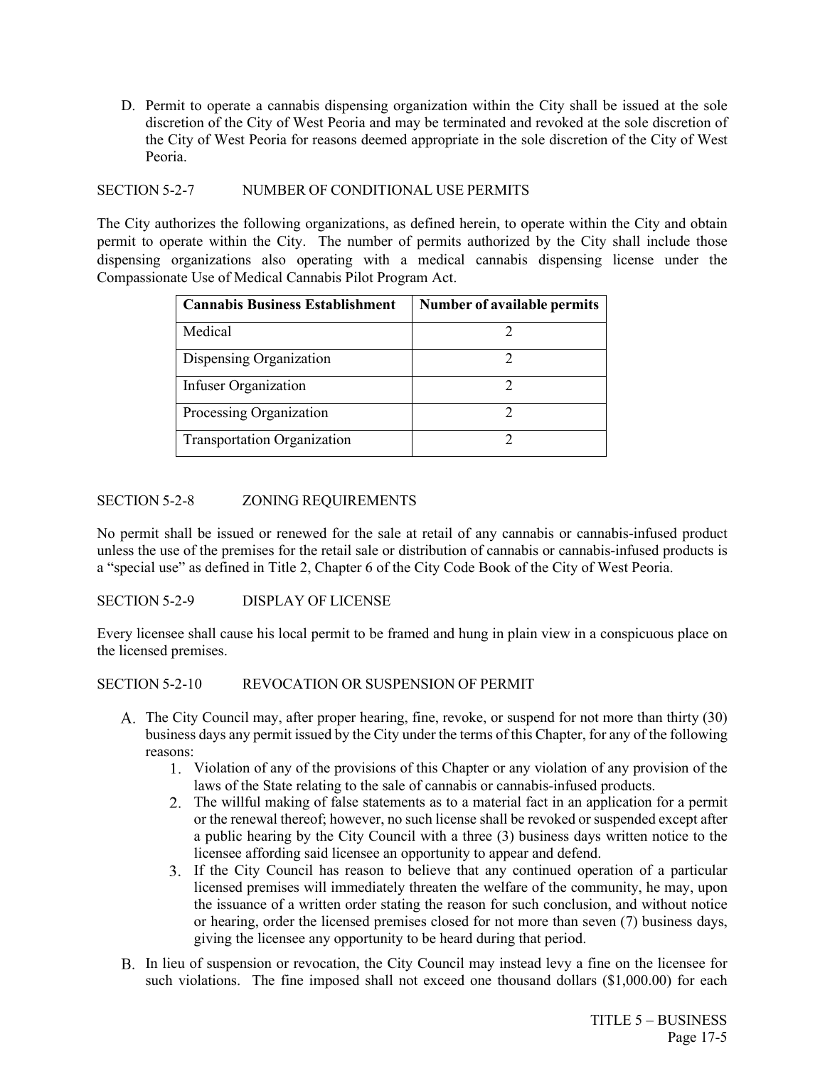D. Permit to operate a cannabis dispensing organization within the City shall be issued at the sole discretion of the City of West Peoria and may be terminated and revoked at the sole discretion of the City of West Peoria for reasons deemed appropriate in the sole discretion of the City of West Peoria.

SECTION 5-2-7 NUMBER OF CONDITIONAL USE PERMITS

The City authorizes the following organizations, as defined herein, to operate within the City and obtain permit to operate within the City. The number of permits authorized by the City shall include those dispensing organizations also operating with a medical cannabis dispensing license under the Compassionate Use of Medical Cannabis Pilot Program Act.

| Cannabis Business Establishment | Number of available permits |
|---|---|
| Medical | 2 |
| Dispensing Organization | 2 |
| Infuser Organization | 2 |
| Processing Organization | 2 |
| Transportation Organization | 2 |

SECTION 5-2-8 ZONING REQUIREMENTS

No permit shall be issued or renewed for the sale at retail of any cannabis or cannabis-infused product unless the use of the premises for the retail sale or distribution of cannabis or cannabis-infused products is a "special use" as defined in Title 2, Chapter 6 of the City Code Book of the City of West Peoria.

SECTION 5-2-9 DISPLAY OF LICENSE

Every licensee shall cause his local permit to be framed and hung in plain view in a conspicuous place on the licensed premises.

SECTION 5-2-10 REVOCATION OR SUSPENSION OF PERMIT

A. The City Council may, after proper hearing, fine, revoke, or suspend for not more than thirty (30) business days any permit issued by the City under the terms of this Chapter, for any of the following reasons:
   1. Violation of any of the provisions of this Chapter or any violation of any provision of the laws of the State relating to the sale of cannabis or cannabis-infused products.
   2. The willful making of false statements as to a material fact in an application for a permit or the renewal thereof; however, no such license shall be revoked or suspended except after a public hearing by the City Council with a three (3) business days written notice to the licensee affording said licensee an opportunity to appear and defend.
   3. If the City Council has reason to believe that any continued operation of a particular licensed premises will immediately threaten the welfare of the community, he may, upon the issuance of a written order stating the reason for such conclusion, and without notice or hearing, order the licensed premises closed for not more than seven (7) business days, giving the licensee any opportunity to be heard during that period.

B. In lieu of suspension or revocation, the City Council may instead levy a fine on the licensee for such violations. The fine imposed shall not exceed one thousand dollars ($1,000.00) for each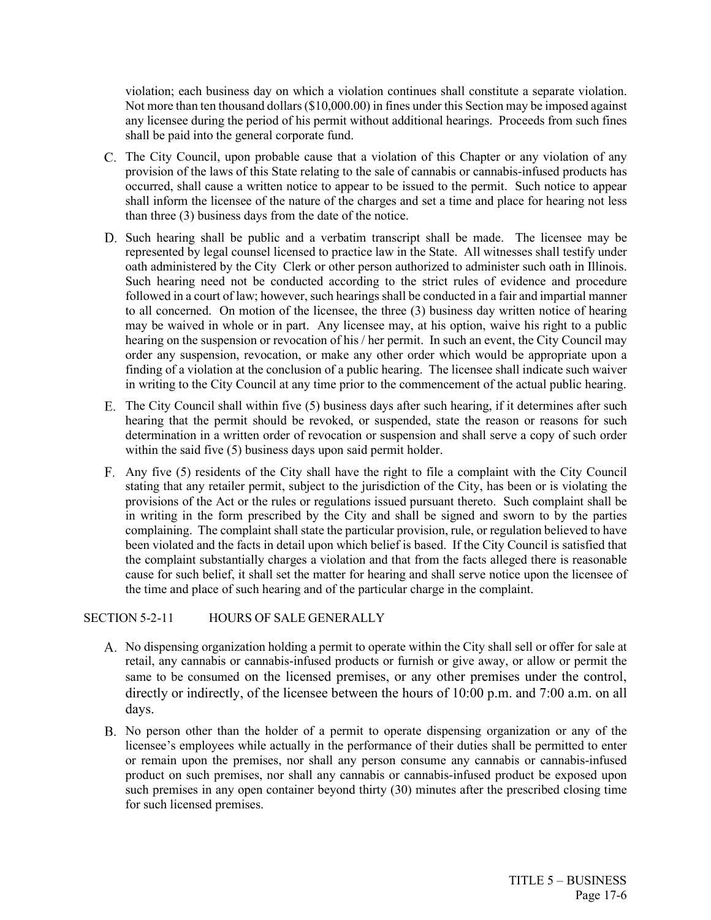violation; each business day on which a violation continues shall constitute a separate violation. Not more than ten thousand dollars ($10,000.00) in fines under this Section may be imposed against any licensee during the period of his permit without additional hearings. Proceeds from such fines shall be paid into the general corporate fund.

C. The City Council, upon probable cause that a violation of this Chapter or any violation of any provision of the laws of this State relating to the sale of cannabis or cannabis-infused products has occurred, shall cause a written notice to appear to be issued to the permit. Such notice to appear shall inform the licensee of the nature of the charges and set a time and place for hearing not less than three (3) business days from the date of the notice.

D. Such hearing shall be public and a verbatim transcript shall be made. The licensee may be represented by legal counsel licensed to practice law in the State. All witnesses shall testify under oath administered by the City Clerk or other person authorized to administer such oath in Illinois. Such hearing need not be conducted according to the strict rules of evidence and procedure followed in a court of law; however, such hearings shall be conducted in a fair and impartial manner to all concerned. On motion of the licensee, the three (3) business day written notice of hearing may be waived in whole or in part. Any licensee may, at his option, waive his right to a public hearing on the suspension or revocation of his / her permit. In such an event, the City Council may order any suspension, revocation, or make any other order which would be appropriate upon a finding of a violation at the conclusion of a public hearing. The licensee shall indicate such waiver in writing to the City Council at any time prior to the commencement of the actual public hearing.

E. The City Council shall within five (5) business days after such hearing, if it determines after such hearing that the permit should be revoked, or suspended, state the reason or reasons for such determination in a written order of revocation or suspension and shall serve a copy of such order within the said five (5) business days upon said permit holder.

F. Any five (5) residents of the City shall have the right to file a complaint with the City Council stating that any retailer permit, subject to the jurisdiction of the City, has been or is violating the provisions of the Act or the rules or regulations issued pursuant thereto. Such complaint shall be in writing in the form prescribed by the City and shall be signed and sworn to by the parties complaining. The complaint shall state the particular provision, rule, or regulation believed to have been violated and the facts in detail upon which belief is based. If the City Council is satisfied that the complaint substantially charges a violation and that from the facts alleged there is reasonable cause for such belief, it shall set the matter for hearing and shall serve notice upon the licensee of the time and place of such hearing and of the particular charge in the complaint.

## SECTION 5-2-11 HOURS OF SALE GENERALLY

A. No dispensing organization holding a permit to operate within the City shall sell or offer for sale at retail, any cannabis or cannabis-infused products or furnish or give away, or allow or permit the same to be consumed on the licensed premises, or any other premises under the control, directly or indirectly, of the licensee between the hours of 10:00 p.m. and 7:00 a.m. on all days.

B. No person other than the holder of a permit to operate dispensing organization or any of the licensee's employees while actually in the performance of their duties shall be permitted to enter or remain upon the premises, nor shall any person consume any cannabis or cannabis-infused product on such premises, nor shall any cannabis or cannabis-infused product be exposed upon such premises in any open container beyond thirty (30) minutes after the prescribed closing time for such licensed premises.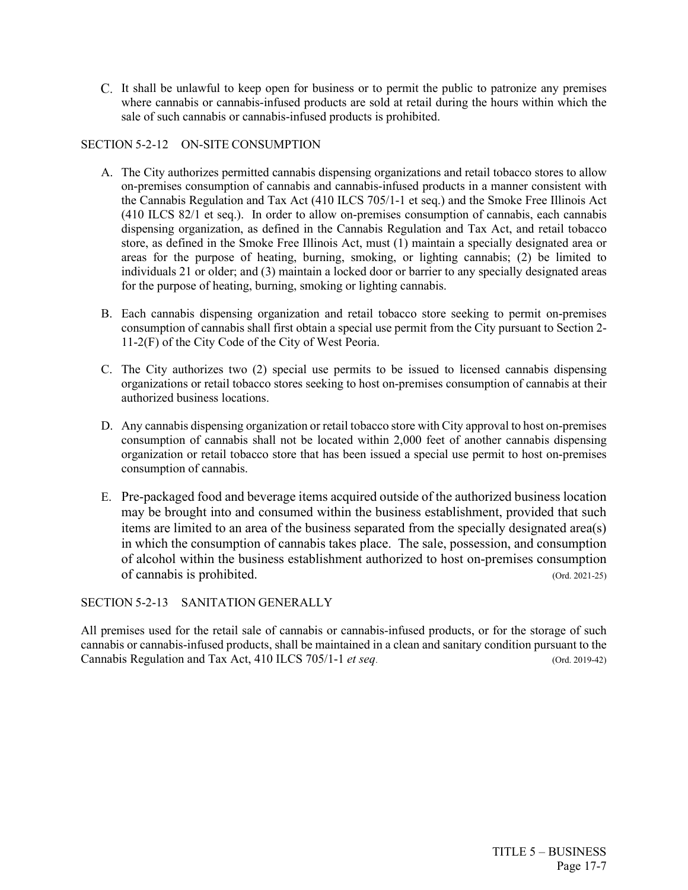C. It shall be unlawful to keep open for business or to permit the public to patronize any premises where cannabis or cannabis-infused products are sold at retail during the hours within which the sale of such cannabis or cannabis-infused products is prohibited.

## SECTION 5-2-12 ON-SITE CONSUMPTION

A. The City authorizes permitted cannabis dispensing organizations and retail tobacco stores to allow on-premises consumption of cannabis and cannabis-infused products in a manner consistent with the Cannabis Regulation and Tax Act (410 ILCS 705/1-1 et seq.) and the Smoke Free Illinois Act (410 ILCS 82/1 et seq.). In order to allow on-premises consumption of cannabis, each cannabis dispensing organization, as defined in the Cannabis Regulation and Tax Act, and retail tobacco store, as defined in the Smoke Free Illinois Act, must (1) maintain a specially designated area or areas for the purpose of heating, burning, smoking, or lighting cannabis; (2) be limited to individuals 21 or older; and (3) maintain a locked door or barrier to any specially designated areas for the purpose of heating, burning, smoking or lighting cannabis.

B. Each cannabis dispensing organization and retail tobacco store seeking to permit on-premises consumption of cannabis shall first obtain a special use permit from the City pursuant to Section 2-11-2(F) of the City Code of the City of West Peoria.

C. The City authorizes two (2) special use permits to be issued to licensed cannabis dispensing organizations or retail tobacco stores seeking to host on-premises consumption of cannabis at their authorized business locations.

D. Any cannabis dispensing organization or retail tobacco store with City approval to host on-premises consumption of cannabis shall not be located within 2,000 feet of another cannabis dispensing organization or retail tobacco store that has been issued a special use permit to host on-premises consumption of cannabis.

E. Pre-packaged food and beverage items acquired outside of the authorized business location may be brought into and consumed within the business establishment, provided that such items are limited to an area of the business separated from the specially designated area(s) in which the consumption of cannabis takes place. The sale, possession, and consumption of alcohol within the business establishment authorized to host on-premises consumption of cannabis is prohibited. (Ord. 2021-25)

## SECTION 5-2-13 SANITATION GENERALLY

All premises used for the retail sale of cannabis or cannabis-infused products, or for the storage of such cannabis or cannabis-infused products, shall be maintained in a clean and sanitary condition pursuant to the Cannabis Regulation and Tax Act, 410 ILCS 705/1-1 *et seq*. (Ord. 2019-42)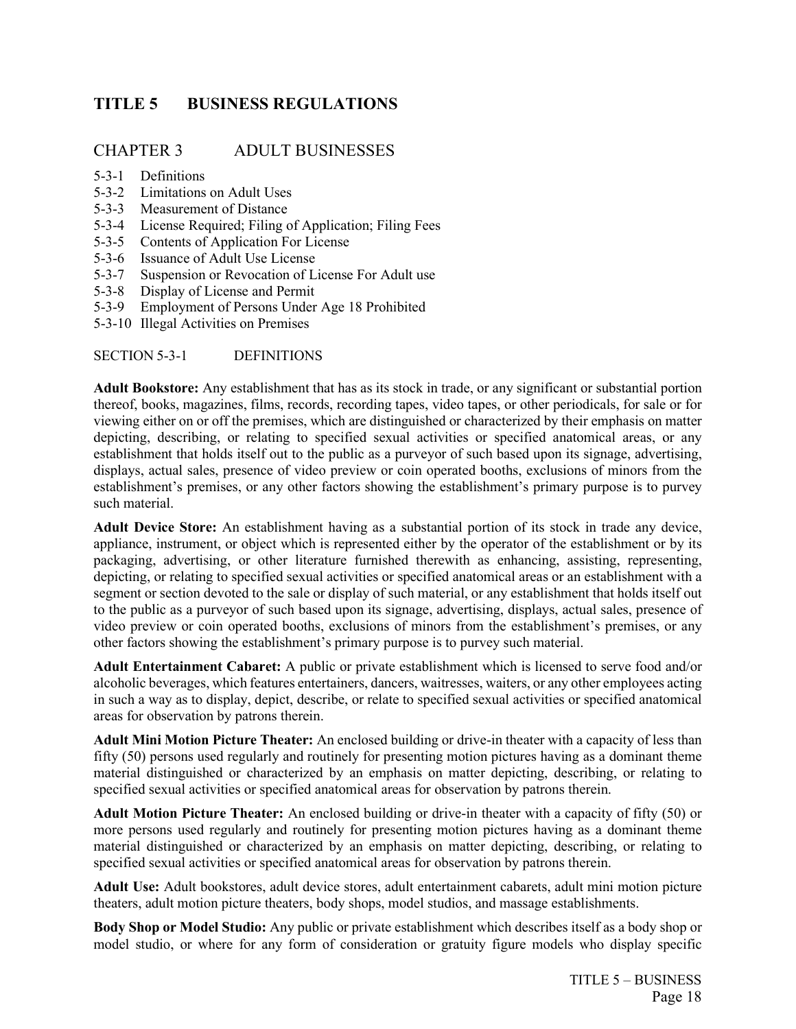# TITLE 5 BUSINESS REGULATIONS

## CHAPTER 3 ADULT BUSINESSES

5-3-1 Definitions
5-3-2 Limitations on Adult Uses
5-3-3 Measurement of Distance
5-3-4 License Required; Filing of Application; Filing Fees
5-3-5 Contents of Application For License
5-3-6 Issuance of Adult Use License
5-3-7 Suspension or Revocation of License For Adult use
5-3-8 Display of License and Permit
5-3-9 Employment of Persons Under Age 18 Prohibited
5-3-10 Illegal Activities on Premises

### SECTION 5-3-1 DEFINITIONS

**Adult Bookstore:** Any establishment that has as its stock in trade, or any significant or substantial portion thereof, books, magazines, films, records, recording tapes, video tapes, or other periodicals, for sale or for viewing either on or off the premises, which are distinguished or characterized by their emphasis on matter depicting, describing, or relating to specified sexual activities or specified anatomical areas, or any establishment that holds itself out to the public as a purveyor of such based upon its signage, advertising, displays, actual sales, presence of video preview or coin operated booths, exclusions of minors from the establishment's premises, or any other factors showing the establishment's primary purpose is to purvey such material.

**Adult Device Store:** An establishment having as a substantial portion of its stock in trade any device, appliance, instrument, or object which is represented either by the operator of the establishment or by its packaging, advertising, or other literature furnished therewith as enhancing, assisting, representing, depicting, or relating to specified sexual activities or specified anatomical areas or an establishment with a segment or section devoted to the sale or display of such material, or any establishment that holds itself out to the public as a purveyor of such based upon its signage, advertising, displays, actual sales, presence of video preview or coin operated booths, exclusions of minors from the establishment's premises, or any other factors showing the establishment's primary purpose is to purvey such material.

**Adult Entertainment Cabaret:** A public or private establishment which is licensed to serve food and/or alcoholic beverages, which features entertainers, dancers, waitresses, waiters, or any other employees acting in such a way as to display, depict, describe, or relate to specified sexual activities or specified anatomical areas for observation by patrons therein.

**Adult Mini Motion Picture Theater:** An enclosed building or drive-in theater with a capacity of less than fifty (50) persons used regularly and routinely for presenting motion pictures having as a dominant theme material distinguished or characterized by an emphasis on matter depicting, describing, or relating to specified sexual activities or specified anatomical areas for observation by patrons therein.

**Adult Motion Picture Theater:** An enclosed building or drive-in theater with a capacity of fifty (50) or more persons used regularly and routinely for presenting motion pictures having as a dominant theme material distinguished or characterized by an emphasis on matter depicting, describing, or relating to specified sexual activities or specified anatomical areas for observation by patrons therein.

**Adult Use:** Adult bookstores, adult device stores, adult entertainment cabarets, adult mini motion picture theaters, adult motion picture theaters, body shops, model studios, and massage establishments.

**Body Shop or Model Studio:** Any public or private establishment which describes itself as a body shop or model studio, or where for any form of consideration or gratuity figure models who display specific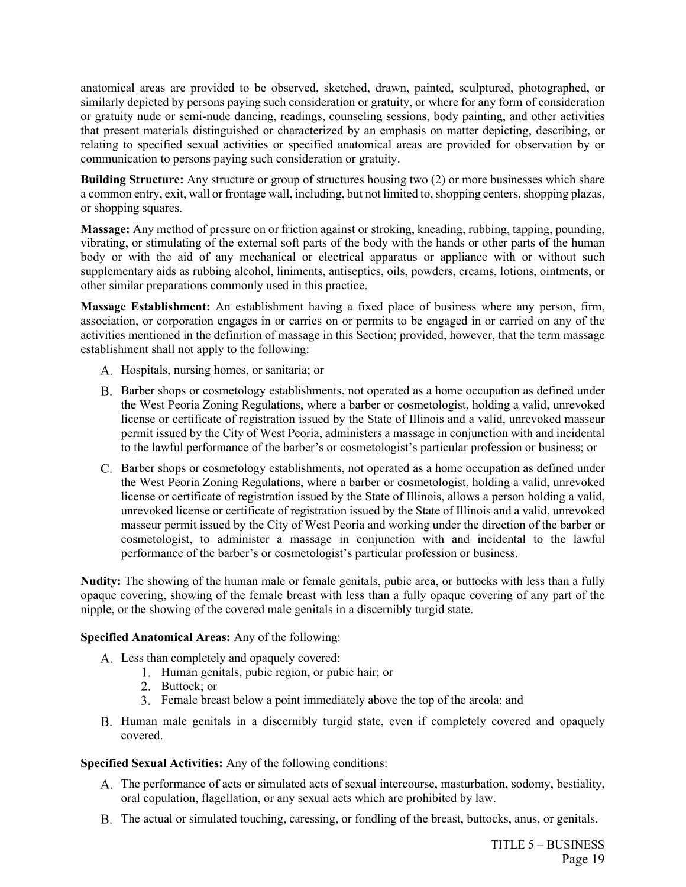anatomical areas are provided to be observed, sketched, drawn, painted, sculptured, photographed, or similarly depicted by persons paying such consideration or gratuity, or where for any form of consideration or gratuity nude or semi-nude dancing, readings, counseling sessions, body painting, and other activities that present materials distinguished or characterized by an emphasis on matter depicting, describing, or relating to specified sexual activities or specified anatomical areas are provided for observation by or communication to persons paying such consideration or gratuity.

**Building Structure:** Any structure or group of structures housing two (2) or more businesses which share a common entry, exit, wall or frontage wall, including, but not limited to, shopping centers, shopping plazas, or shopping squares.

**Massage:** Any method of pressure on or friction against or stroking, kneading, rubbing, tapping, pounding, vibrating, or stimulating of the external soft parts of the body with the hands or other parts of the human body or with the aid of any mechanical or electrical apparatus or appliance with or without such supplementary aids as rubbing alcohol, liniments, antiseptics, oils, powders, creams, lotions, ointments, or other similar preparations commonly used in this practice.

**Massage Establishment:** An establishment having a fixed place of business where any person, firm, association, or corporation engages in or carries on or permits to be engaged in or carried on any of the activities mentioned in the definition of massage in this Section; provided, however, that the term massage establishment shall not apply to the following:

A. Hospitals, nursing homes, or sanitaria; or

B. Barber shops or cosmetology establishments, not operated as a home occupation as defined under the West Peoria Zoning Regulations, where a barber or cosmetologist, holding a valid, unrevoked license or certificate of registration issued by the State of Illinois and a valid, unrevoked masseur permit issued by the City of West Peoria, administers a massage in conjunction with and incidental to the lawful performance of the barber's or cosmetologist's particular profession or business; or

C. Barber shops or cosmetology establishments, not operated as a home occupation as defined under the West Peoria Zoning Regulations, where a barber or cosmetologist, holding a valid, unrevoked license or certificate of registration issued by the State of Illinois, allows a person holding a valid, unrevoked license or certificate of registration issued by the State of Illinois and a valid, unrevoked masseur permit issued by the City of West Peoria and working under the direction of the barber or cosmetologist, to administer a massage in conjunction with and incidental to the lawful performance of the barber's or cosmetologist's particular profession or business.

**Nudity:** The showing of the human male or female genitals, pubic area, or buttocks with less than a fully opaque covering, showing of the female breast with less than a fully opaque covering of any part of the nipple, or the showing of the covered male genitals in a discernibly turgid state.

**Specified Anatomical Areas:** Any of the following:

A. Less than completely and opaquely covered:
   1. Human genitals, pubic region, or pubic hair; or
   2. Buttock; or
   3. Female breast below a point immediately above the top of the areola; and

B. Human male genitals in a discernibly turgid state, even if completely covered and opaquely covered.

**Specified Sexual Activities:** Any of the following conditions:

A. The performance of acts or simulated acts of sexual intercourse, masturbation, sodomy, bestiality, oral copulation, flagellation, or any sexual acts which are prohibited by law.

B. The actual or simulated touching, caressing, or fondling of the breast, buttocks, anus, or genitals.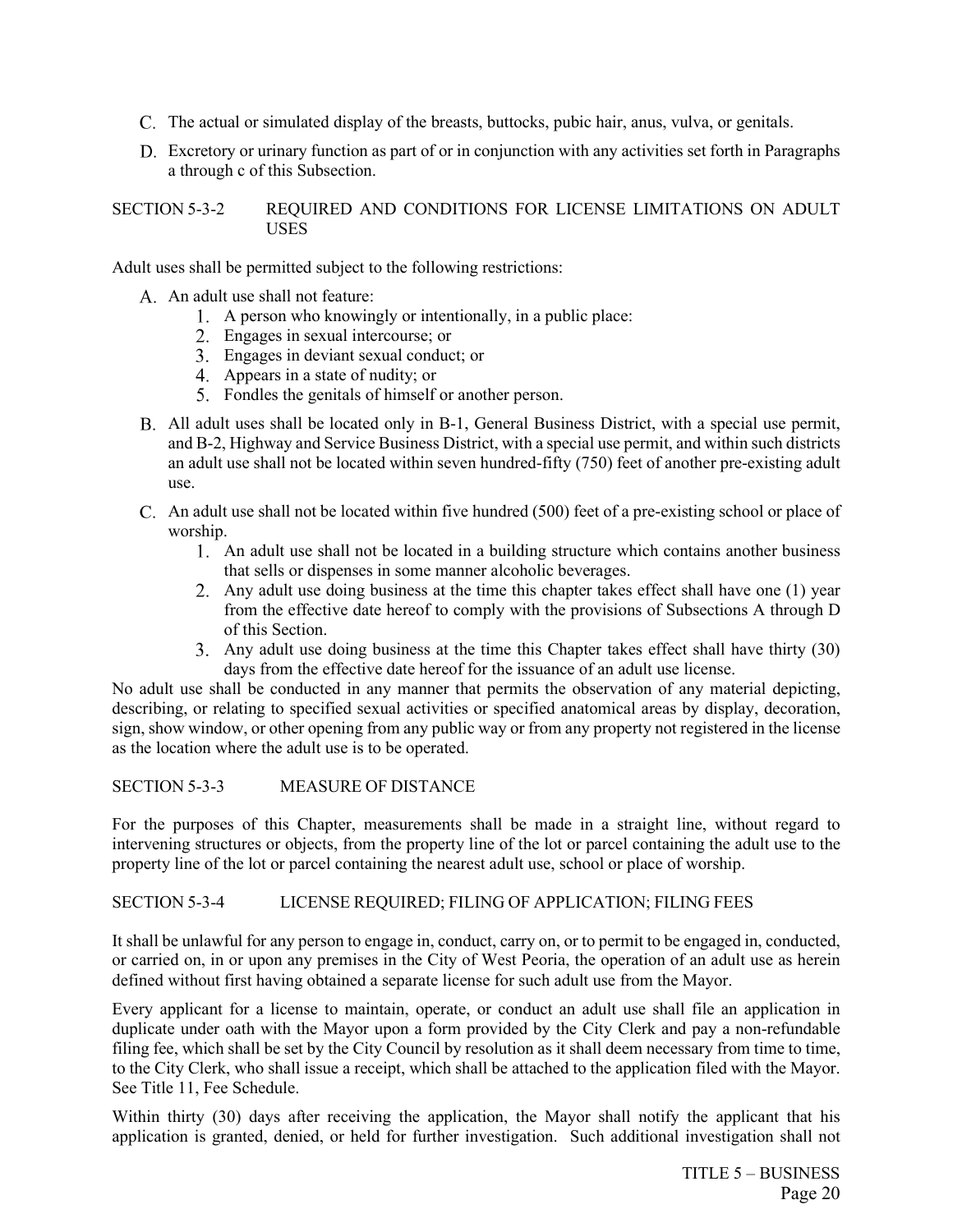C. The actual or simulated display of the breasts, buttocks, pubic hair, anus, vulva, or genitals.

D. Excretory or urinary function as part of or in conjunction with any activities set forth in Paragraphs a through c of this Subsection.

SECTION 5-3-2 REQUIRED AND CONDITIONS FOR LICENSE LIMITATIONS ON ADULT USES

Adult uses shall be permitted subject to the following restrictions:

A. An adult use shall not feature:
   1. A person who knowingly or intentionally, in a public place:
   2. Engages in sexual intercourse; or
   3. Engages in deviant sexual conduct; or
   4. Appears in a state of nudity; or
   5. Fondles the genitals of himself or another person.

B. All adult uses shall be located only in B-1, General Business District, with a special use permit, and B-2, Highway and Service Business District, with a special use permit, and within such districts an adult use shall not be located within seven hundred-fifty (750) feet of another pre-existing adult use.

C. An adult use shall not be located within five hundred (500) feet of a pre-existing school or place of worship.
   1. An adult use shall not be located in a building structure which contains another business that sells or dispenses in some manner alcoholic beverages.
   2. Any adult use doing business at the time this chapter takes effect shall have one (1) year from the effective date hereof to comply with the provisions of Subsections A through D of this Section.
   3. Any adult use doing business at the time this Chapter takes effect shall have thirty (30) days from the effective date hereof for the issuance of an adult use license.

No adult use shall be conducted in any manner that permits the observation of any material depicting, describing, or relating to specified sexual activities or specified anatomical areas by display, decoration, sign, show window, or other opening from any public way or from any property not registered in the license as the location where the adult use is to be operated.

SECTION 5-3-3 MEASURE OF DISTANCE

For the purposes of this Chapter, measurements shall be made in a straight line, without regard to intervening structures or objects, from the property line of the lot or parcel containing the adult use to the property line of the lot or parcel containing the nearest adult use, school or place of worship.

SECTION 5-3-4 LICENSE REQUIRED; FILING OF APPLICATION; FILING FEES

It shall be unlawful for any person to engage in, conduct, carry on, or to permit to be engaged in, conducted, or carried on, in or upon any premises in the City of West Peoria, the operation of an adult use as herein defined without first having obtained a separate license for such adult use from the Mayor.

Every applicant for a license to maintain, operate, or conduct an adult use shall file an application in duplicate under oath with the Mayor upon a form provided by the City Clerk and pay a non-refundable filing fee, which shall be set by the City Council by resolution as it shall deem necessary from time to time, to the City Clerk, who shall issue a receipt, which shall be attached to the application filed with the Mayor. See Title 11, Fee Schedule.

Within thirty (30) days after receiving the application, the Mayor shall notify the applicant that his application is granted, denied, or held for further investigation. Such additional investigation shall not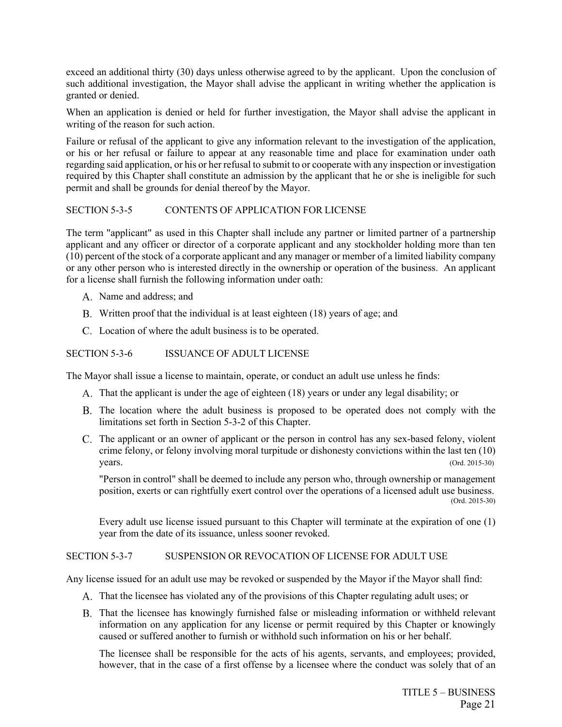exceed an additional thirty (30) days unless otherwise agreed to by the applicant. Upon the conclusion of such additional investigation, the Mayor shall advise the applicant in writing whether the application is granted or denied.

When an application is denied or held for further investigation, the Mayor shall advise the applicant in writing of the reason for such action.

Failure or refusal of the applicant to give any information relevant to the investigation of the application, or his or her refusal or failure to appear at any reasonable time and place for examination under oath regarding said application, or his or her refusal to submit to or cooperate with any inspection or investigation required by this Chapter shall constitute an admission by the applicant that he or she is ineligible for such permit and shall be grounds for denial thereof by the Mayor.

## SECTION 5-3-5 CONTENTS OF APPLICATION FOR LICENSE

The term "applicant" as used in this Chapter shall include any partner or limited partner of a partnership applicant and any officer or director of a corporate applicant and any stockholder holding more than ten (10) percent of the stock of a corporate applicant and any manager or member of a limited liability company or any other person who is interested directly in the ownership or operation of the business. An applicant for a license shall furnish the following information under oath:

A. Name and address; and
B. Written proof that the individual is at least eighteen (18) years of age; and
C. Location of where the adult business is to be operated.

## SECTION 5-3-6 ISSUANCE OF ADULT LICENSE

The Mayor shall issue a license to maintain, operate, or conduct an adult use unless he finds:

A. That the applicant is under the age of eighteen (18) years or under any legal disability; or
B. The location where the adult business is proposed to be operated does not comply with the limitations set forth in Section 5-3-2 of this Chapter.
C. The applicant or an owner of applicant or the person in control has any sex-based felony, violent crime felony, or felony involving moral turpitude or dishonesty convictions within the last ten (10) years. (Ord. 2015-30)

   "Person in control" shall be deemed to include any person who, through ownership or management position, exerts or can rightfully exert control over the operations of a licensed adult use business. (Ord. 2015-30)

   Every adult use license issued pursuant to this Chapter will terminate at the expiration of one (1) year from the date of its issuance, unless sooner revoked.

## SECTION 5-3-7 SUSPENSION OR REVOCATION OF LICENSE FOR ADULT USE

Any license issued for an adult use may be revoked or suspended by the Mayor if the Mayor shall find:

A. That the licensee has violated any of the provisions of this Chapter regulating adult uses; or
B. That the licensee has knowingly furnished false or misleading information or withheld relevant information on any application for any license or permit required by this Chapter or knowingly caused or suffered another to furnish or withhold such information on his or her behalf.

   The licensee shall be responsible for the acts of his agents, servants, and employees; provided, however, that in the case of a first offense by a licensee where the conduct was solely that of an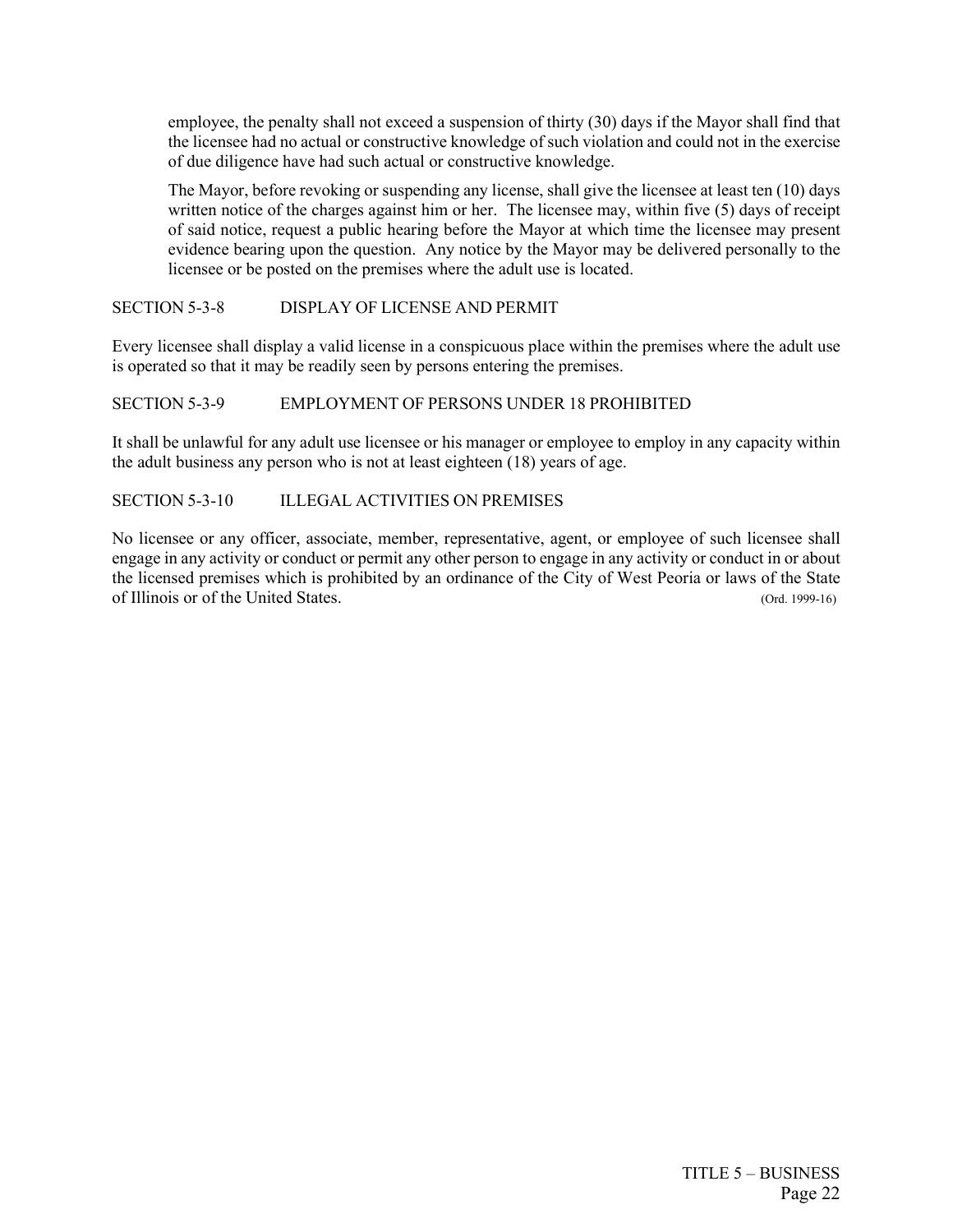employee, the penalty shall not exceed a suspension of thirty (30) days if the Mayor shall find that the licensee had no actual or constructive knowledge of such violation and could not in the exercise of due diligence have had such actual or constructive knowledge.

The Mayor, before revoking or suspending any license, shall give the licensee at least ten (10) days written notice of the charges against him or her. The licensee may, within five (5) days of receipt of said notice, request a public hearing before the Mayor at which time the licensee may present evidence bearing upon the question. Any notice by the Mayor may be delivered personally to the licensee or be posted on the premises where the adult use is located.

### SECTION 5-3-8 DISPLAY OF LICENSE AND PERMIT

Every licensee shall display a valid license in a conspicuous place within the premises where the adult use is operated so that it may be readily seen by persons entering the premises.

### SECTION 5-3-9 EMPLOYMENT OF PERSONS UNDER 18 PROHIBITED

It shall be unlawful for any adult use licensee or his manager or employee to employ in any capacity within the adult business any person who is not at least eighteen (18) years of age.

### SECTION 5-3-10 ILLEGAL ACTIVITIES ON PREMISES

No licensee or any officer, associate, member, representative, agent, or employee of such licensee shall engage in any activity or conduct or permit any other person to engage in any activity or conduct in or about the licensed premises which is prohibited by an ordinance of the City of West Peoria or laws of the State of Illinois or of the United States. (Ord. 1999-16)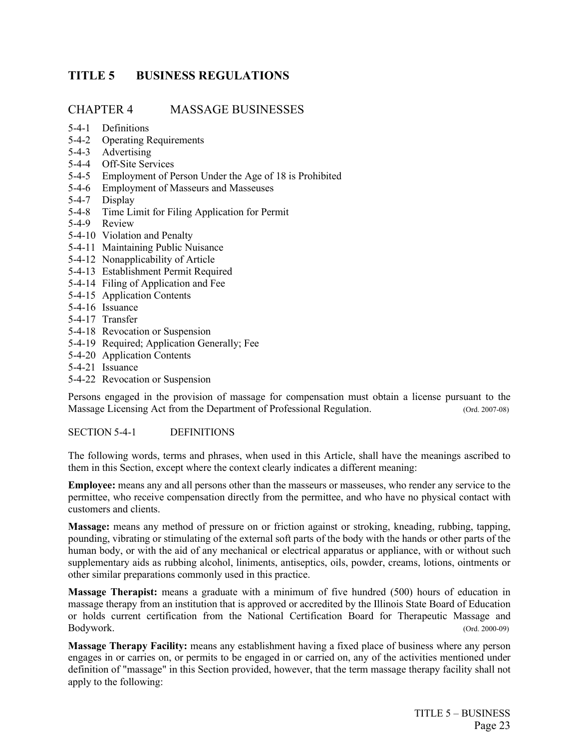# TITLE 5 BUSINESS REGULATIONS

## CHAPTER 4 MASSAGE BUSINESSES

5-4-1 Definitions
5-4-2 Operating Requirements
5-4-3 Advertising
5-4-4 Off-Site Services
5-4-5 Employment of Person Under the Age of 18 is Prohibited
5-4-6 Employment of Masseurs and Masseuses
5-4-7 Display
5-4-8 Time Limit for Filing Application for Permit
5-4-9 Review
5-4-10 Violation and Penalty
5-4-11 Maintaining Public Nuisance
5-4-12 Nonapplicability of Article
5-4-13 Establishment Permit Required
5-4-14 Filing of Application and Fee
5-4-15 Application Contents
5-4-16 Issuance
5-4-17 Transfer
5-4-18 Revocation or Suspension
5-4-19 Required; Application Generally; Fee
5-4-20 Application Contents
5-4-21 Issuance
5-4-22 Revocation or Suspension

Persons engaged in the provision of massage for compensation must obtain a license pursuant to the Massage Licensing Act from the Department of Professional Regulation. (Ord. 2007-08)

### SECTION 5-4-1 DEFINITIONS

The following words, terms and phrases, when used in this Article, shall have the meanings ascribed to them in this Section, except where the context clearly indicates a different meaning:

**Employee:** means any and all persons other than the masseurs or masseuses, who render any service to the permittee, who receive compensation directly from the permittee, and who have no physical contact with customers and clients.

**Massage:** means any method of pressure on or friction against or stroking, kneading, rubbing, tapping, pounding, vibrating or stimulating of the external soft parts of the body with the hands or other parts of the human body, or with the aid of any mechanical or electrical apparatus or appliance, with or without such supplementary aids as rubbing alcohol, liniments, antiseptics, oils, powder, creams, lotions, ointments or other similar preparations commonly used in this practice.

**Massage Therapist:** means a graduate with a minimum of five hundred (500) hours of education in massage therapy from an institution that is approved or accredited by the Illinois State Board of Education or holds current certification from the National Certification Board for Therapeutic Massage and Bodywork. (Ord. 2000-09)

**Massage Therapy Facility:** means any establishment having a fixed place of business where any person engages in or carries on, or permits to be engaged in or carried on, any of the activities mentioned under definition of "massage" in this Section provided, however, that the term massage therapy facility shall not apply to the following: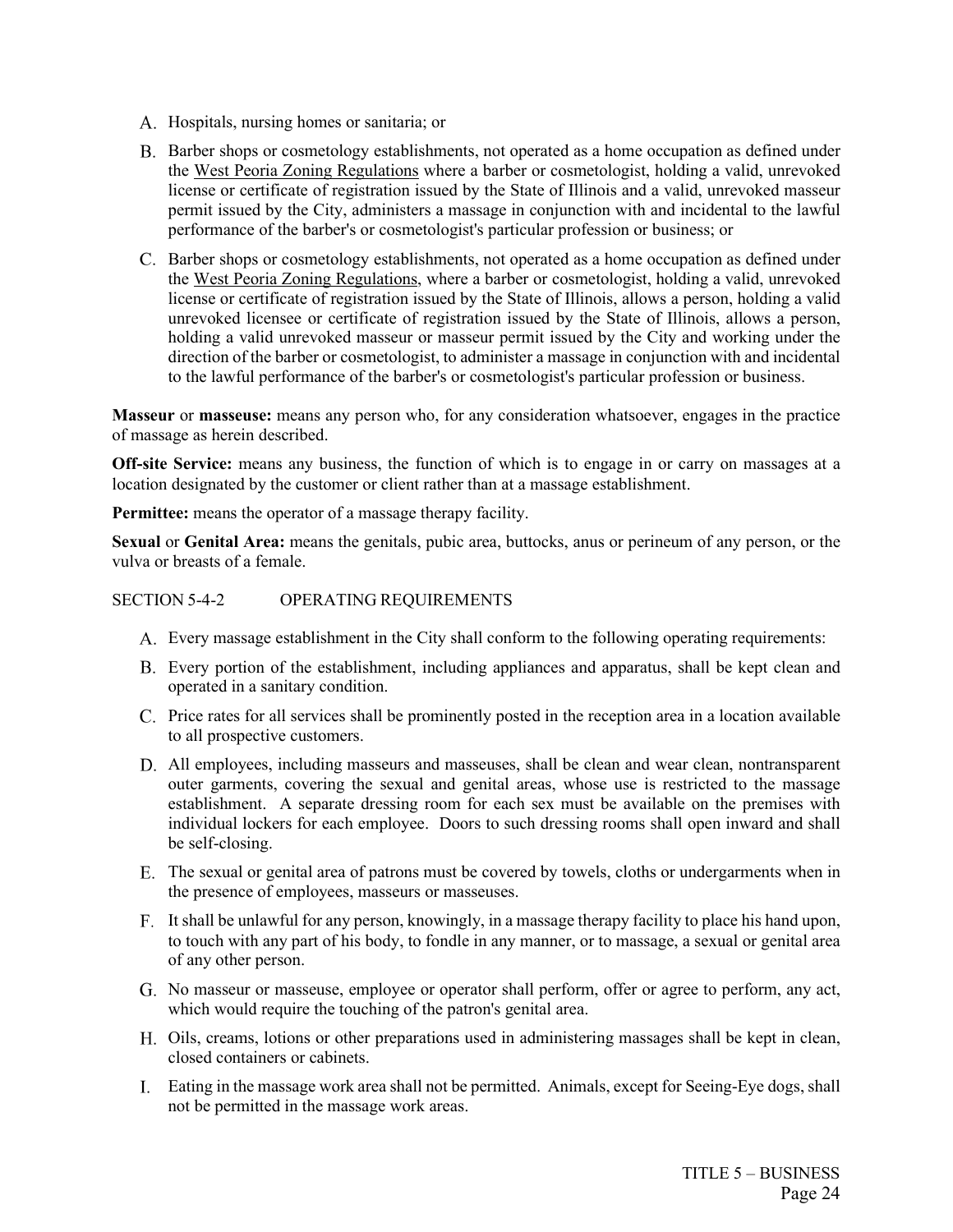A. Hospitals, nursing homes or sanitaria; or

B. Barber shops or cosmetology establishments, not operated as a home occupation as defined under the West Peoria Zoning Regulations where a barber or cosmetologist, holding a valid, unrevoked license or certificate of registration issued by the State of Illinois and a valid, unrevoked masseur permit issued by the City, administers a massage in conjunction with and incidental to the lawful performance of the barber's or cosmetologist's particular profession or business; or

C. Barber shops or cosmetology establishments, not operated as a home occupation as defined under the West Peoria Zoning Regulations, where a barber or cosmetologist, holding a valid, unrevoked license or certificate of registration issued by the State of Illinois, allows a person, holding a valid unrevoked licensee or certificate of registration issued by the State of Illinois, allows a person, holding a valid unrevoked masseur or masseur permit issued by the City and working under the direction of the barber or cosmetologist, to administer a massage in conjunction with and incidental to the lawful performance of the barber's or cosmetologist's particular profession or business.

**Masseur** or **masseuse:** means any person who, for any consideration whatsoever, engages in the practice of massage as herein described.

**Off-site Service:** means any business, the function of which is to engage in or carry on massages at a location designated by the customer or client rather than at a massage establishment.

**Permittee:** means the operator of a massage therapy facility.

**Sexual** or **Genital Area:** means the genitals, pubic area, buttocks, anus or perineum of any person, or the vulva or breasts of a female.

SECTION 5-4-2 OPERATING REQUIREMENTS

A. Every massage establishment in the City shall conform to the following operating requirements:

B. Every portion of the establishment, including appliances and apparatus, shall be kept clean and operated in a sanitary condition.

C. Price rates for all services shall be prominently posted in the reception area in a location available to all prospective customers.

D. All employees, including masseurs and masseuses, shall be clean and wear clean, nontransparent outer garments, covering the sexual and genital areas, whose use is restricted to the massage establishment. A separate dressing room for each sex must be available on the premises with individual lockers for each employee. Doors to such dressing rooms shall open inward and shall be self-closing.

E. The sexual or genital area of patrons must be covered by towels, cloths or undergarments when in the presence of employees, masseurs or masseuses.

F. It shall be unlawful for any person, knowingly, in a massage therapy facility to place his hand upon, to touch with any part of his body, to fondle in any manner, or to massage, a sexual or genital area of any other person.

G. No masseur or masseuse, employee or operator shall perform, offer or agree to perform, any act, which would require the touching of the patron's genital area.

H. Oils, creams, lotions or other preparations used in administering massages shall be kept in clean, closed containers or cabinets.

I. Eating in the massage work area shall not be permitted. Animals, except for Seeing-Eye dogs, shall not be permitted in the massage work areas.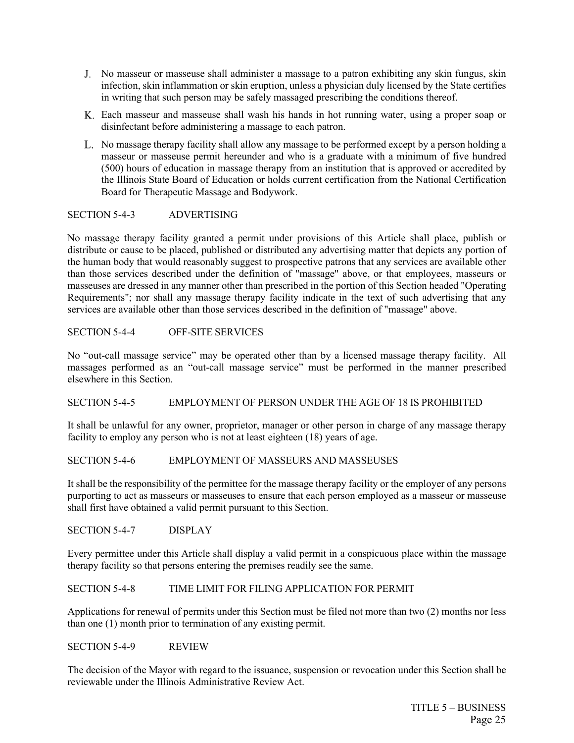J. No masseur or masseuse shall administer a massage to a patron exhibiting any skin fungus, skin infection, skin inflammation or skin eruption, unless a physician duly licensed by the State certifies in writing that such person may be safely massaged prescribing the conditions thereof.

K. Each masseur and masseuse shall wash his hands in hot running water, using a proper soap or disinfectant before administering a massage to each patron.

L. No massage therapy facility shall allow any massage to be performed except by a person holding a masseur or masseuse permit hereunder and who is a graduate with a minimum of five hundred (500) hours of education in massage therapy from an institution that is approved or accredited by the Illinois State Board of Education or holds current certification from the National Certification Board for Therapeutic Massage and Bodywork.

SECTION 5-4-3 ADVERTISING

No massage therapy facility granted a permit under provisions of this Article shall place, publish or distribute or cause to be placed, published or distributed any advertising matter that depicts any portion of the human body that would reasonably suggest to prospective patrons that any services are available other than those services described under the definition of "massage" above, or that employees, masseurs or masseuses are dressed in any manner other than prescribed in the portion of this Section headed "Operating Requirements"; nor shall any massage therapy facility indicate in the text of such advertising that any services are available other than those services described in the definition of "massage" above.

SECTION 5-4-4 OFF-SITE SERVICES

No “out-call massage service” may be operated other than by a licensed massage therapy facility. All massages performed as an “out-call massage service” must be performed in the manner prescribed elsewhere in this Section.

SECTION 5-4-5 EMPLOYMENT OF PERSON UNDER THE AGE OF 18 IS PROHIBITED

It shall be unlawful for any owner, proprietor, manager or other person in charge of any massage therapy facility to employ any person who is not at least eighteen (18) years of age.

SECTION 5-4-6 EMPLOYMENT OF MASSEURS AND MASSEUSES

It shall be the responsibility of the permittee for the massage therapy facility or the employer of any persons purporting to act as masseurs or masseuses to ensure that each person employed as a masseur or masseuse shall first have obtained a valid permit pursuant to this Section.

SECTION 5-4-7 DISPLAY

Every permittee under this Article shall display a valid permit in a conspicuous place within the massage therapy facility so that persons entering the premises readily see the same.

SECTION 5-4-8 TIME LIMIT FOR FILING APPLICATION FOR PERMIT

Applications for renewal of permits under this Section must be filed not more than two (2) months nor less than one (1) month prior to termination of any existing permit.

SECTION 5-4-9 REVIEW

The decision of the Mayor with regard to the issuance, suspension or revocation under this Section shall be reviewable under the Illinois Administrative Review Act.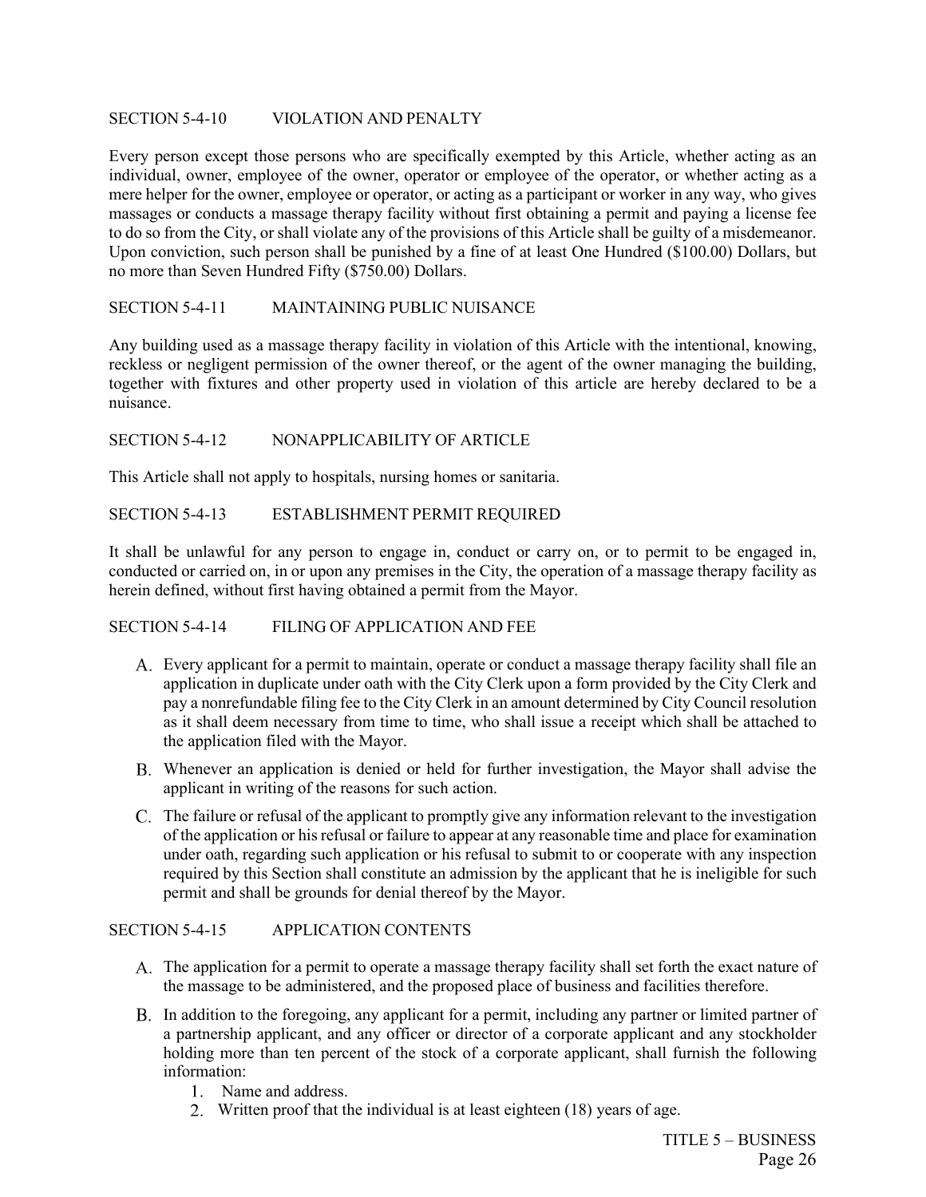## SECTION 5-4-10 VIOLATION AND PENALTY

Every person except those persons who are specifically exempted by this Article, whether acting as an individual, owner, employee of the owner, operator or employee of the operator, or whether acting as a mere helper for the owner, employee or operator, or acting as a participant or worker in any way, who gives massages or conducts a massage therapy facility without first obtaining a permit and paying a license fee to do so from the City, or shall violate any of the provisions of this Article shall be guilty of a misdemeanor. Upon conviction, such person shall be punished by a fine of at least One Hundred ($100.00) Dollars, but no more than Seven Hundred Fifty ($750.00) Dollars.

## SECTION 5-4-11 MAINTAINING PUBLIC NUISANCE

Any building used as a massage therapy facility in violation of this Article with the intentional, knowing, reckless or negligent permission of the owner thereof, or the agent of the owner managing the building, together with fixtures and other property used in violation of this article are hereby declared to be a nuisance.

## SECTION 5-4-12 NONAPPLICABILITY OF ARTICLE

This Article shall not apply to hospitals, nursing homes or sanitaria.

## SECTION 5-4-13 ESTABLISHMENT PERMIT REQUIRED

It shall be unlawful for any person to engage in, conduct or carry on, or to permit to be engaged in, conducted or carried on, in or upon any premises in the City, the operation of a massage therapy facility as herein defined, without first having obtained a permit from the Mayor.

## SECTION 5-4-14 FILING OF APPLICATION AND FEE

A. Every applicant for a permit to maintain, operate or conduct a massage therapy facility shall file an application in duplicate under oath with the City Clerk upon a form provided by the City Clerk and pay a nonrefundable filing fee to the City Clerk in an amount determined by City Council resolution as it shall deem necessary from time to time, who shall issue a receipt which shall be attached to the application filed with the Mayor.

B. Whenever an application is denied or held for further investigation, the Mayor shall advise the applicant in writing of the reasons for such action.

C. The failure or refusal of the applicant to promptly give any information relevant to the investigation of the application or his refusal or failure to appear at any reasonable time and place for examination under oath, regarding such application or his refusal to submit to or cooperate with any inspection required by this Section shall constitute an admission by the applicant that he is ineligible for such permit and shall be grounds for denial thereof by the Mayor.

## SECTION 5-4-15 APPLICATION CONTENTS

A. The application for a permit to operate a massage therapy facility shall set forth the exact nature of the massage to be administered, and the proposed place of business and facilities therefore.

B. In addition to the foregoing, any applicant for a permit, including any partner or limited partner of a partnership applicant, and any officer or director of a corporate applicant and any stockholder holding more than ten percent of the stock of a corporate applicant, shall furnish the following information:
   1. Name and address.
   2. Written proof that the individual is at least eighteen (18) years of age.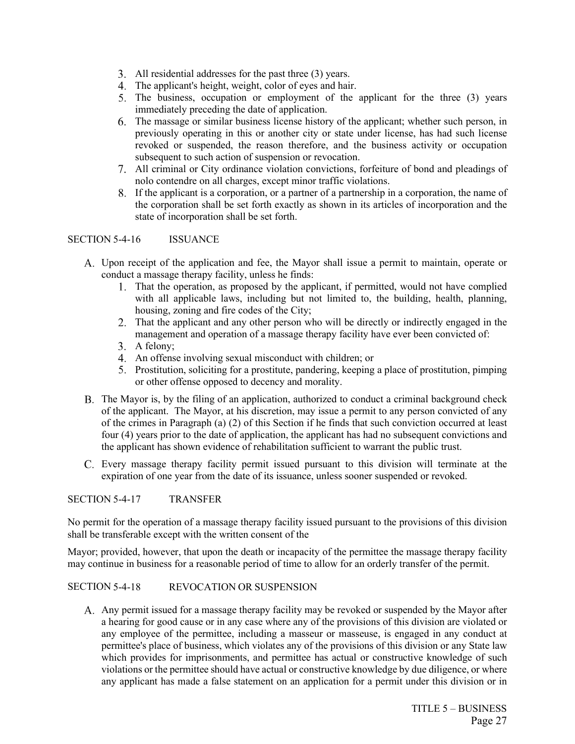3. All residential addresses for the past three (3) years.
4. The applicant's height, weight, color of eyes and hair.
5. The business, occupation or employment of the applicant for the three (3) years immediately preceding the date of application.
6. The massage or similar business license history of the applicant; whether such person, in previously operating in this or another city or state under license, has had such license revoked or suspended, the reason therefore, and the business activity or occupation subsequent to such action of suspension or revocation.
7. All criminal or City ordinance violation convictions, forfeiture of bond and pleadings of nolo contendre on all charges, except minor traffic violations.
8. If the applicant is a corporation, or a partner of a partnership in a corporation, the name of the corporation shall be set forth exactly as shown in its articles of incorporation and the state of incorporation shall be set forth.

SECTION 5-4-16 ISSUANCE

A. Upon receipt of the application and fee, the Mayor shall issue a permit to maintain, operate or conduct a massage therapy facility, unless he finds:
   1. That the operation, as proposed by the applicant, if permitted, would not have complied with all applicable laws, including but not limited to, the building, health, planning, housing, zoning and fire codes of the City;
   2. That the applicant and any other person who will be directly or indirectly engaged in the management and operation of a massage therapy facility have ever been convicted of:
   3. A felony;
   4. An offense involving sexual misconduct with children; or
   5. Prostitution, soliciting for a prostitute, pandering, keeping a place of prostitution, pimping or other offense opposed to decency and morality.
B. The Mayor is, by the filing of an application, authorized to conduct a criminal background check of the applicant. The Mayor, at his discretion, may issue a permit to any person convicted of any of the crimes in Paragraph (a) (2) of this Section if he finds that such conviction occurred at least four (4) years prior to the date of application, the applicant has had no subsequent convictions and the applicant has shown evidence of rehabilitation sufficient to warrant the public trust.
C. Every massage therapy facility permit issued pursuant to this division will terminate at the expiration of one year from the date of its issuance, unless sooner suspended or revoked.

SECTION 5-4-17 TRANSFER

No permit for the operation of a massage therapy facility issued pursuant to the provisions of this division shall be transferable except with the written consent of the

Mayor; provided, however, that upon the death or incapacity of the permittee the massage therapy facility may continue in business for a reasonable period of time to allow for an orderly transfer of the permit.

SECTION 5-4-18 REVOCATION OR SUSPENSION

A. Any permit issued for a massage therapy facility may be revoked or suspended by the Mayor after a hearing for good cause or in any case where any of the provisions of this division are violated or any employee of the permittee, including a masseur or masseuse, is engaged in any conduct at permittee's place of business, which violates any of the provisions of this division or any State law which provides for imprisonments, and permittee has actual or constructive knowledge of such violations or the permittee should have actual or constructive knowledge by due diligence, or where any applicant has made a false statement on an application for a permit under this division or in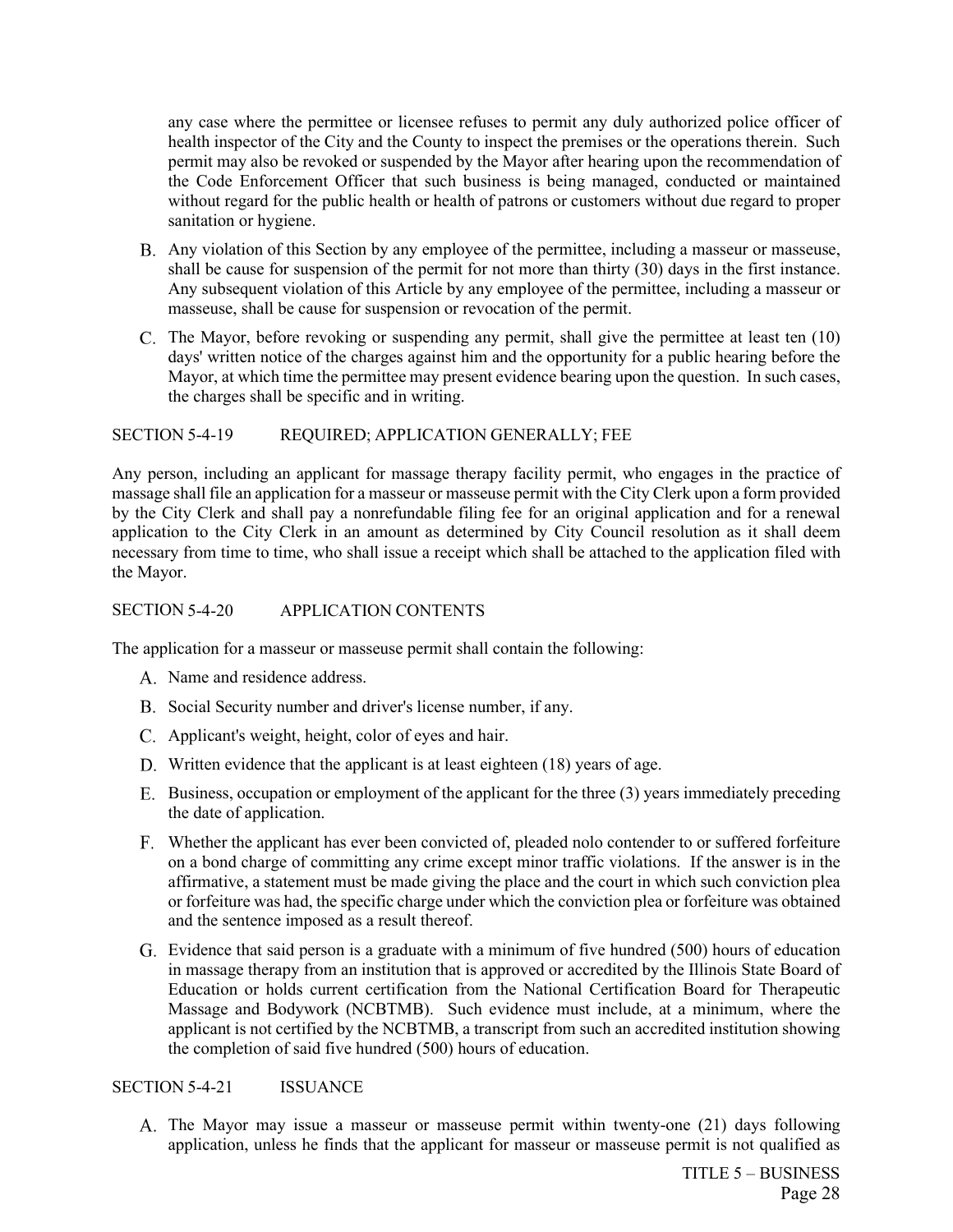any case where the permittee or licensee refuses to permit any duly authorized police officer of health inspector of the City and the County to inspect the premises or the operations therein. Such permit may also be revoked or suspended by the Mayor after hearing upon the recommendation of the Code Enforcement Officer that such business is being managed, conducted or maintained without regard for the public health or health of patrons or customers without due regard to proper sanitation or hygiene.

B. Any violation of this Section by any employee of the permittee, including a masseur or masseuse, shall be cause for suspension of the permit for not more than thirty (30) days in the first instance. Any subsequent violation of this Article by any employee of the permittee, including a masseur or masseuse, shall be cause for suspension or revocation of the permit.

C. The Mayor, before revoking or suspending any permit, shall give the permittee at least ten (10) days' written notice of the charges against him and the opportunity for a public hearing before the Mayor, at which time the permittee may present evidence bearing upon the question. In such cases, the charges shall be specific and in writing.

SECTION 5-4-19 REQUIRED; APPLICATION GENERALLY; FEE

Any person, including an applicant for massage therapy facility permit, who engages in the practice of massage shall file an application for a masseur or masseuse permit with the City Clerk upon a form provided by the City Clerk and shall pay a nonrefundable filing fee for an original application and for a renewal application to the City Clerk in an amount as determined by City Council resolution as it shall deem necessary from time to time, who shall issue a receipt which shall be attached to the application filed with the Mayor.

SECTION 5-4-20 APPLICATION CONTENTS

The application for a masseur or masseuse permit shall contain the following:

A. Name and residence address.

B. Social Security number and driver's license number, if any.

C. Applicant's weight, height, color of eyes and hair.

D. Written evidence that the applicant is at least eighteen (18) years of age.

E. Business, occupation or employment of the applicant for the three (3) years immediately preceding the date of application.

F. Whether the applicant has ever been convicted of, pleaded nolo contender to or suffered forfeiture on a bond charge of committing any crime except minor traffic violations. If the answer is in the affirmative, a statement must be made giving the place and the court in which such conviction plea or forfeiture was had, the specific charge under which the conviction plea or forfeiture was obtained and the sentence imposed as a result thereof.

G. Evidence that said person is a graduate with a minimum of five hundred (500) hours of education in massage therapy from an institution that is approved or accredited by the Illinois State Board of Education or holds current certification from the National Certification Board for Therapeutic Massage and Bodywork (NCBTMB). Such evidence must include, at a minimum, where the applicant is not certified by the NCBTMB, a transcript from such an accredited institution showing the completion of said five hundred (500) hours of education.

SECTION 5-4-21 ISSUANCE

A. The Mayor may issue a masseur or masseuse permit within twenty-one (21) days following application, unless he finds that the applicant for masseur or masseuse permit is not qualified as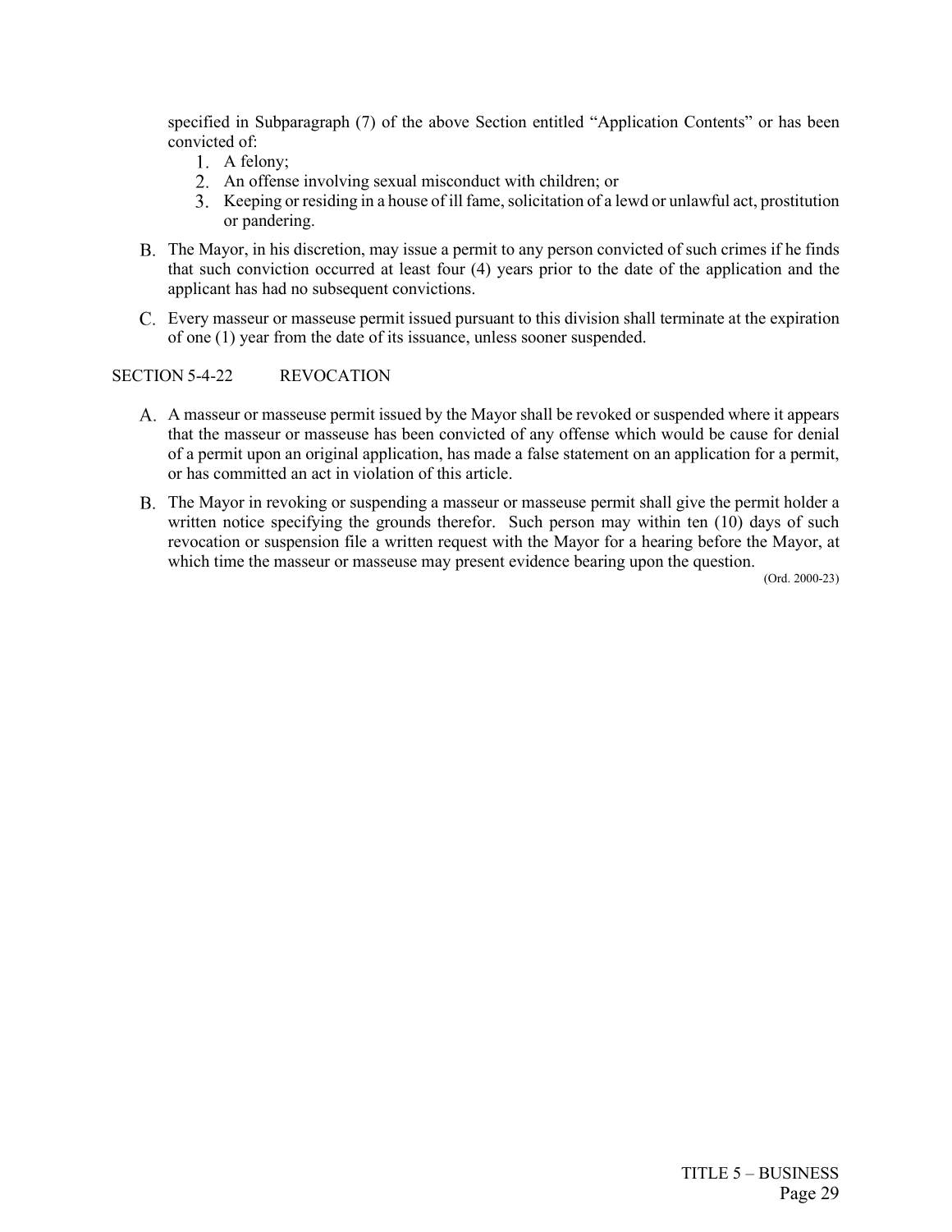specified in Subparagraph (7) of the above Section entitled "Application Contents" or has been convicted of:

1. A felony;
2. An offense involving sexual misconduct with children; or
3. Keeping or residing in a house of ill fame, solicitation of a lewd or unlawful act, prostitution or pandering.

B. The Mayor, in his discretion, may issue a permit to any person convicted of such crimes if he finds that such conviction occurred at least four (4) years prior to the date of the application and the applicant has had no subsequent convictions.

C. Every masseur or masseuse permit issued pursuant to this division shall terminate at the expiration of one (1) year from the date of its issuance, unless sooner suspended.

## SECTION 5-4-22 REVOCATION

A. A masseur or masseuse permit issued by the Mayor shall be revoked or suspended where it appears that the masseur or masseuse has been convicted of any offense which would be cause for denial of a permit upon an original application, has made a false statement on an application for a permit, or has committed an act in violation of this article.

B. The Mayor in revoking or suspending a masseur or masseuse permit shall give the permit holder a written notice specifying the grounds therefor. Such person may within ten (10) days of such revocation or suspension file a written request with the Mayor for a hearing before the Mayor, at which time the masseur or masseuse may present evidence bearing upon the question.

(Ord. 2000-23)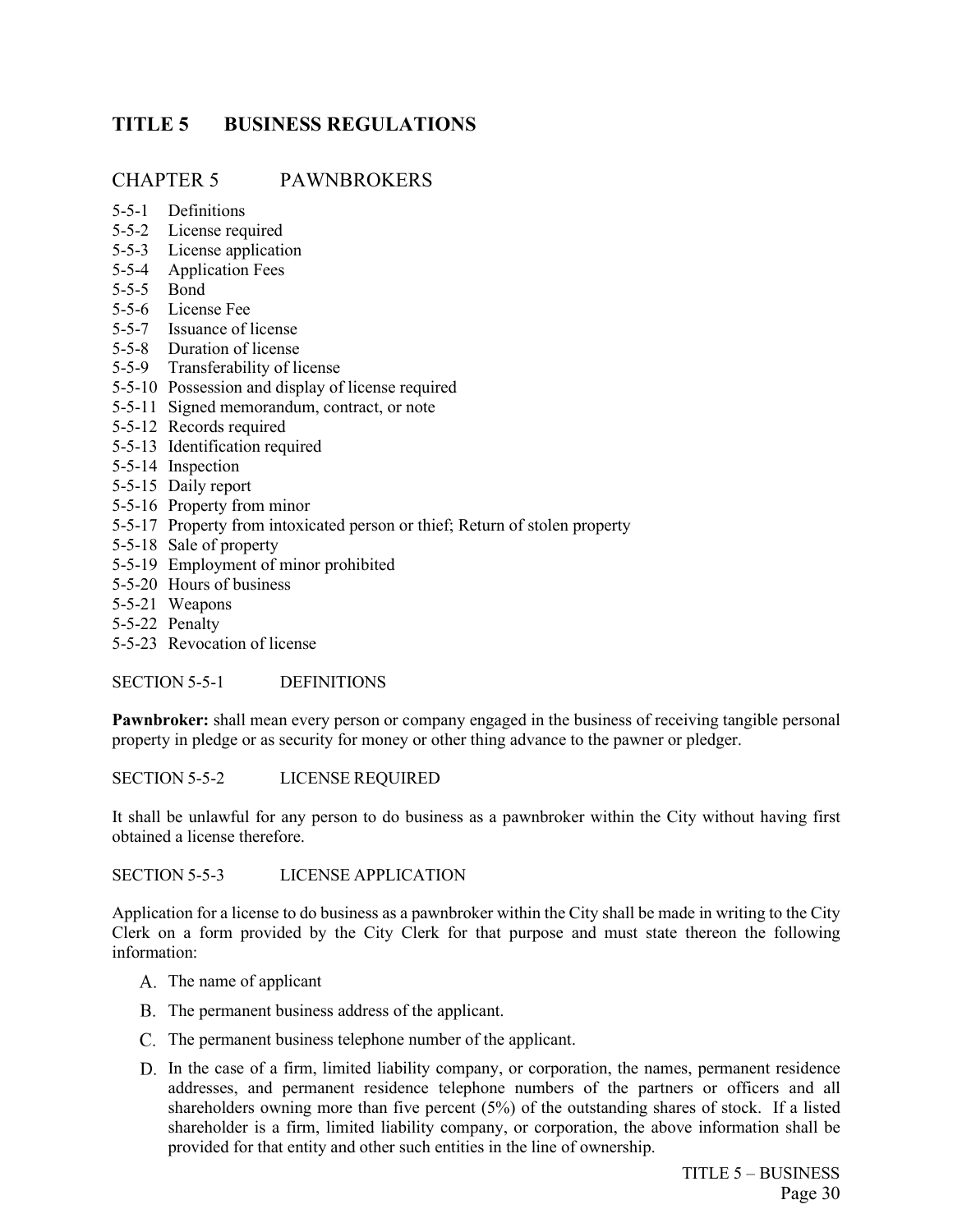# TITLE 5 BUSINESS REGULATIONS

## CHAPTER 5 PAWNBROKERS

5-5-1 Definitions
5-5-2 License required
5-5-3 License application
5-5-4 Application Fees
5-5-5 Bond
5-5-6 License Fee
5-5-7 Issuance of license
5-5-8 Duration of license
5-5-9 Transferability of license
5-5-10 Possession and display of license required
5-5-11 Signed memorandum, contract, or note
5-5-12 Records required
5-5-13 Identification required
5-5-14 Inspection
5-5-15 Daily report
5-5-16 Property from minor
5-5-17 Property from intoxicated person or thief; Return of stolen property
5-5-18 Sale of property
5-5-19 Employment of minor prohibited
5-5-20 Hours of business
5-5-21 Weapons
5-5-22 Penalty
5-5-23 Revocation of license

SECTION 5-5-1 DEFINITIONS

**Pawnbroker:** shall mean every person or company engaged in the business of receiving tangible personal property in pledge or as security for money or other thing advance to the pawner or pledger.

SECTION 5-5-2 LICENSE REQUIRED

It shall be unlawful for any person to do business as a pawnbroker within the City without having first obtained a license therefore.

SECTION 5-5-3 LICENSE APPLICATION

Application for a license to do business as a pawnbroker within the City shall be made in writing to the City Clerk on a form provided by the City Clerk for that purpose and must state thereon the following information:

A. The name of applicant

B. The permanent business address of the applicant.

C. The permanent business telephone number of the applicant.

D. In the case of a firm, limited liability company, or corporation, the names, permanent residence addresses, and permanent residence telephone numbers of the partners or officers and all shareholders owning more than five percent (5%) of the outstanding shares of stock. If a listed shareholder is a firm, limited liability company, or corporation, the above information shall be provided for that entity and other such entities in the line of ownership.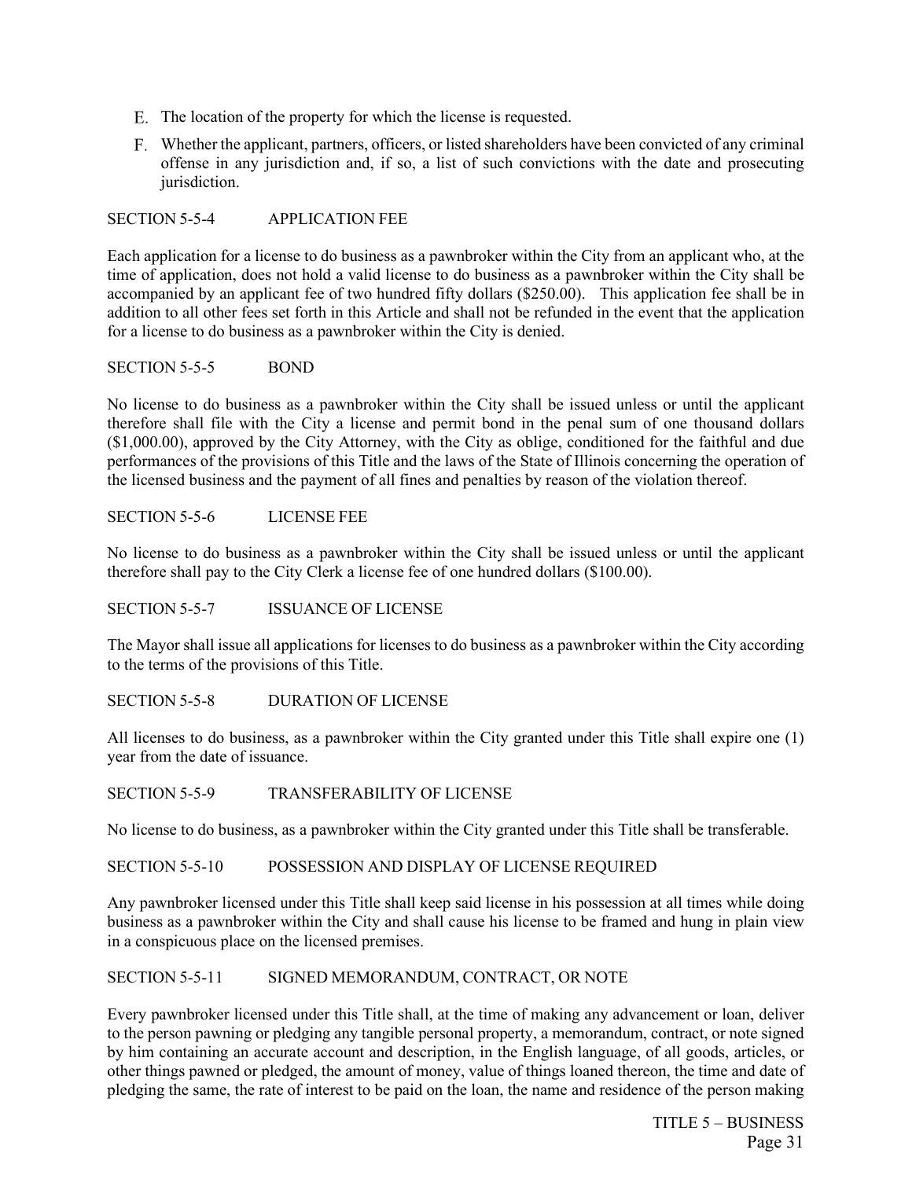E. The location of the property for which the license is requested.

F. Whether the applicant, partners, officers, or listed shareholders have been convicted of any criminal offense in any jurisdiction and, if so, a list of such convictions with the date and prosecuting jurisdiction.

SECTION 5-5-4 APPLICATION FEE

Each application for a license to do business as a pawnbroker within the City from an applicant who, at the time of application, does not hold a valid license to do business as a pawnbroker within the City shall be accompanied by an applicant fee of two hundred fifty dollars ($250.00). This application fee shall be in addition to all other fees set forth in this Article and shall not be refunded in the event that the application for a license to do business as a pawnbroker within the City is denied.

SECTION 5-5-5 BOND

No license to do business as a pawnbroker within the City shall be issued unless or until the applicant therefore shall file with the City a license and permit bond in the penal sum of one thousand dollars ($1,000.00), approved by the City Attorney, with the City as oblige, conditioned for the faithful and due performances of the provisions of this Title and the laws of the State of Illinois concerning the operation of the licensed business and the payment of all fines and penalties by reason of the violation thereof.

SECTION 5-5-6 LICENSE FEE

No license to do business as a pawnbroker within the City shall be issued unless or until the applicant therefore shall pay to the City Clerk a license fee of one hundred dollars ($100.00).

SECTION 5-5-7 ISSUANCE OF LICENSE

The Mayor shall issue all applications for licenses to do business as a pawnbroker within the City according to the terms of the provisions of this Title.

SECTION 5-5-8 DURATION OF LICENSE

All licenses to do business, as a pawnbroker within the City granted under this Title shall expire one (1) year from the date of issuance.

SECTION 5-5-9 TRANSFERABILITY OF LICENSE

No license to do business, as a pawnbroker within the City granted under this Title shall be transferable.

SECTION 5-5-10 POSSESSION AND DISPLAY OF LICENSE REQUIRED

Any pawnbroker licensed under this Title shall keep said license in his possession at all times while doing business as a pawnbroker within the City and shall cause his license to be framed and hung in plain view in a conspicuous place on the licensed premises.

SECTION 5-5-11 SIGNED MEMORANDUM, CONTRACT, OR NOTE

Every pawnbroker licensed under this Title shall, at the time of making any advancement or loan, deliver to the person pawning or pledging any tangible personal property, a memorandum, contract, or note signed by him containing an accurate account and description, in the English language, of all goods, articles, or other things pawned or pledged, the amount of money, value of things loaned thereon, the time and date of pledging the same, the rate of interest to be paid on the loan, the name and residence of the person making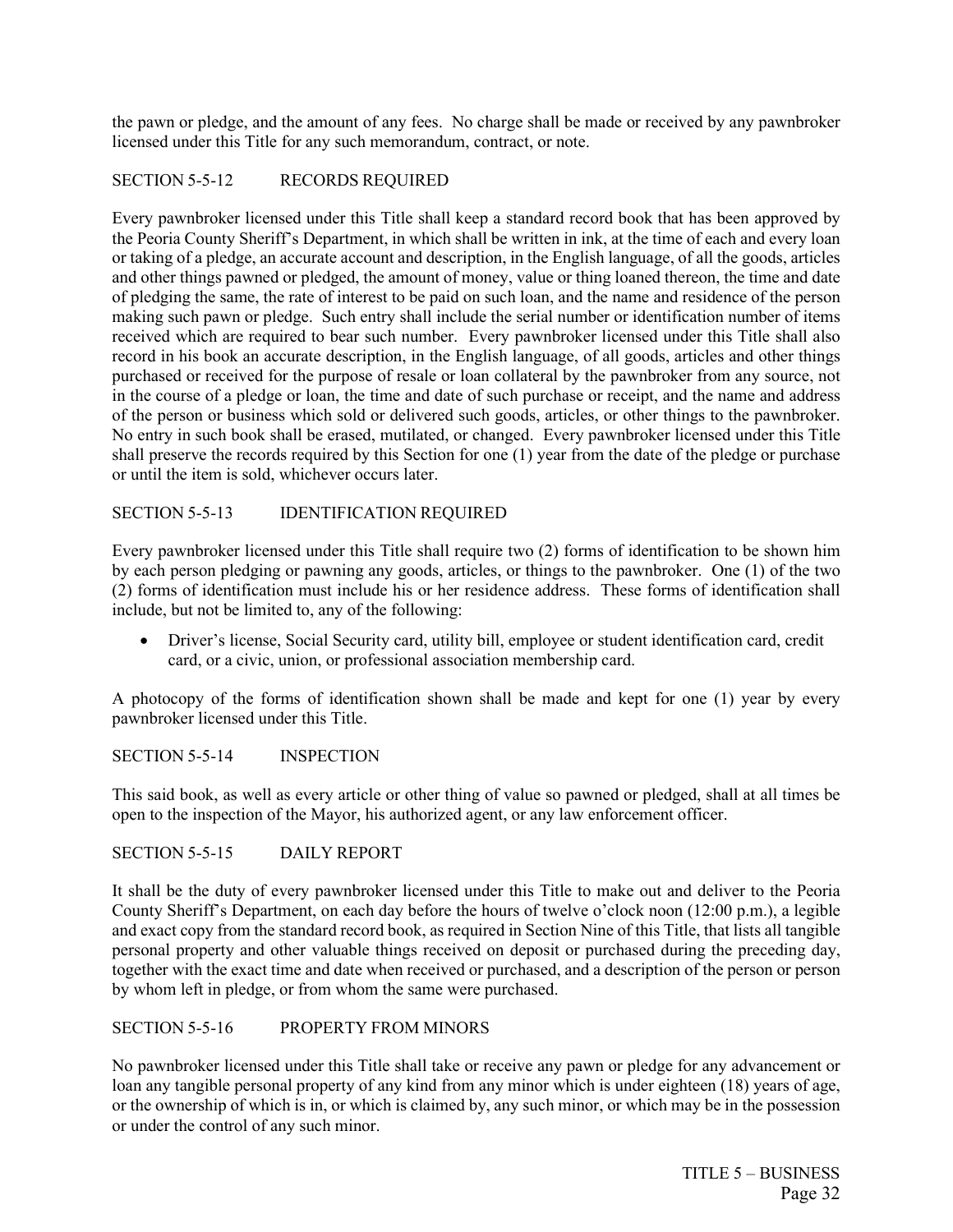the pawn or pledge, and the amount of any fees. No charge shall be made or received by any pawnbroker licensed under this Title for any such memorandum, contract, or note.

## SECTION 5-5-12 RECORDS REQUIRED

Every pawnbroker licensed under this Title shall keep a standard record book that has been approved by the Peoria County Sheriff's Department, in which shall be written in ink, at the time of each and every loan or taking of a pledge, an accurate account and description, in the English language, of all the goods, articles and other things pawned or pledged, the amount of money, value or thing loaned thereon, the time and date of pledging the same, the rate of interest to be paid on such loan, and the name and residence of the person making such pawn or pledge. Such entry shall include the serial number or identification number of items received which are required to bear such number. Every pawnbroker licensed under this Title shall also record in his book an accurate description, in the English language, of all goods, articles and other things purchased or received for the purpose of resale or loan collateral by the pawnbroker from any source, not in the course of a pledge or loan, the time and date of such purchase or receipt, and the name and address of the person or business which sold or delivered such goods, articles, or other things to the pawnbroker. No entry in such book shall be erased, mutilated, or changed. Every pawnbroker licensed under this Title shall preserve the records required by this Section for one (1) year from the date of the pledge or purchase or until the item is sold, whichever occurs later.

## SECTION 5-5-13 IDENTIFICATION REQUIRED

Every pawnbroker licensed under this Title shall require two (2) forms of identification to be shown him by each person pledging or pawning any goods, articles, or things to the pawnbroker. One (1) of the two (2) forms of identification must include his or her residence address. These forms of identification shall include, but not be limited to, any of the following:

- Driver's license, Social Security card, utility bill, employee or student identification card, credit card, or a civic, union, or professional association membership card.

A photocopy of the forms of identification shown shall be made and kept for one (1) year by every pawnbroker licensed under this Title.

## SECTION 5-5-14 INSPECTION

This said book, as well as every article or other thing of value so pawned or pledged, shall at all times be open to the inspection of the Mayor, his authorized agent, or any law enforcement officer.

## SECTION 5-5-15 DAILY REPORT

It shall be the duty of every pawnbroker licensed under this Title to make out and deliver to the Peoria County Sheriff's Department, on each day before the hours of twelve o'clock noon (12:00 p.m.), a legible and exact copy from the standard record book, as required in Section Nine of this Title, that lists all tangible personal property and other valuable things received on deposit or purchased during the preceding day, together with the exact time and date when received or purchased, and a description of the person or person by whom left in pledge, or from whom the same were purchased.

## SECTION 5-5-16 PROPERTY FROM MINORS

No pawnbroker licensed under this Title shall take or receive any pawn or pledge for any advancement or loan any tangible personal property of any kind from any minor which is under eighteen (18) years of age, or the ownership of which is in, or which is claimed by, any such minor, or which may be in the possession or under the control of any such minor.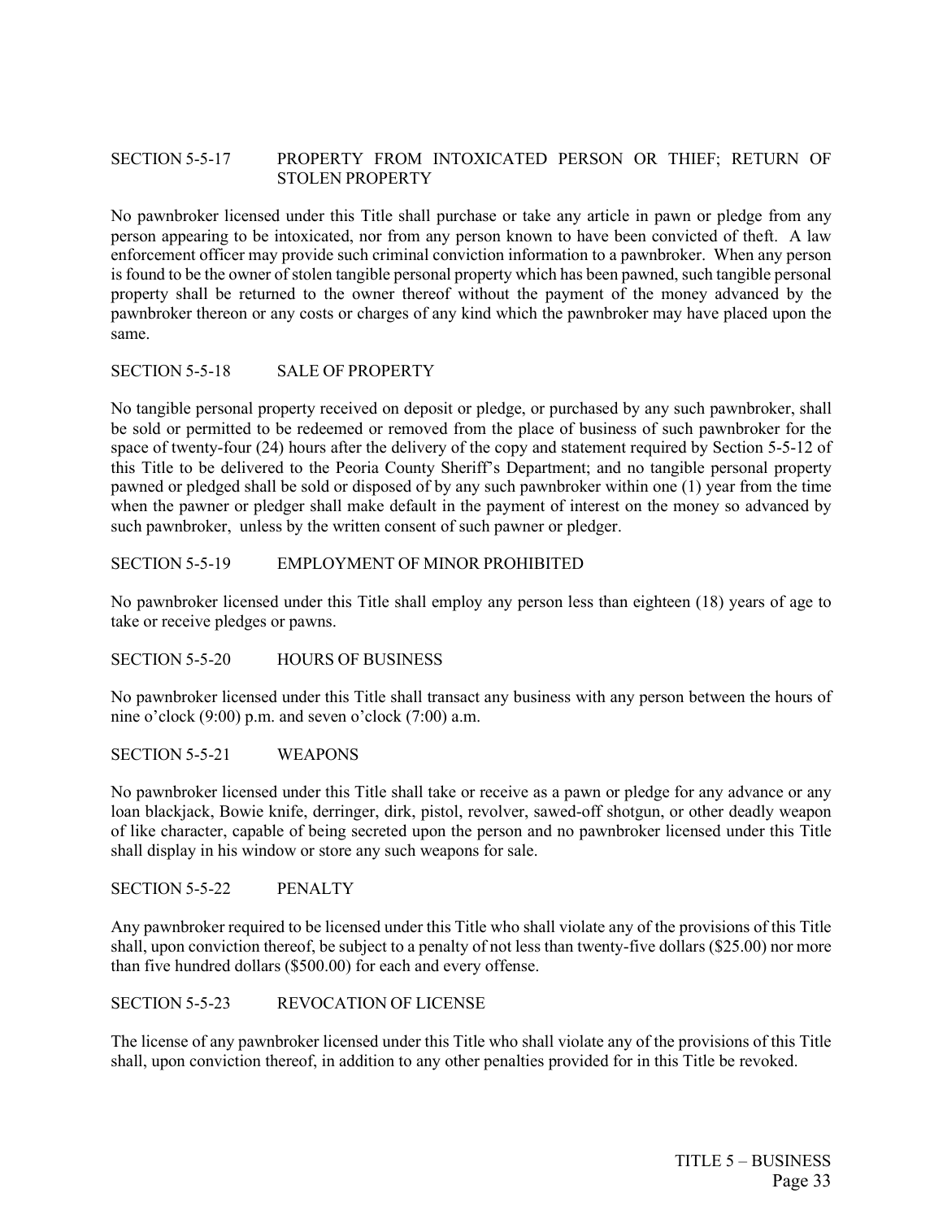### SECTION 5-5-17 PROPERTY FROM INTOXICATED PERSON OR THIEF; RETURN OF STOLEN PROPERTY

No pawnbroker licensed under this Title shall purchase or take any article in pawn or pledge from any person appearing to be intoxicated, nor from any person known to have been convicted of theft. A law enforcement officer may provide such criminal conviction information to a pawnbroker. When any person is found to be the owner of stolen tangible personal property which has been pawned, such tangible personal property shall be returned to the owner thereof without the payment of the money advanced by the pawnbroker thereon or any costs or charges of any kind which the pawnbroker may have placed upon the same.

### SECTION 5-5-18 SALE OF PROPERTY

No tangible personal property received on deposit or pledge, or purchased by any such pawnbroker, shall be sold or permitted to be redeemed or removed from the place of business of such pawnbroker for the space of twenty-four (24) hours after the delivery of the copy and statement required by Section 5-5-12 of this Title to be delivered to the Peoria County Sheriff's Department; and no tangible personal property pawned or pledged shall be sold or disposed of by any such pawnbroker within one (1) year from the time when the pawner or pledger shall make default in the payment of interest on the money so advanced by such pawnbroker, unless by the written consent of such pawner or pledger.

### SECTION 5-5-19 EMPLOYMENT OF MINOR PROHIBITED

No pawnbroker licensed under this Title shall employ any person less than eighteen (18) years of age to take or receive pledges or pawns.

### SECTION 5-5-20 HOURS OF BUSINESS

No pawnbroker licensed under this Title shall transact any business with any person between the hours of nine o'clock (9:00) p.m. and seven o'clock (7:00) a.m.

### SECTION 5-5-21 WEAPONS

No pawnbroker licensed under this Title shall take or receive as a pawn or pledge for any advance or any loan blackjack, Bowie knife, derringer, dirk, pistol, revolver, sawed-off shotgun, or other deadly weapon of like character, capable of being secreted upon the person and no pawnbroker licensed under this Title shall display in his window or store any such weapons for sale.

### SECTION 5-5-22 PENALTY

Any pawnbroker required to be licensed under this Title who shall violate any of the provisions of this Title shall, upon conviction thereof, be subject to a penalty of not less than twenty-five dollars ($25.00) nor more than five hundred dollars ($500.00) for each and every offense.

### SECTION 5-5-23 REVOCATION OF LICENSE

The license of any pawnbroker licensed under this Title who shall violate any of the provisions of this Title shall, upon conviction thereof, in addition to any other penalties provided for in this Title be revoked.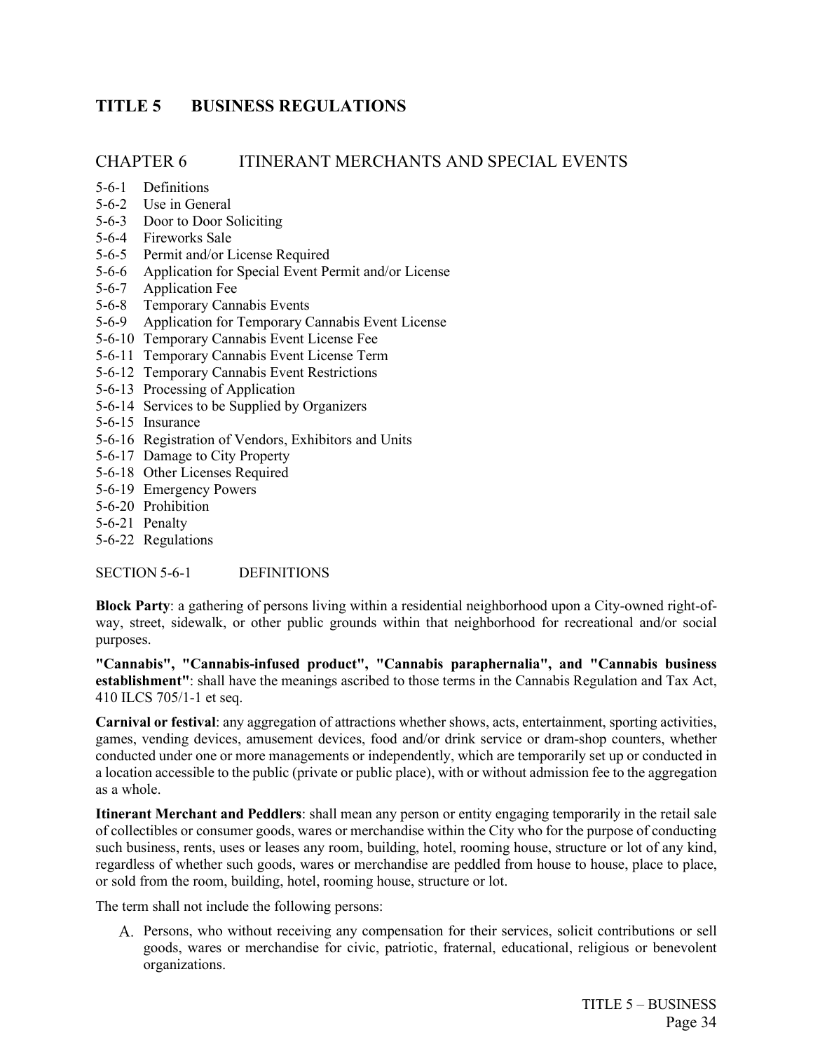# TITLE 5 BUSINESS REGULATIONS

## CHAPTER 6 ITINERANT MERCHANTS AND SPECIAL EVENTS

5-6-1 Definitions
5-6-2 Use in General
5-6-3 Door to Door Soliciting
5-6-4 Fireworks Sale
5-6-5 Permit and/or License Required
5-6-6 Application for Special Event Permit and/or License
5-6-7 Application Fee
5-6-8 Temporary Cannabis Events
5-6-9 Application for Temporary Cannabis Event License
5-6-10 Temporary Cannabis Event License Fee
5-6-11 Temporary Cannabis Event License Term
5-6-12 Temporary Cannabis Event Restrictions
5-6-13 Processing of Application
5-6-14 Services to be Supplied by Organizers
5-6-15 Insurance
5-6-16 Registration of Vendors, Exhibitors and Units
5-6-17 Damage to City Property
5-6-18 Other Licenses Required
5-6-19 Emergency Powers
5-6-20 Prohibition
5-6-21 Penalty
5-6-22 Regulations

### SECTION 5-6-1 DEFINITIONS

**Block Party**: a gathering of persons living within a residential neighborhood upon a City-owned right-of-way, street, sidewalk, or other public grounds within that neighborhood for recreational and/or social purposes.

**"Cannabis", "Cannabis-infused product", "Cannabis paraphernalia", and "Cannabis business establishment"**: shall have the meanings ascribed to those terms in the Cannabis Regulation and Tax Act, 410 ILCS 705/1-1 et seq.

**Carnival or festival**: any aggregation of attractions whether shows, acts, entertainment, sporting activities, games, vending devices, amusement devices, food and/or drink service or dram-shop counters, whether conducted under one or more managements or independently, which are temporarily set up or conducted in a location accessible to the public (private or public place), with or without admission fee to the aggregation as a whole.

**Itinerant Merchant and Peddlers**: shall mean any person or entity engaging temporarily in the retail sale of collectibles or consumer goods, wares or merchandise within the City who for the purpose of conducting such business, rents, uses or leases any room, building, hotel, rooming house, structure or lot of any kind, regardless of whether such goods, wares or merchandise are peddled from house to house, place to place, or sold from the room, building, hotel, rooming house, structure or lot.

The term shall not include the following persons:

A. Persons, who without receiving any compensation for their services, solicit contributions or sell goods, wares or merchandise for civic, patriotic, fraternal, educational, religious or benevolent organizations.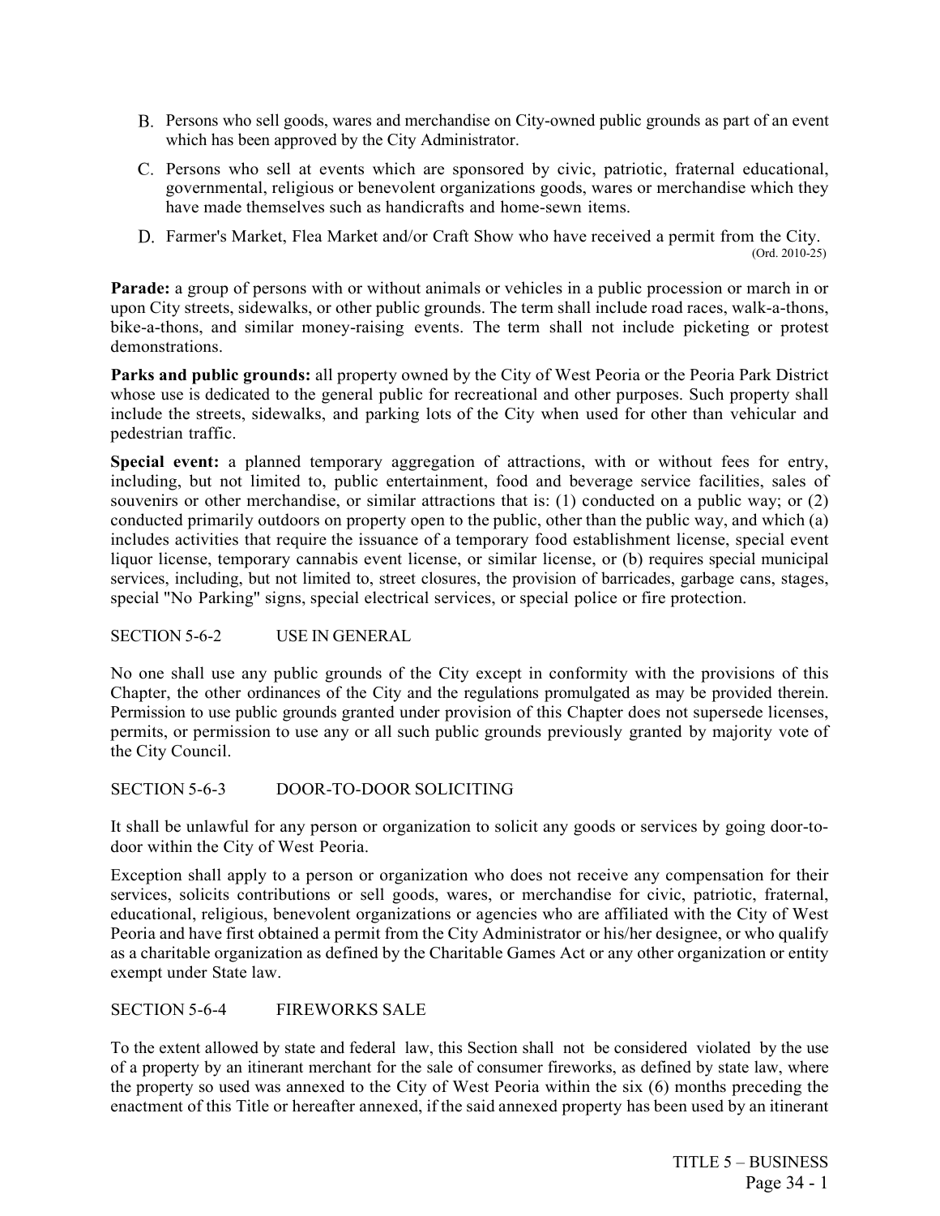B. Persons who sell goods, wares and merchandise on City-owned public grounds as part of an event which has been approved by the City Administrator.

C. Persons who sell at events which are sponsored by civic, patriotic, fraternal educational, governmental, religious or benevolent organizations goods, wares or merchandise which they have made themselves such as handicrafts and home-sewn items.

D. Farmer's Market, Flea Market and/or Craft Show who have received a permit from the City. (Ord. 2010-25)

**Parade:** a group of persons with or without animals or vehicles in a public procession or march in or upon City streets, sidewalks, or other public grounds. The term shall include road races, walk-a-thons, bike-a-thons, and similar money-raising events. The term shall not include picketing or protest demonstrations.

**Parks and public grounds:** all property owned by the City of West Peoria or the Peoria Park District whose use is dedicated to the general public for recreational and other purposes. Such property shall include the streets, sidewalks, and parking lots of the City when used for other than vehicular and pedestrian traffic.

**Special event:** a planned temporary aggregation of attractions, with or without fees for entry, including, but not limited to, public entertainment, food and beverage service facilities, sales of souvenirs or other merchandise, or similar attractions that is: (1) conducted on a public way; or (2) conducted primarily outdoors on property open to the public, other than the public way, and which (a) includes activities that require the issuance of a temporary food establishment license, special event liquor license, temporary cannabis event license, or similar license, or (b) requires special municipal services, including, but not limited to, street closures, the provision of barricades, garbage cans, stages, special "No Parking" signs, special electrical services, or special police or fire protection.

SECTION 5-6-2 USE IN GENERAL

No one shall use any public grounds of the City except in conformity with the provisions of this Chapter, the other ordinances of the City and the regulations promulgated as may be provided therein. Permission to use public grounds granted under provision of this Chapter does not supersede licenses, permits, or permission to use any or all such public grounds previously granted by majority vote of the City Council.

SECTION 5-6-3 DOOR-TO-DOOR SOLICITING

It shall be unlawful for any person or organization to solicit any goods or services by going door-to-door within the City of West Peoria.

Exception shall apply to a person or organization who does not receive any compensation for their services, solicits contributions or sell goods, wares, or merchandise for civic, patriotic, fraternal, educational, religious, benevolent organizations or agencies who are affiliated with the City of West Peoria and have first obtained a permit from the City Administrator or his/her designee, or who qualify as a charitable organization as defined by the Charitable Games Act or any other organization or entity exempt under State law.

SECTION 5-6-4 FIREWORKS SALE

To the extent allowed by state and federal law, this Section shall not be considered violated by the use of a property by an itinerant merchant for the sale of consumer fireworks, as defined by state law, where the property so used was annexed to the City of West Peoria within the six (6) months preceding the enactment of this Title or hereafter annexed, if the said annexed property has been used by an itinerant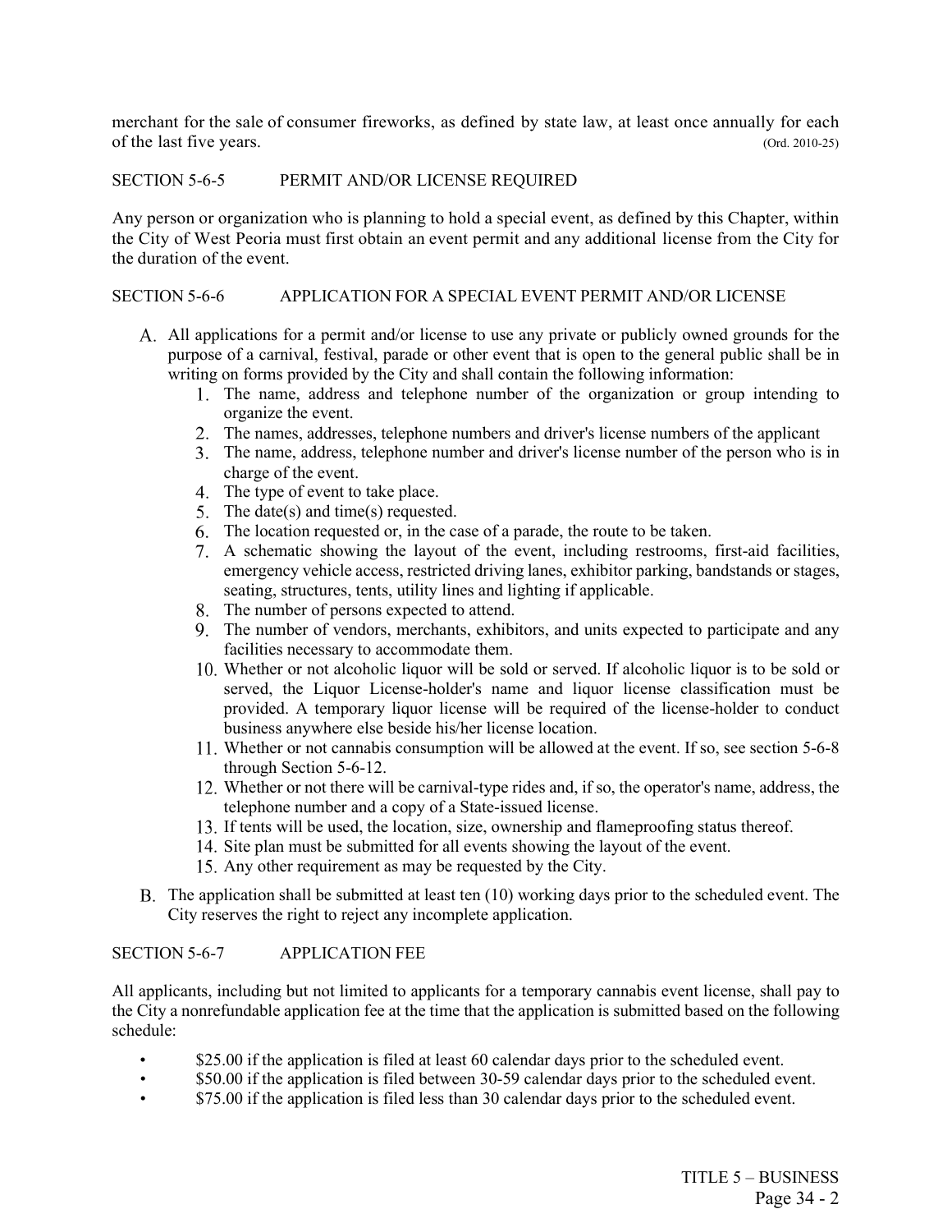merchant for the sale of consumer fireworks, as defined by state law, at least once annually for each of the last five years. (Ord. 2010-25)

### SECTION 5-6-5 PERMIT AND/OR LICENSE REQUIRED

Any person or organization who is planning to hold a special event, as defined by this Chapter, within the City of West Peoria must first obtain an event permit and any additional license from the City for the duration of the event.

### SECTION 5-6-6 APPLICATION FOR A SPECIAL EVENT PERMIT AND/OR LICENSE

A. All applications for a permit and/or license to use any private or publicly owned grounds for the purpose of a carnival, festival, parade or other event that is open to the general public shall be in writing on forms provided by the City and shall contain the following information:
   1. The name, address and telephone number of the organization or group intending to organize the event.
   2. The names, addresses, telephone numbers and driver's license numbers of the applicant
   3. The name, address, telephone number and driver's license number of the person who is in charge of the event.
   4. The type of event to take place.
   5. The date(s) and time(s) requested.
   6. The location requested or, in the case of a parade, the route to be taken.
   7. A schematic showing the layout of the event, including restrooms, first-aid facilities, emergency vehicle access, restricted driving lanes, exhibitor parking, bandstands or stages, seating, structures, tents, utility lines and lighting if applicable.
   8. The number of persons expected to attend.
   9. The number of vendors, merchants, exhibitors, and units expected to participate and any facilities necessary to accommodate them.
   10. Whether or not alcoholic liquor will be sold or served. If alcoholic liquor is to be sold or served, the Liquor License-holder's name and liquor license classification must be provided. A temporary liquor license will be required of the license-holder to conduct business anywhere else beside his/her license location.
   11. Whether or not cannabis consumption will be allowed at the event. If so, see section 5-6-8 through Section 5-6-12.
   12. Whether or not there will be carnival-type rides and, if so, the operator's name, address, the telephone number and a copy of a State-issued license.
   13. If tents will be used, the location, size, ownership and flameproofing status thereof.
   14. Site plan must be submitted for all events showing the layout of the event.
   15. Any other requirement as may be requested by the City.

B. The application shall be submitted at least ten (10) working days prior to the scheduled event. The City reserves the right to reject any incomplete application.

### SECTION 5-6-7 APPLICATION FEE

All applicants, including but not limited to applicants for a temporary cannabis event license, shall pay to the City a nonrefundable application fee at the time that the application is submitted based on the following schedule:

- $25.00 if the application is filed at least 60 calendar days prior to the scheduled event.
- $50.00 if the application is filed between 30-59 calendar days prior to the scheduled event.
- $75.00 if the application is filed less than 30 calendar days prior to the scheduled event.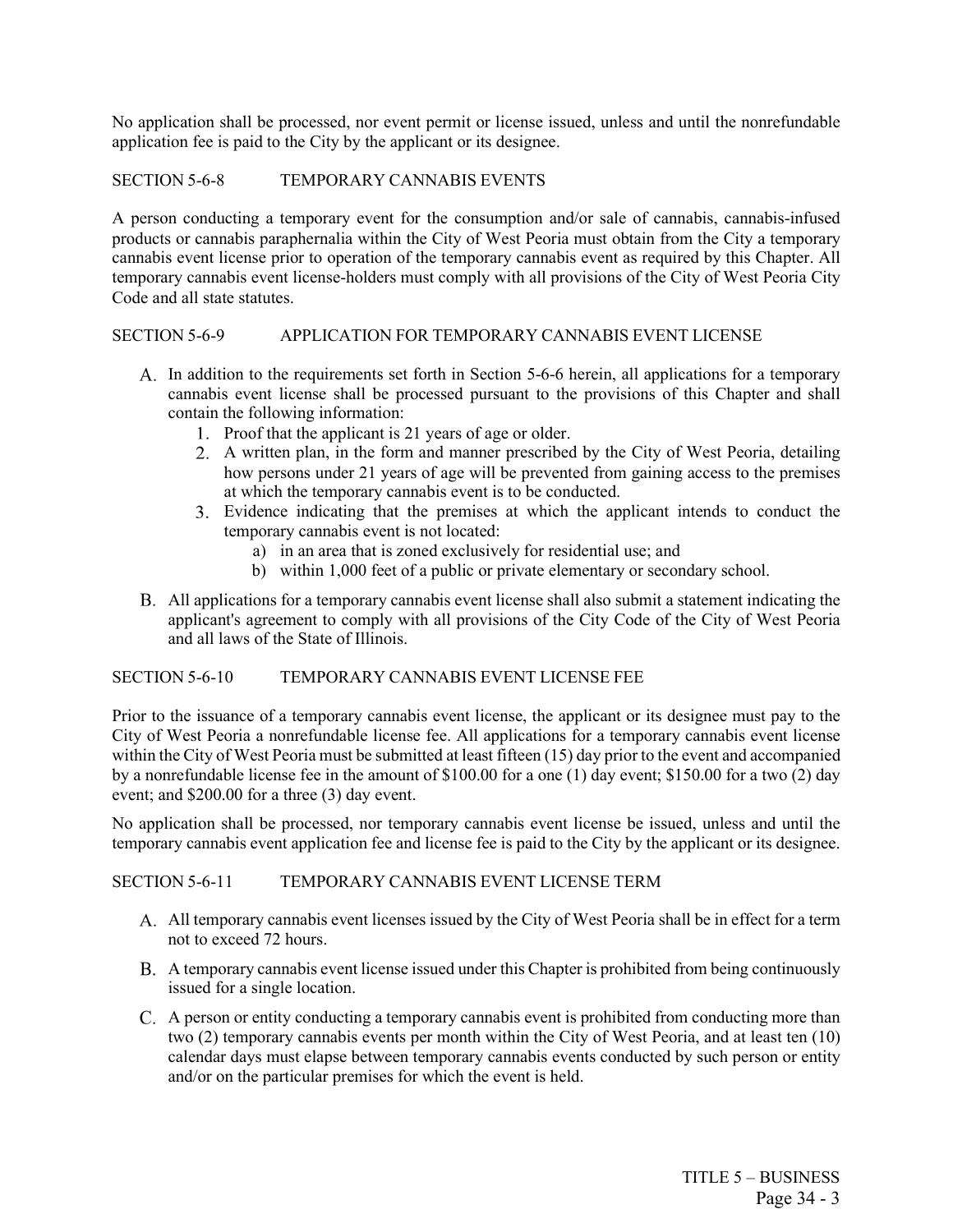No application shall be processed, nor event permit or license issued, unless and until the nonrefundable application fee is paid to the City by the applicant or its designee.

## SECTION 5-6-8 TEMPORARY CANNABIS EVENTS

A person conducting a temporary event for the consumption and/or sale of cannabis, cannabis-infused products or cannabis paraphernalia within the City of West Peoria must obtain from the City a temporary cannabis event license prior to operation of the temporary cannabis event as required by this Chapter. All temporary cannabis event license-holders must comply with all provisions of the City of West Peoria City Code and all state statutes.

## SECTION 5-6-9 APPLICATION FOR TEMPORARY CANNABIS EVENT LICENSE

A. In addition to the requirements set forth in Section 5-6-6 herein, all applications for a temporary cannabis event license shall be processed pursuant to the provisions of this Chapter and shall contain the following information:
   1. Proof that the applicant is 21 years of age or older.
   2. A written plan, in the form and manner prescribed by the City of West Peoria, detailing how persons under 21 years of age will be prevented from gaining access to the premises at which the temporary cannabis event is to be conducted.
   3. Evidence indicating that the premises at which the applicant intends to conduct the temporary cannabis event is not located:
      a) in an area that is zoned exclusively for residential use; and
      b) within 1,000 feet of a public or private elementary or secondary school.

B. All applications for a temporary cannabis event license shall also submit a statement indicating the applicant's agreement to comply with all provisions of the City Code of the City of West Peoria and all laws of the State of Illinois.

## SECTION 5-6-10 TEMPORARY CANNABIS EVENT LICENSE FEE

Prior to the issuance of a temporary cannabis event license, the applicant or its designee must pay to the City of West Peoria a nonrefundable license fee. All applications for a temporary cannabis event license within the City of West Peoria must be submitted at least fifteen (15) day prior to the event and accompanied by a nonrefundable license fee in the amount of $100.00 for a one (1) day event; $150.00 for a two (2) day event; and $200.00 for a three (3) day event.

No application shall be processed, nor temporary cannabis event license be issued, unless and until the temporary cannabis event application fee and license fee is paid to the City by the applicant or its designee.

## SECTION 5-6-11 TEMPORARY CANNABIS EVENT LICENSE TERM

A. All temporary cannabis event licenses issued by the City of West Peoria shall be in effect for a term not to exceed 72 hours.

B. A temporary cannabis event license issued under this Chapter is prohibited from being continuously issued for a single location.

C. A person or entity conducting a temporary cannabis event is prohibited from conducting more than two (2) temporary cannabis events per month within the City of West Peoria, and at least ten (10) calendar days must elapse between temporary cannabis events conducted by such person or entity and/or on the particular premises for which the event is held.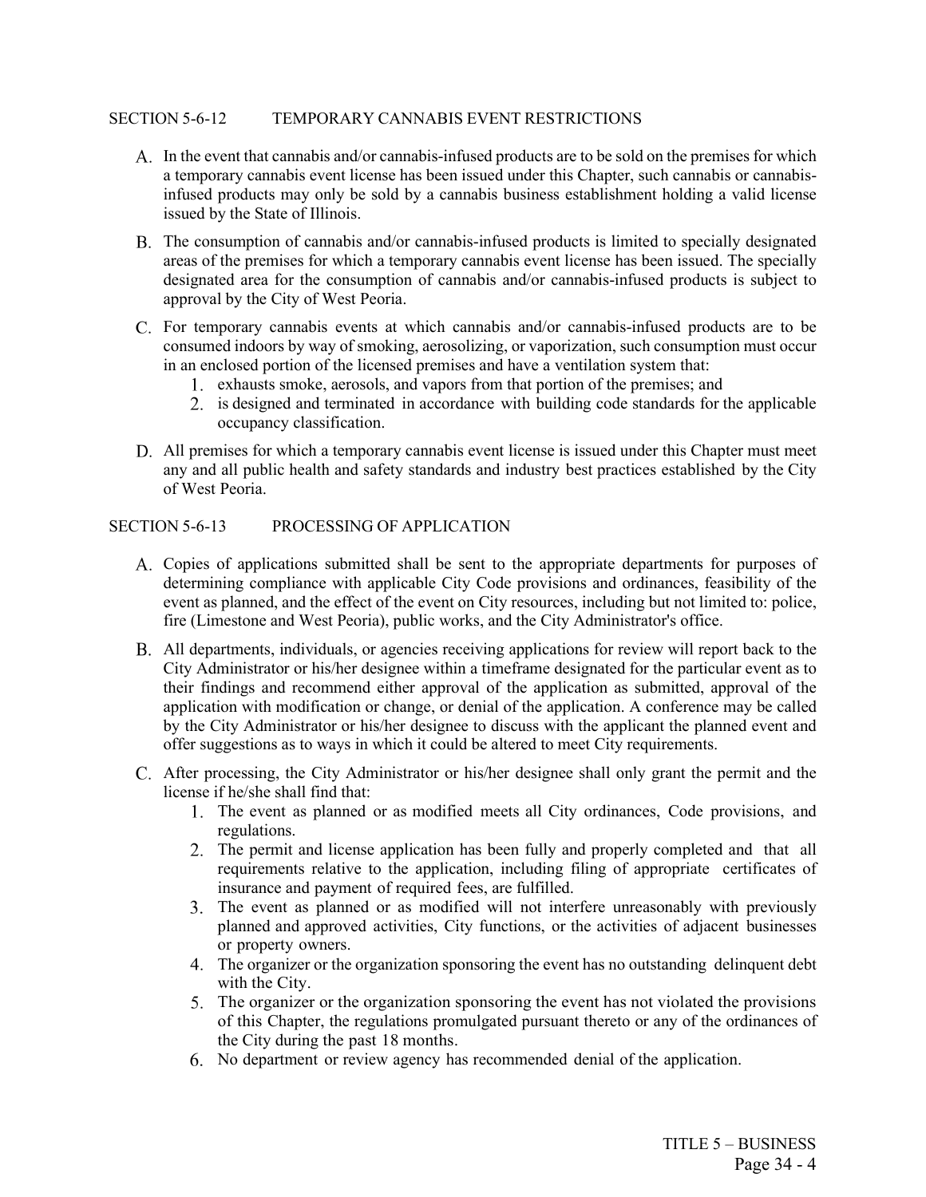## SECTION 5-6-12 TEMPORARY CANNABIS EVENT RESTRICTIONS

A. In the event that cannabis and/or cannabis-infused products are to be sold on the premises for which a temporary cannabis event license has been issued under this Chapter, such cannabis or cannabis-infused products may only be sold by a cannabis business establishment holding a valid license issued by the State of Illinois.

B. The consumption of cannabis and/or cannabis-infused products is limited to specially designated areas of the premises for which a temporary cannabis event license has been issued. The specially designated area for the consumption of cannabis and/or cannabis-infused products is subject to approval by the City of West Peoria.

C. For temporary cannabis events at which cannabis and/or cannabis-infused products are to be consumed indoors by way of smoking, aerosolizing, or vaporization, such consumption must occur in an enclosed portion of the licensed premises and have a ventilation system that:
   1. exhausts smoke, aerosols, and vapors from that portion of the premises; and
   2. is designed and terminated in accordance with building code standards for the applicable occupancy classification.

D. All premises for which a temporary cannabis event license is issued under this Chapter must meet any and all public health and safety standards and industry best practices established by the City of West Peoria.

## SECTION 5-6-13 PROCESSING OF APPLICATION

A. Copies of applications submitted shall be sent to the appropriate departments for purposes of determining compliance with applicable City Code provisions and ordinances, feasibility of the event as planned, and the effect of the event on City resources, including but not limited to: police, fire (Limestone and West Peoria), public works, and the City Administrator's office.

B. All departments, individuals, or agencies receiving applications for review will report back to the City Administrator or his/her designee within a timeframe designated for the particular event as to their findings and recommend either approval of the application as submitted, approval of the application with modification or change, or denial of the application. A conference may be called by the City Administrator or his/her designee to discuss with the applicant the planned event and offer suggestions as to ways in which it could be altered to meet City requirements.

C. After processing, the City Administrator or his/her designee shall only grant the permit and the license if he/she shall find that:
   1. The event as planned or as modified meets all City ordinances, Code provisions, and regulations.
   2. The permit and license application has been fully and properly completed and that all requirements relative to the application, including filing of appropriate certificates of insurance and payment of required fees, are fulfilled.
   3. The event as planned or as modified will not interfere unreasonably with previously planned and approved activities, City functions, or the activities of adjacent businesses or property owners.
   4. The organizer or the organization sponsoring the event has no outstanding delinquent debt with the City.
   5. The organizer or the organization sponsoring the event has not violated the provisions of this Chapter, the regulations promulgated pursuant thereto or any of the ordinances of the City during the past 18 months.
   6. No department or review agency has recommended denial of the application.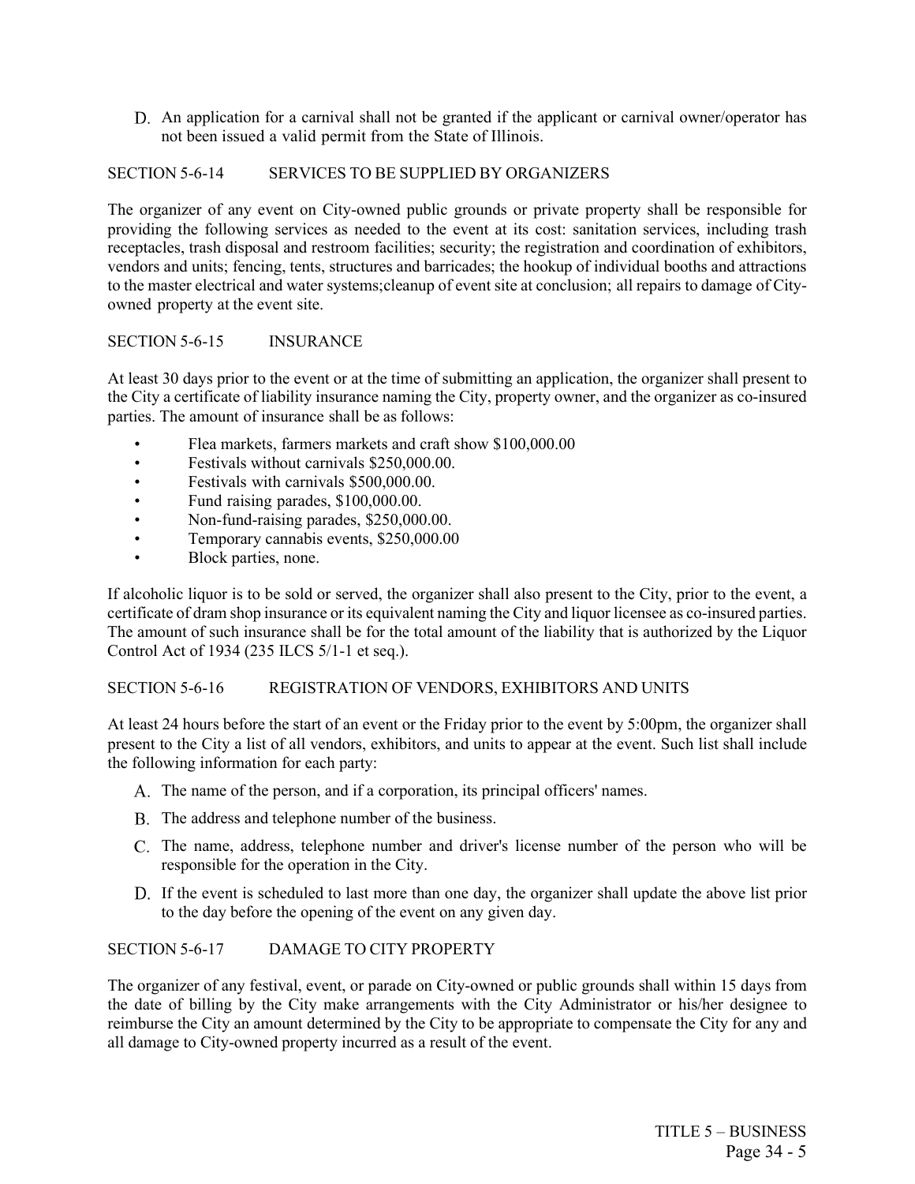D. An application for a carnival shall not be granted if the applicant or carnival owner/operator has not been issued a valid permit from the State of Illinois.

## SECTION 5-6-14 SERVICES TO BE SUPPLIED BY ORGANIZERS

The organizer of any event on City-owned public grounds or private property shall be responsible for providing the following services as needed to the event at its cost: sanitation services, including trash receptacles, trash disposal and restroom facilities; security; the registration and coordination of exhibitors, vendors and units; fencing, tents, structures and barricades; the hookup of individual booths and attractions to the master electrical and water systems;cleanup of event site at conclusion; all repairs to damage of City-owned property at the event site.

## SECTION 5-6-15 INSURANCE

At least 30 days prior to the event or at the time of submitting an application, the organizer shall present to the City a certificate of liability insurance naming the City, property owner, and the organizer as co-insured parties. The amount of insurance shall be as follows:

- Flea markets, farmers markets and craft show $100,000.00
- Festivals without carnivals $250,000.00.
- Festivals with carnivals $500,000.00.
- Fund raising parades, $100,000.00.
- Non-fund-raising parades, $250,000.00.
- Temporary cannabis events, $250,000.00
- Block parties, none.

If alcoholic liquor is to be sold or served, the organizer shall also present to the City, prior to the event, a certificate of dram shop insurance or its equivalent naming the City and liquor licensee as co-insured parties. The amount of such insurance shall be for the total amount of the liability that is authorized by the Liquor Control Act of 1934 (235 ILCS 5/1-1 et seq.).

## SECTION 5-6-16 REGISTRATION OF VENDORS, EXHIBITORS AND UNITS

At least 24 hours before the start of an event or the Friday prior to the event by 5:00pm, the organizer shall present to the City a list of all vendors, exhibitors, and units to appear at the event. Such list shall include the following information for each party:

A. The name of the person, and if a corporation, its principal officers' names.

B. The address and telephone number of the business.

C. The name, address, telephone number and driver's license number of the person who will be responsible for the operation in the City.

D. If the event is scheduled to last more than one day, the organizer shall update the above list prior to the day before the opening of the event on any given day.

## SECTION 5-6-17 DAMAGE TO CITY PROPERTY

The organizer of any festival, event, or parade on City-owned or public grounds shall within 15 days from the date of billing by the City make arrangements with the City Administrator or his/her designee to reimburse the City an amount determined by the City to be appropriate to compensate the City for any and all damage to City-owned property incurred as a result of the event.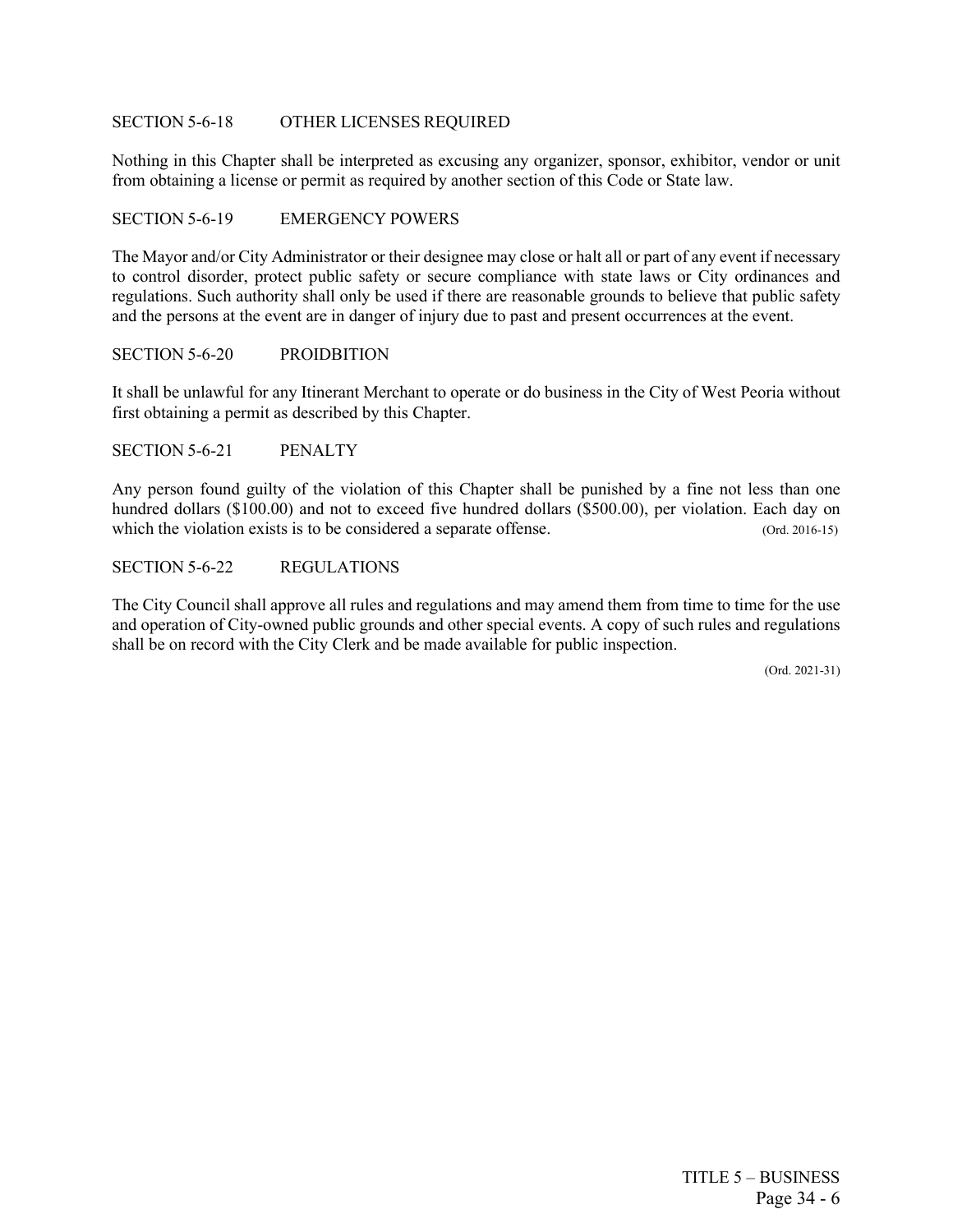## SECTION 5-6-18 OTHER LICENSES REQUIRED

Nothing in this Chapter shall be interpreted as excusing any organizer, sponsor, exhibitor, vendor or unit from obtaining a license or permit as required by another section of this Code or State law.

## SECTION 5-6-19 EMERGENCY POWERS

The Mayor and/or City Administrator or their designee may close or halt all or part of any event if necessary to control disorder, protect public safety or secure compliance with state laws or City ordinances and regulations. Such authority shall only be used if there are reasonable grounds to believe that public safety and the persons at the event are in danger of injury due to past and present occurrences at the event.

## SECTION 5-6-20 PROIDBITION

It shall be unlawful for any Itinerant Merchant to operate or do business in the City of West Peoria without first obtaining a permit as described by this Chapter.

## SECTION 5-6-21 PENALTY

Any person found guilty of the violation of this Chapter shall be punished by a fine not less than one hundred dollars ($100.00) and not to exceed five hundred dollars ($500.00), per violation. Each day on which the violation exists is to be considered a separate offense. (Ord. 2016-15)

## SECTION 5-6-22 REGULATIONS

The City Council shall approve all rules and regulations and may amend them from time to time for the use and operation of City-owned public grounds and other special events. A copy of such rules and regulations shall be on record with the City Clerk and be made available for public inspection.

(Ord. 2021-31)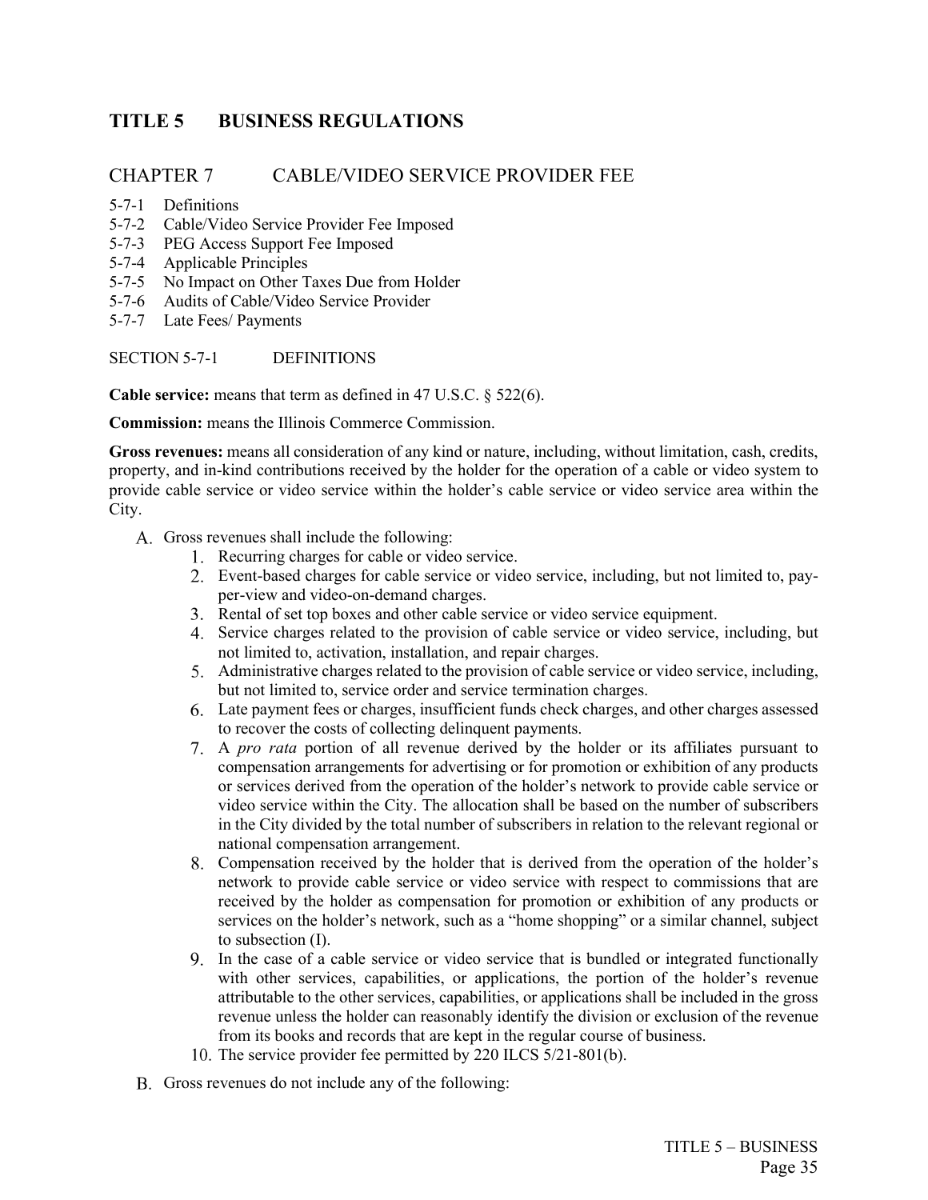# TITLE 5 BUSINESS REGULATIONS

## CHAPTER 7 CABLE/VIDEO SERVICE PROVIDER FEE

5-7-1 Definitions
5-7-2 Cable/Video Service Provider Fee Imposed
5-7-3 PEG Access Support Fee Imposed
5-7-4 Applicable Principles
5-7-5 No Impact on Other Taxes Due from Holder
5-7-6 Audits of Cable/Video Service Provider
5-7-7 Late Fees/ Payments

SECTION 5-7-1 DEFINITIONS

**Cable service:** means that term as defined in 47 U.S.C. § 522(6).

**Commission:** means the Illinois Commerce Commission.

**Gross revenues:** means all consideration of any kind or nature, including, without limitation, cash, credits, property, and in-kind contributions received by the holder for the operation of a cable or video system to provide cable service or video service within the holder's cable service or video service area within the City.

A. Gross revenues shall include the following:
   1. Recurring charges for cable or video service.
   2. Event-based charges for cable service or video service, including, but not limited to, pay-per-view and video-on-demand charges.
   3. Rental of set top boxes and other cable service or video service equipment.
   4. Service charges related to the provision of cable service or video service, including, but not limited to, activation, installation, and repair charges.
   5. Administrative charges related to the provision of cable service or video service, including, but not limited to, service order and service termination charges.
   6. Late payment fees or charges, insufficient funds check charges, and other charges assessed to recover the costs of collecting delinquent payments.
   7. A *pro rata* portion of all revenue derived by the holder or its affiliates pursuant to compensation arrangements for advertising or for promotion or exhibition of any products or services derived from the operation of the holder's network to provide cable service or video service within the City. The allocation shall be based on the number of subscribers in the City divided by the total number of subscribers in relation to the relevant regional or national compensation arrangement.
   8. Compensation received by the holder that is derived from the operation of the holder's network to provide cable service or video service with respect to commissions that are received by the holder as compensation for promotion or exhibition of any products or services on the holder's network, such as a "home shopping" or a similar channel, subject to subsection (I).
   9. In the case of a cable service or video service that is bundled or integrated functionally with other services, capabilities, or applications, the portion of the holder's revenue attributable to the other services, capabilities, or applications shall be included in the gross revenue unless the holder can reasonably identify the division or exclusion of the revenue from its books and records that are kept in the regular course of business.
   10. The service provider fee permitted by 220 ILCS 5/21-801(b).

B. Gross revenues do not include any of the following: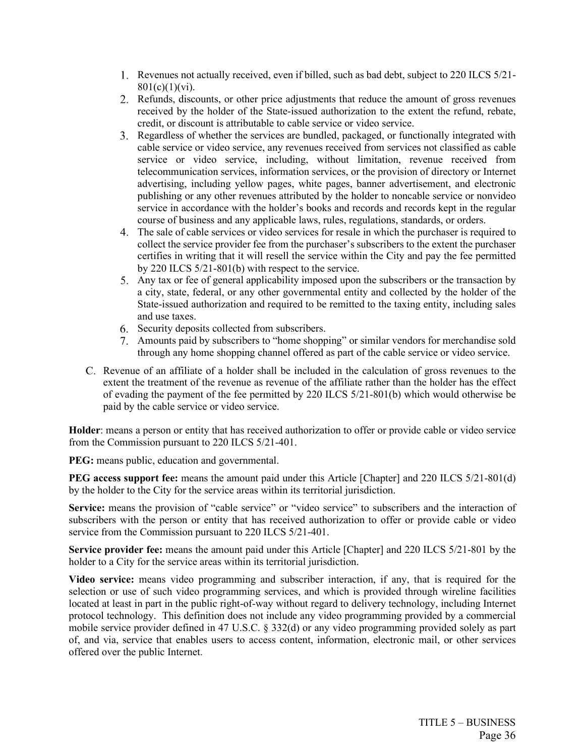1. Revenues not actually received, even if billed, such as bad debt, subject to 220 ILCS 5/21-801(c)(1)(vi).
2. Refunds, discounts, or other price adjustments that reduce the amount of gross revenues received by the holder of the State-issued authorization to the extent the refund, rebate, credit, or discount is attributable to cable service or video service.
3. Regardless of whether the services are bundled, packaged, or functionally integrated with cable service or video service, any revenues received from services not classified as cable service or video service, including, without limitation, revenue received from telecommunication services, information services, or the provision of directory or Internet advertising, including yellow pages, white pages, banner advertisement, and electronic publishing or any other revenues attributed by the holder to noncable service or nonvideo service in accordance with the holder's books and records and records kept in the regular course of business and any applicable laws, rules, regulations, standards, or orders.
4. The sale of cable services or video services for resale in which the purchaser is required to collect the service provider fee from the purchaser's subscribers to the extent the purchaser certifies in writing that it will resell the service within the City and pay the fee permitted by 220 ILCS 5/21-801(b) with respect to the service.
5. Any tax or fee of general applicability imposed upon the subscribers or the transaction by a city, state, federal, or any other governmental entity and collected by the holder of the State-issued authorization and required to be remitted to the taxing entity, including sales and use taxes.
6. Security deposits collected from subscribers.
7. Amounts paid by subscribers to "home shopping" or similar vendors for merchandise sold through any home shopping channel offered as part of the cable service or video service.

C. Revenue of an affiliate of a holder shall be included in the calculation of gross revenues to the extent the treatment of the revenue as revenue of the affiliate rather than the holder has the effect of evading the payment of the fee permitted by 220 ILCS 5/21-801(b) which would otherwise be paid by the cable service or video service.

**Holder**: means a person or entity that has received authorization to offer or provide cable or video service from the Commission pursuant to 220 ILCS 5/21-401.

**PEG:** means public, education and governmental.

**PEG access support fee:** means the amount paid under this Article [Chapter] and 220 ILCS 5/21-801(d) by the holder to the City for the service areas within its territorial jurisdiction.

**Service:** means the provision of "cable service" or "video service" to subscribers and the interaction of subscribers with the person or entity that has received authorization to offer or provide cable or video service from the Commission pursuant to 220 ILCS 5/21-401.

**Service provider fee:** means the amount paid under this Article [Chapter] and 220 ILCS 5/21-801 by the holder to a City for the service areas within its territorial jurisdiction.

**Video service:** means video programming and subscriber interaction, if any, that is required for the selection or use of such video programming services, and which is provided through wireline facilities located at least in part in the public right-of-way without regard to delivery technology, including Internet protocol technology. This definition does not include any video programming provided by a commercial mobile service provider defined in 47 U.S.C. § 332(d) or any video programming provided solely as part of, and via, service that enables users to access content, information, electronic mail, or other services offered over the public Internet.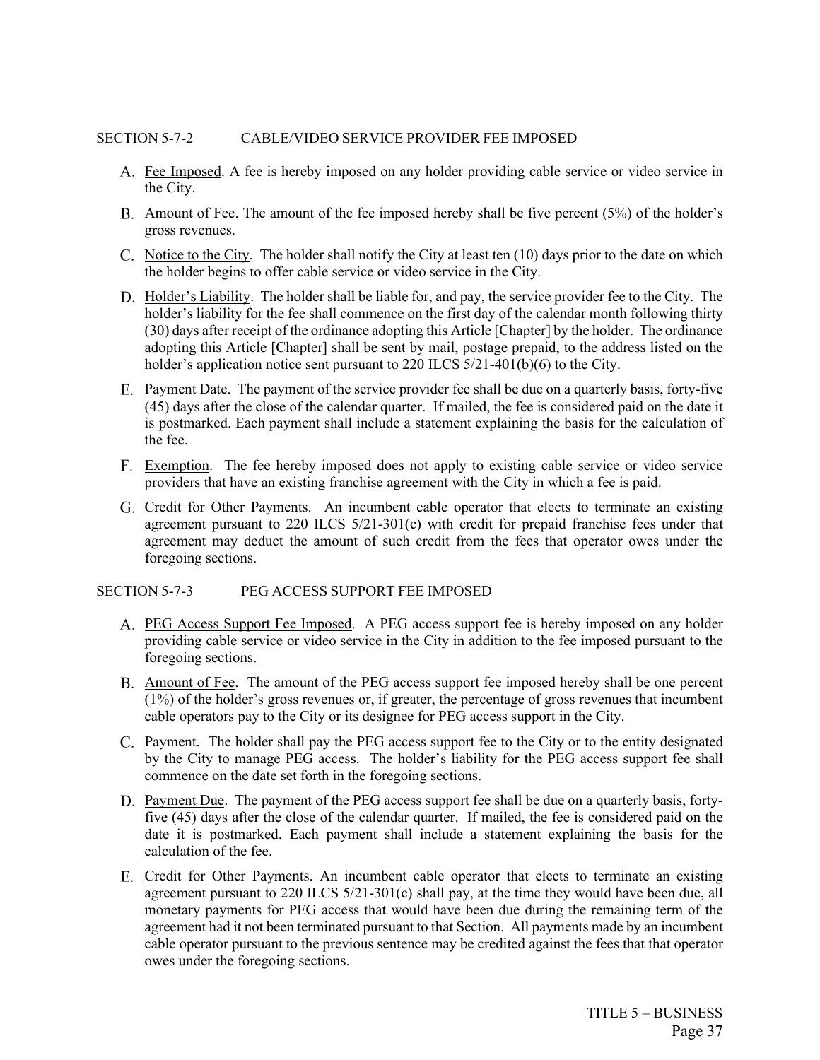## SECTION 5-7-2 CABLE/VIDEO SERVICE PROVIDER FEE IMPOSED

A. Fee Imposed. A fee is hereby imposed on any holder providing cable service or video service in the City.

B. Amount of Fee. The amount of the fee imposed hereby shall be five percent (5%) of the holder's gross revenues.

C. Notice to the City. The holder shall notify the City at least ten (10) days prior to the date on which the holder begins to offer cable service or video service in the City.

D. Holder's Liability. The holder shall be liable for, and pay, the service provider fee to the City. The holder's liability for the fee shall commence on the first day of the calendar month following thirty (30) days after receipt of the ordinance adopting this Article [Chapter] by the holder. The ordinance adopting this Article [Chapter] shall be sent by mail, postage prepaid, to the address listed on the holder's application notice sent pursuant to 220 ILCS 5/21-401(b)(6) to the City.

E. Payment Date. The payment of the service provider fee shall be due on a quarterly basis, forty-five (45) days after the close of the calendar quarter. If mailed, the fee is considered paid on the date it is postmarked. Each payment shall include a statement explaining the basis for the calculation of the fee.

F. Exemption. The fee hereby imposed does not apply to existing cable service or video service providers that have an existing franchise agreement with the City in which a fee is paid.

G. Credit for Other Payments. An incumbent cable operator that elects to terminate an existing agreement pursuant to 220 ILCS 5/21-301(c) with credit for prepaid franchise fees under that agreement may deduct the amount of such credit from the fees that operator owes under the foregoing sections.

## SECTION 5-7-3 PEG ACCESS SUPPORT FEE IMPOSED

A. PEG Access Support Fee Imposed. A PEG access support fee is hereby imposed on any holder providing cable service or video service in the City in addition to the fee imposed pursuant to the foregoing sections.

B. Amount of Fee. The amount of the PEG access support fee imposed hereby shall be one percent (1%) of the holder's gross revenues or, if greater, the percentage of gross revenues that incumbent cable operators pay to the City or its designee for PEG access support in the City.

C. Payment. The holder shall pay the PEG access support fee to the City or to the entity designated by the City to manage PEG access. The holder's liability for the PEG access support fee shall commence on the date set forth in the foregoing sections.

D. Payment Due. The payment of the PEG access support fee shall be due on a quarterly basis, forty-five (45) days after the close of the calendar quarter. If mailed, the fee is considered paid on the date it is postmarked. Each payment shall include a statement explaining the basis for the calculation of the fee.

E. Credit for Other Payments. An incumbent cable operator that elects to terminate an existing agreement pursuant to 220 ILCS 5/21-301(c) shall pay, at the time they would have been due, all monetary payments for PEG access that would have been due during the remaining term of the agreement had it not been terminated pursuant to that Section. All payments made by an incumbent cable operator pursuant to the previous sentence may be credited against the fees that that operator owes under the foregoing sections.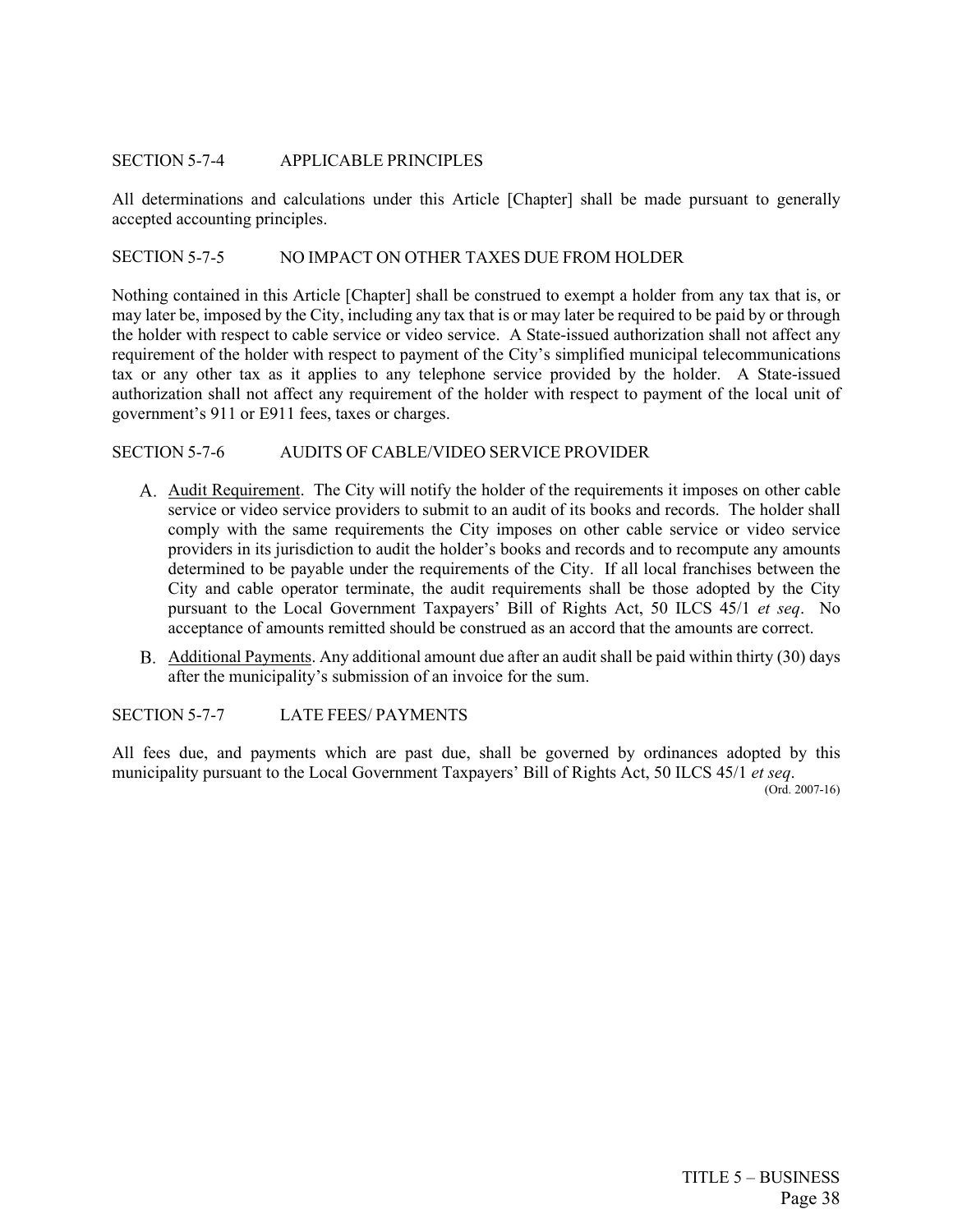## SECTION 5-7-4 APPLICABLE PRINCIPLES

All determinations and calculations under this Article [Chapter] shall be made pursuant to generally accepted accounting principles.

## SECTION 5-7-5 NO IMPACT ON OTHER TAXES DUE FROM HOLDER

Nothing contained in this Article [Chapter] shall be construed to exempt a holder from any tax that is, or may later be, imposed by the City, including any tax that is or may later be required to be paid by or through the holder with respect to cable service or video service. A State-issued authorization shall not affect any requirement of the holder with respect to payment of the City's simplified municipal telecommunications tax or any other tax as it applies to any telephone service provided by the holder. A State-issued authorization shall not affect any requirement of the holder with respect to payment of the local unit of government's 911 or E911 fees, taxes or charges.

## SECTION 5-7-6 AUDITS OF CABLE/VIDEO SERVICE PROVIDER

A. Audit Requirement. The City will notify the holder of the requirements it imposes on other cable service or video service providers to submit to an audit of its books and records. The holder shall comply with the same requirements the City imposes on other cable service or video service providers in its jurisdiction to audit the holder's books and records and to recompute any amounts determined to be payable under the requirements of the City. If all local franchises between the City and cable operator terminate, the audit requirements shall be those adopted by the City pursuant to the Local Government Taxpayers' Bill of Rights Act, 50 ILCS 45/1 *et seq*. No acceptance of amounts remitted should be construed as an accord that the amounts are correct.

B. Additional Payments. Any additional amount due after an audit shall be paid within thirty (30) days after the municipality's submission of an invoice for the sum.

## SECTION 5-7-7 LATE FEES/ PAYMENTS

All fees due, and payments which are past due, shall be governed by ordinances adopted by this municipality pursuant to the Local Government Taxpayers' Bill of Rights Act, 50 ILCS 45/1 *et seq*.

(Ord. 2007-16)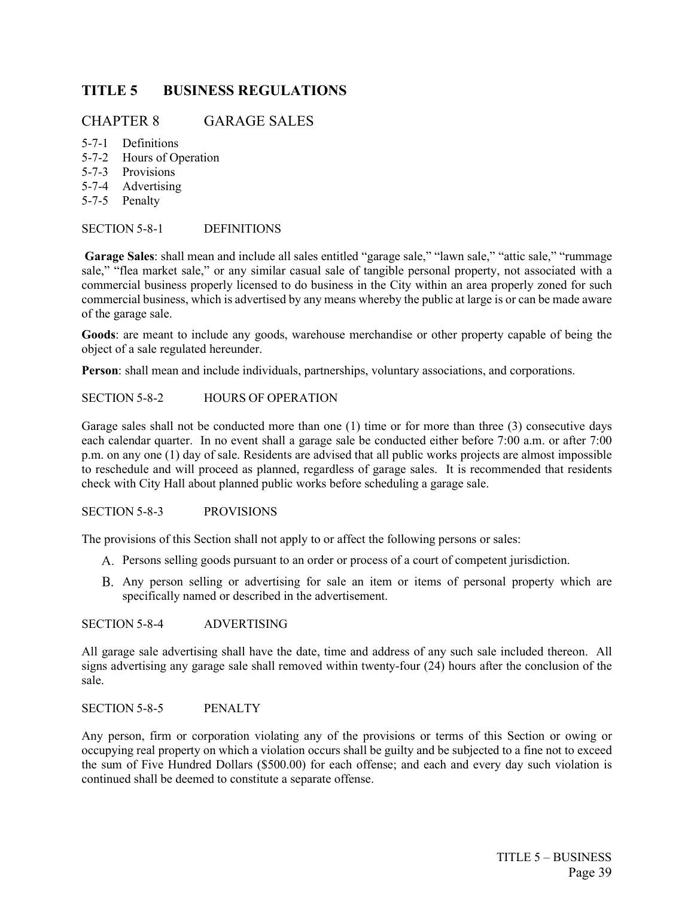# TITLE 5 BUSINESS REGULATIONS

## CHAPTER 8 GARAGE SALES

5-7-1 Definitions
5-7-2 Hours of Operation
5-7-3 Provisions
5-7-4 Advertising
5-7-5 Penalty

### SECTION 5-8-1 DEFINITIONS

**Garage Sales**: shall mean and include all sales entitled "garage sale," "lawn sale," "attic sale," "rummage sale," "flea market sale," or any similar casual sale of tangible personal property, not associated with a commercial business properly licensed to do business in the City within an area properly zoned for such commercial business, which is advertised by any means whereby the public at large is or can be made aware of the garage sale.

**Goods**: are meant to include any goods, warehouse merchandise or other property capable of being the object of a sale regulated hereunder.

**Person**: shall mean and include individuals, partnerships, voluntary associations, and corporations.

### SECTION 5-8-2 HOURS OF OPERATION

Garage sales shall not be conducted more than one (1) time or for more than three (3) consecutive days each calendar quarter. In no event shall a garage sale be conducted either before 7:00 a.m. or after 7:00 p.m. on any one (1) day of sale. Residents are advised that all public works projects are almost impossible to reschedule and will proceed as planned, regardless of garage sales. It is recommended that residents check with City Hall about planned public works before scheduling a garage sale.

### SECTION 5-8-3 PROVISIONS

The provisions of this Section shall not apply to or affect the following persons or sales:

A. Persons selling goods pursuant to an order or process of a court of competent jurisdiction.

B. Any person selling or advertising for sale an item or items of personal property which are specifically named or described in the advertisement.

### SECTION 5-8-4 ADVERTISING

All garage sale advertising shall have the date, time and address of any such sale included thereon. All signs advertising any garage sale shall removed within twenty-four (24) hours after the conclusion of the sale.

### SECTION 5-8-5 PENALTY

Any person, firm or corporation violating any of the provisions or terms of this Section or owing or occupying real property on which a violation occurs shall be guilty and be subjected to a fine not to exceed the sum of Five Hundred Dollars ($500.00) for each offense; and each and every day such violation is continued shall be deemed to constitute a separate offense.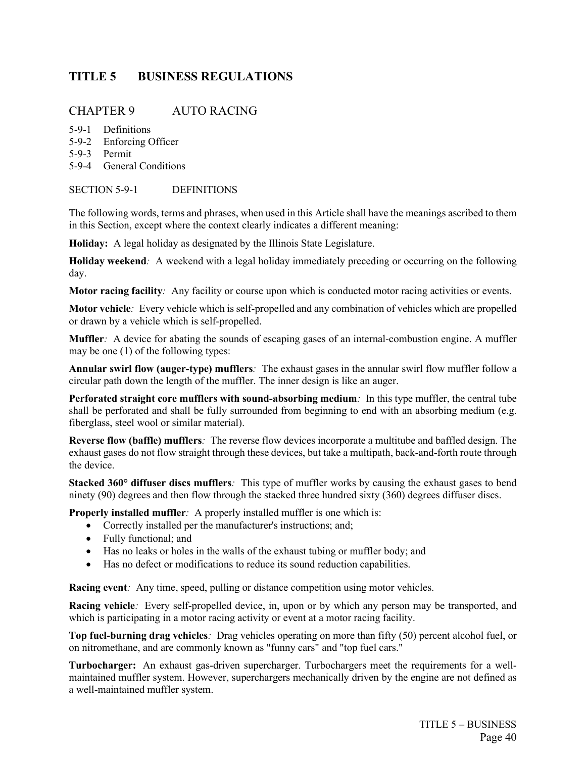# TITLE 5 BUSINESS REGULATIONS

## CHAPTER 9 AUTO RACING

5-9-1 Definitions
5-9-2 Enforcing Officer
5-9-3 Permit
5-9-4 General Conditions

### SECTION 5-9-1 DEFINITIONS

The following words, terms and phrases, when used in this Article shall have the meanings ascribed to them in this Section, except where the context clearly indicates a different meaning:

**Holiday:** A legal holiday as designated by the Illinois State Legislature.

**Holiday weekend**: A weekend with a legal holiday immediately preceding or occurring on the following day.

**Motor racing facility**: Any facility or course upon which is conducted motor racing activities or events.

**Motor vehicle**: Every vehicle which is self-propelled and any combination of vehicles which are propelled or drawn by a vehicle which is self-propelled.

**Muffler**: A device for abating the sounds of escaping gases of an internal-combustion engine. A muffler may be one (1) of the following types:

**Annular swirl flow (auger-type) mufflers**: The exhaust gases in the annular swirl flow muffler follow a circular path down the length of the muffler. The inner design is like an auger.

**Perforated straight core mufflers with sound-absorbing medium**: In this type muffler, the central tube shall be perforated and shall be fully surrounded from beginning to end with an absorbing medium (e.g. fiberglass, steel wool or similar material).

**Reverse flow (baffle) mufflers**: The reverse flow devices incorporate a multitube and baffled design. The exhaust gases do not flow straight through these devices, but take a multipath, back-and-forth route through the device.

**Stacked 360° diffuser discs mufflers**: This type of muffler works by causing the exhaust gases to bend ninety (90) degrees and then flow through the stacked three hundred sixty (360) degrees diffuser discs.

**Properly installed muffler**: A properly installed muffler is one which is:

- Correctly installed per the manufacturer's instructions; and;
- Fully functional; and
- Has no leaks or holes in the walls of the exhaust tubing or muffler body; and
- Has no defect or modifications to reduce its sound reduction capabilities.

**Racing event**: Any time, speed, pulling or distance competition using motor vehicles.

**Racing vehicle**: Every self-propelled device, in, upon or by which any person may be transported, and which is participating in a motor racing activity or event at a motor racing facility.

**Top fuel-burning drag vehicles**: Drag vehicles operating on more than fifty (50) percent alcohol fuel, or on nitromethane, and are commonly known as "funny cars" and "top fuel cars."

**Turbocharger:** An exhaust gas-driven supercharger. Turbochargers meet the requirements for a well-maintained muffler system. However, superchargers mechanically driven by the engine are not defined as a well-maintained muffler system.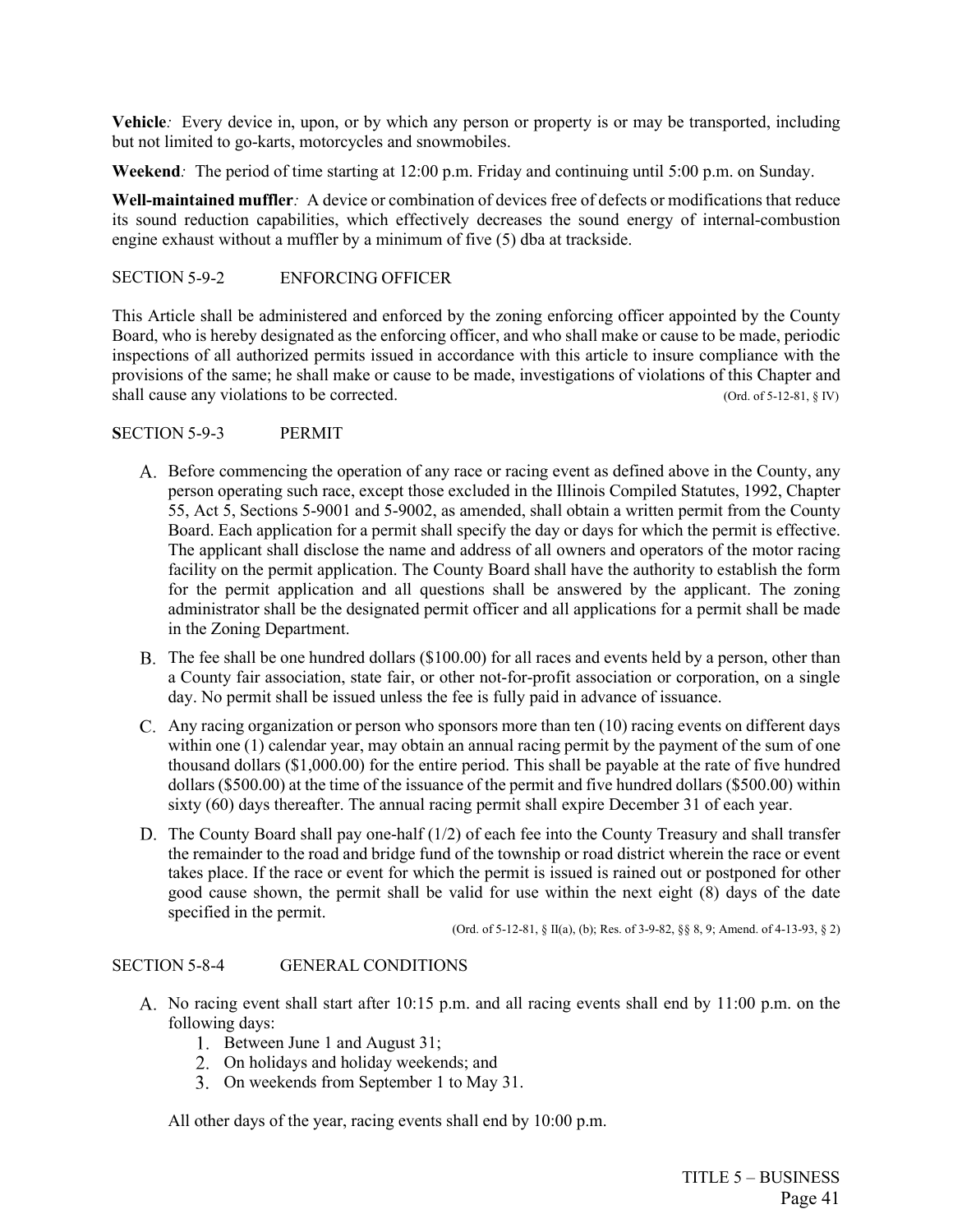**Vehicle***:* Every device in, upon, or by which any person or property is or may be transported, including but not limited to go-karts, motorcycles and snowmobiles.

**Weekend***:* The period of time starting at 12:00 p.m. Friday and continuing until 5:00 p.m. on Sunday.

**Well-maintained muffler***:* A device or combination of devices free of defects or modifications that reduce its sound reduction capabilities, which effectively decreases the sound energy of internal-combustion engine exhaust without a muffler by a minimum of five (5) dba at trackside.

SECTION 5-9-2 ENFORCING OFFICER

This Article shall be administered and enforced by the zoning enforcing officer appointed by the County Board, who is hereby designated as the enforcing officer, and who shall make or cause to be made, periodic inspections of all authorized permits issued in accordance with this article to insure compliance with the provisions of the same; he shall make or cause to be made, investigations of violations of this Chapter and shall cause any violations to be corrected. (Ord. of 5-12-81, § IV)

**S**ECTION 5-9-3 PERMIT

A. Before commencing the operation of any race or racing event as defined above in the County, any person operating such race, except those excluded in the Illinois Compiled Statutes, 1992, Chapter 55, Act 5, Sections 5-9001 and 5-9002, as amended, shall obtain a written permit from the County Board. Each application for a permit shall specify the day or days for which the permit is effective. The applicant shall disclose the name and address of all owners and operators of the motor racing facility on the permit application. The County Board shall have the authority to establish the form for the permit application and all questions shall be answered by the applicant. The zoning administrator shall be the designated permit officer and all applications for a permit shall be made in the Zoning Department.

B. The fee shall be one hundred dollars ($100.00) for all races and events held by a person, other than a County fair association, state fair, or other not-for-profit association or corporation, on a single day. No permit shall be issued unless the fee is fully paid in advance of issuance.

C. Any racing organization or person who sponsors more than ten (10) racing events on different days within one (1) calendar year, may obtain an annual racing permit by the payment of the sum of one thousand dollars ($1,000.00) for the entire period. This shall be payable at the rate of five hundred dollars ($500.00) at the time of the issuance of the permit and five hundred dollars ($500.00) within sixty (60) days thereafter. The annual racing permit shall expire December 31 of each year.

D. The County Board shall pay one-half (1/2) of each fee into the County Treasury and shall transfer the remainder to the road and bridge fund of the township or road district wherein the race or event takes place. If the race or event for which the permit is issued is rained out or postponed for other good cause shown, the permit shall be valid for use within the next eight (8) days of the date specified in the permit.

(Ord. of 5-12-81, § II(a), (b); Res. of 3-9-82, §§ 8, 9; Amend. of 4-13-93, § 2)

SECTION 5-8-4 GENERAL CONDITIONS

A. No racing event shall start after 10:15 p.m. and all racing events shall end by 11:00 p.m. on the following days:
   1. Between June 1 and August 31;
   2. On holidays and holiday weekends; and
   3. On weekends from September 1 to May 31.

   All other days of the year, racing events shall end by 10:00 p.m.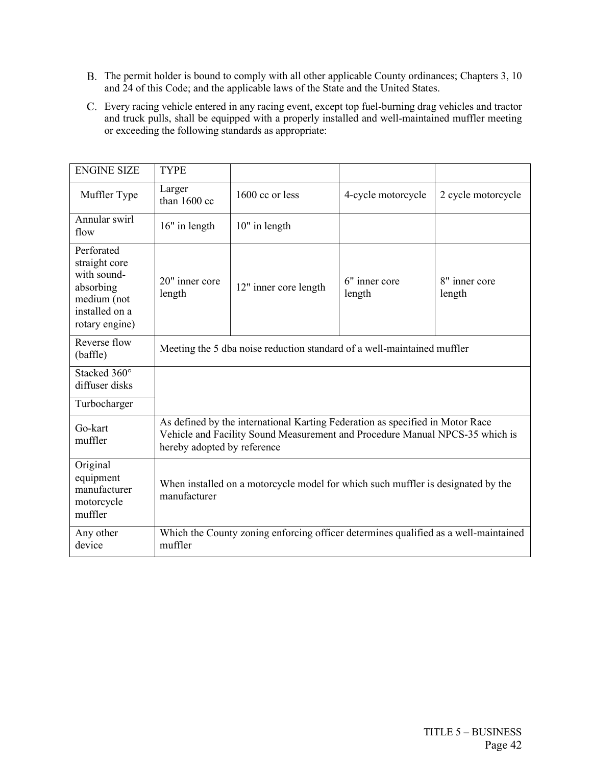B. The permit holder is bound to comply with all other applicable County ordinances; Chapters 3, 10 and 24 of this Code; and the applicable laws of the State and the United States.

C. Every racing vehicle entered in any racing event, except top fuel-burning drag vehicles and tractor and truck pulls, shall be equipped with a properly installed and well-maintained muffler meeting or exceeding the following standards as appropriate:

| ENGINE SIZE | TYPE | | | |
|---|---|---|---|---|
| Muffler Type | Larger than 1600 cc | 1600 cc or less | 4-cycle motorcycle | 2 cycle motorcycle |
| Annular swirl flow | 16" in length | 10" in length | | |
| Perforated straight core with sound-absorbing medium (not installed on a rotary engine) | 20" inner core length | 12" inner core length | 6" inner core length | 8" inner core length |
| Reverse flow (baffle) | Meeting the 5 dba noise reduction standard of a well-maintained muffler | | | |
| Stacked 360° diffuser disks | | | | |
| Turbocharger | | | | |
| Go-kart muffler | As defined by the international Karting Federation as specified in Motor Race Vehicle and Facility Sound Measurement and Procedure Manual NPCS-35 which is hereby adopted by reference | | | |
| Original equipment manufacturer motorcycle muffler | When installed on a motorcycle model for which such muffler is designated by the manufacturer | | | |
| Any other device | Which the County zoning enforcing officer determines qualified as a well-maintained muffler | | | |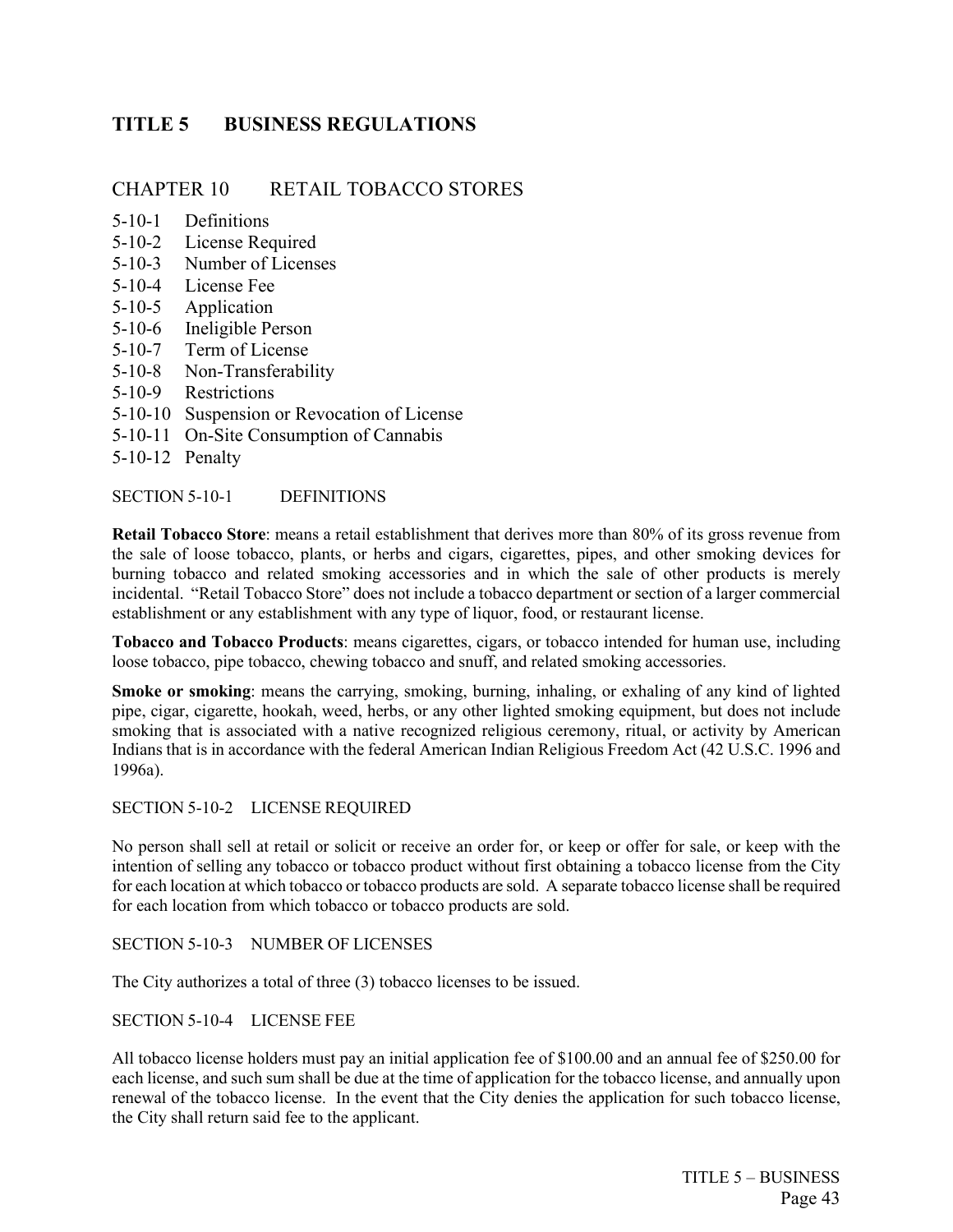# TITLE 5 BUSINESS REGULATIONS

## CHAPTER 10 RETAIL TOBACCO STORES

- 5-10-1 Definitions
- 5-10-2 License Required
- 5-10-3 Number of Licenses
- 5-10-4 License Fee
- 5-10-5 Application
- 5-10-6 Ineligible Person
- 5-10-7 Term of License
- 5-10-8 Non-Transferability
- 5-10-9 Restrictions
- 5-10-10 Suspension or Revocation of License
- 5-10-11 On-Site Consumption of Cannabis
- 5-10-12 Penalty

### SECTION 5-10-1 DEFINITIONS

**Retail Tobacco Store**: means a retail establishment that derives more than 80% of its gross revenue from the sale of loose tobacco, plants, or herbs and cigars, cigarettes, pipes, and other smoking devices for burning tobacco and related smoking accessories and in which the sale of other products is merely incidental. "Retail Tobacco Store" does not include a tobacco department or section of a larger commercial establishment or any establishment with any type of liquor, food, or restaurant license.

**Tobacco and Tobacco Products**: means cigarettes, cigars, or tobacco intended for human use, including loose tobacco, pipe tobacco, chewing tobacco and snuff, and related smoking accessories.

**Smoke or smoking**: means the carrying, smoking, burning, inhaling, or exhaling of any kind of lighted pipe, cigar, cigarette, hookah, weed, herbs, or any other lighted smoking equipment, but does not include smoking that is associated with a native recognized religious ceremony, ritual, or activity by American Indians that is in accordance with the federal American Indian Religious Freedom Act (42 U.S.C. 1996 and 1996a).

### SECTION 5-10-2 LICENSE REQUIRED

No person shall sell at retail or solicit or receive an order for, or keep or offer for sale, or keep with the intention of selling any tobacco or tobacco product without first obtaining a tobacco license from the City for each location at which tobacco or tobacco products are sold. A separate tobacco license shall be required for each location from which tobacco or tobacco products are sold.

### SECTION 5-10-3 NUMBER OF LICENSES

The City authorizes a total of three (3) tobacco licenses to be issued.

### SECTION 5-10-4 LICENSE FEE

All tobacco license holders must pay an initial application fee of $100.00 and an annual fee of $250.00 for each license, and such sum shall be due at the time of application for the tobacco license, and annually upon renewal of the tobacco license. In the event that the City denies the application for such tobacco license, the City shall return said fee to the applicant.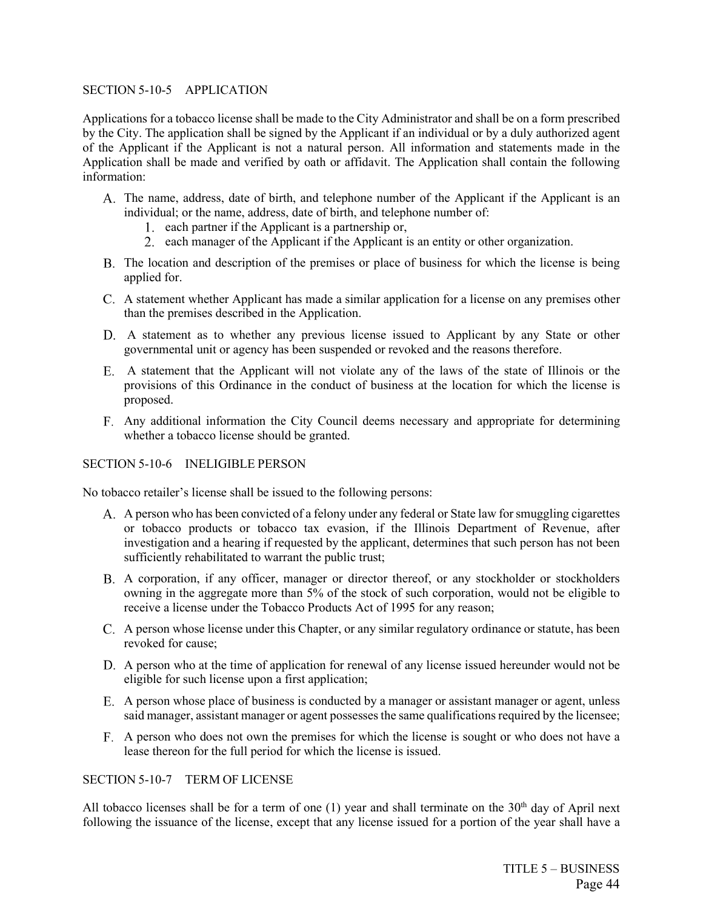## SECTION 5-10-5 APPLICATION

Applications for a tobacco license shall be made to the City Administrator and shall be on a form prescribed by the City. The application shall be signed by the Applicant if an individual or by a duly authorized agent of the Applicant if the Applicant is not a natural person. All information and statements made in the Application shall be made and verified by oath or affidavit. The Application shall contain the following information:

A. The name, address, date of birth, and telephone number of the Applicant if the Applicant is an individual; or the name, address, date of birth, and telephone number of:
   1. each partner if the Applicant is a partnership or,
   2. each manager of the Applicant if the Applicant is an entity or other organization.

B. The location and description of the premises or place of business for which the license is being applied for.

C. A statement whether Applicant has made a similar application for a license on any premises other than the premises described in the Application.

D. A statement as to whether any previous license issued to Applicant by any State or other governmental unit or agency has been suspended or revoked and the reasons therefore.

E. A statement that the Applicant will not violate any of the laws of the state of Illinois or the provisions of this Ordinance in the conduct of business at the location for which the license is proposed.

F. Any additional information the City Council deems necessary and appropriate for determining whether a tobacco license should be granted.

## SECTION 5-10-6 INELIGIBLE PERSON

No tobacco retailer's license shall be issued to the following persons:

A. A person who has been convicted of a felony under any federal or State law for smuggling cigarettes or tobacco products or tobacco tax evasion, if the Illinois Department of Revenue, after investigation and a hearing if requested by the applicant, determines that such person has not been sufficiently rehabilitated to warrant the public trust;

B. A corporation, if any officer, manager or director thereof, or any stockholder or stockholders owning in the aggregate more than 5% of the stock of such corporation, would not be eligible to receive a license under the Tobacco Products Act of 1995 for any reason;

C. A person whose license under this Chapter, or any similar regulatory ordinance or statute, has been revoked for cause;

D. A person who at the time of application for renewal of any license issued hereunder would not be eligible for such license upon a first application;

E. A person whose place of business is conducted by a manager or assistant manager or agent, unless said manager, assistant manager or agent possesses the same qualifications required by the licensee;

F. A person who does not own the premises for which the license is sought or who does not have a lease thereon for the full period for which the license is issued.

## SECTION 5-10-7 TERM OF LICENSE

All tobacco licenses shall be for a term of one (1) year and shall terminate on the 30th day of April next following the issuance of the license, except that any license issued for a portion of the year shall have a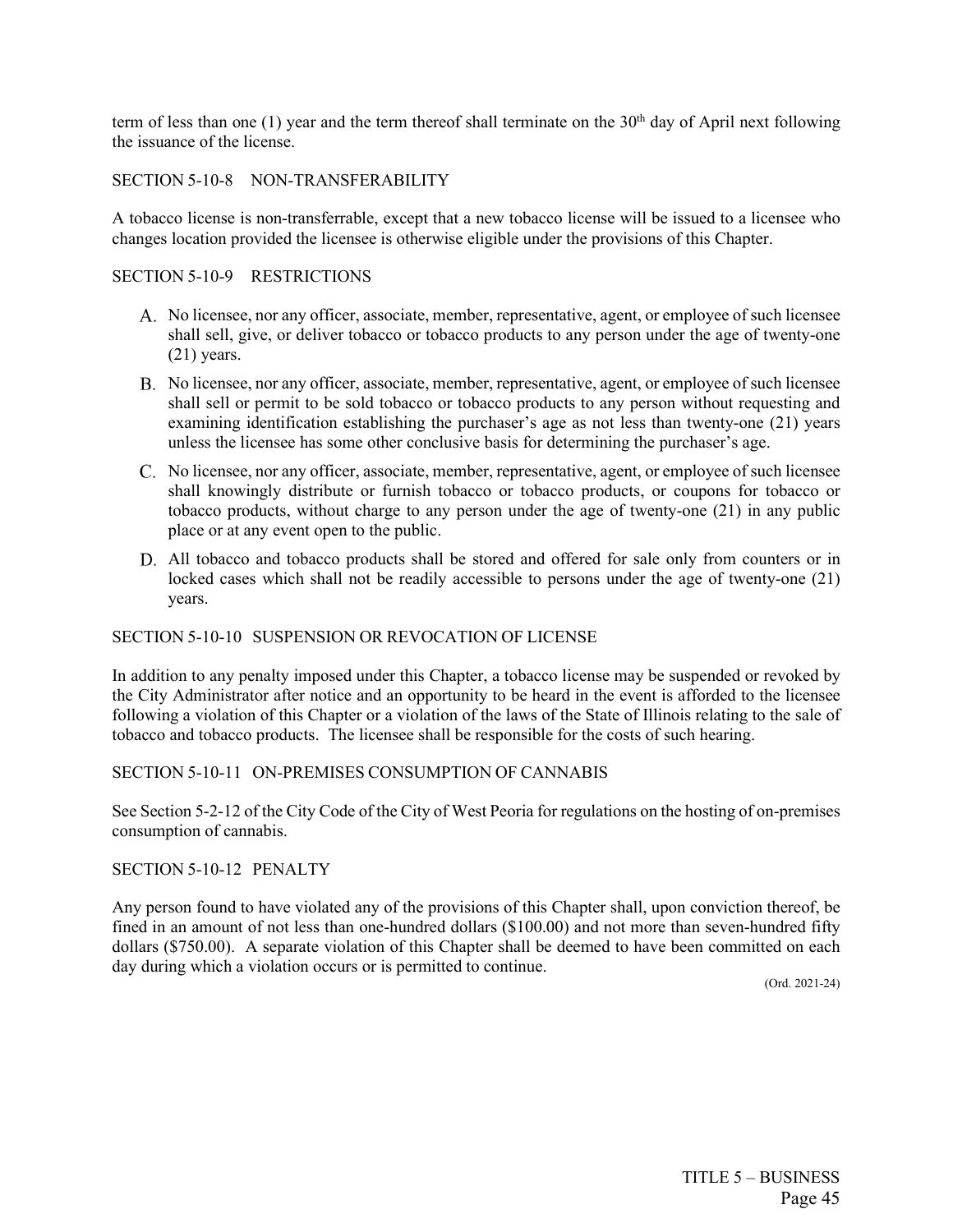term of less than one (1) year and the term thereof shall terminate on the 30th day of April next following the issuance of the license.

## SECTION 5-10-8 NON-TRANSFERABILITY

A tobacco license is non-transferrable, except that a new tobacco license will be issued to a licensee who changes location provided the licensee is otherwise eligible under the provisions of this Chapter.

## SECTION 5-10-9 RESTRICTIONS

A. No licensee, nor any officer, associate, member, representative, agent, or employee of such licensee shall sell, give, or deliver tobacco or tobacco products to any person under the age of twenty-one (21) years.

B. No licensee, nor any officer, associate, member, representative, agent, or employee of such licensee shall sell or permit to be sold tobacco or tobacco products to any person without requesting and examining identification establishing the purchaser's age as not less than twenty-one (21) years unless the licensee has some other conclusive basis for determining the purchaser's age.

C. No licensee, nor any officer, associate, member, representative, agent, or employee of such licensee shall knowingly distribute or furnish tobacco or tobacco products, or coupons for tobacco or tobacco products, without charge to any person under the age of twenty-one (21) in any public place or at any event open to the public.

D. All tobacco and tobacco products shall be stored and offered for sale only from counters or in locked cases which shall not be readily accessible to persons under the age of twenty-one (21) years.

## SECTION 5-10-10 SUSPENSION OR REVOCATION OF LICENSE

In addition to any penalty imposed under this Chapter, a tobacco license may be suspended or revoked by the City Administrator after notice and an opportunity to be heard in the event is afforded to the licensee following a violation of this Chapter or a violation of the laws of the State of Illinois relating to the sale of tobacco and tobacco products. The licensee shall be responsible for the costs of such hearing.

## SECTION 5-10-11 ON-PREMISES CONSUMPTION OF CANNABIS

See Section 5-2-12 of the City Code of the City of West Peoria for regulations on the hosting of on-premises consumption of cannabis.

## SECTION 5-10-12 PENALTY

Any person found to have violated any of the provisions of this Chapter shall, upon conviction thereof, be fined in an amount of not less than one-hundred dollars ($100.00) and not more than seven-hundred fifty dollars ($750.00). A separate violation of this Chapter shall be deemed to have been committed on each day during which a violation occurs or is permitted to continue.

(Ord. 2021-24)